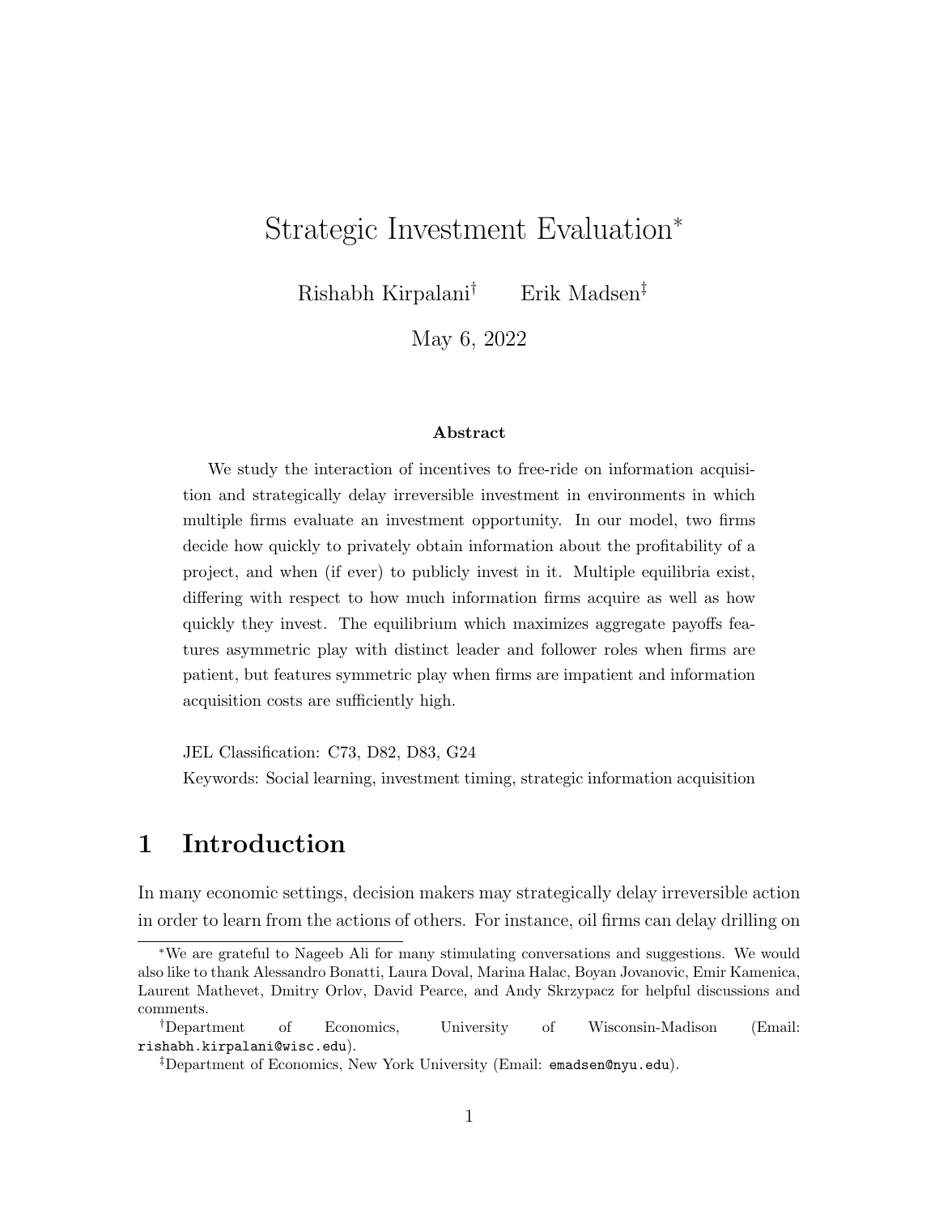# Strategic Investment Evaluation*

Rishabh Kirpalani[†] Erik Madsen[‡]

May 6, 2022

### Abstract

We study the interaction of incentives to free-ride on information acquisition and strategically delay irreversible investment in environments in which multiple firms evaluate an investment opportunity. In our model, two firms decide how quickly to privately obtain information about the profitability of a project, and when (if ever) to publicly invest in it. Multiple equilibria exist, differing with respect to how much information firms acquire as well as how quickly they invest. The equilibrium which maximizes aggregate payoffs features asymmetric play with distinct leader and follower roles when firms are patient, but features symmetric play when firms are impatient and information acquisition costs are sufficiently high.

JEL Classification: C73, D82, D83, G24

Keywords: Social learning, investment timing, strategic information acquisition

## 1 Introduction

In many economic settings, decision makers may strategically delay irreversible action in order to learn from the actions of others. For instance, oil firms can delay drilling on

*We are grateful to Nageeb Ali for many stimulating conversations and suggestions. We would also like to thank Alessandro Bonatti, Laura Doval, Marina Halac, Boyan Jovanovic, Emir Kamenica, Laurent Mathevet, Dmitry Orlov, David Pearce, and Andy Skrzypacz for helpful discussions and comments.

[†]Department of Economics, University of Wisconsin-Madison (Email: rishabh.kirpalani@wisc.edu).

[‡]Department of Economics, New York University (Email: emadsen@nyu.edu).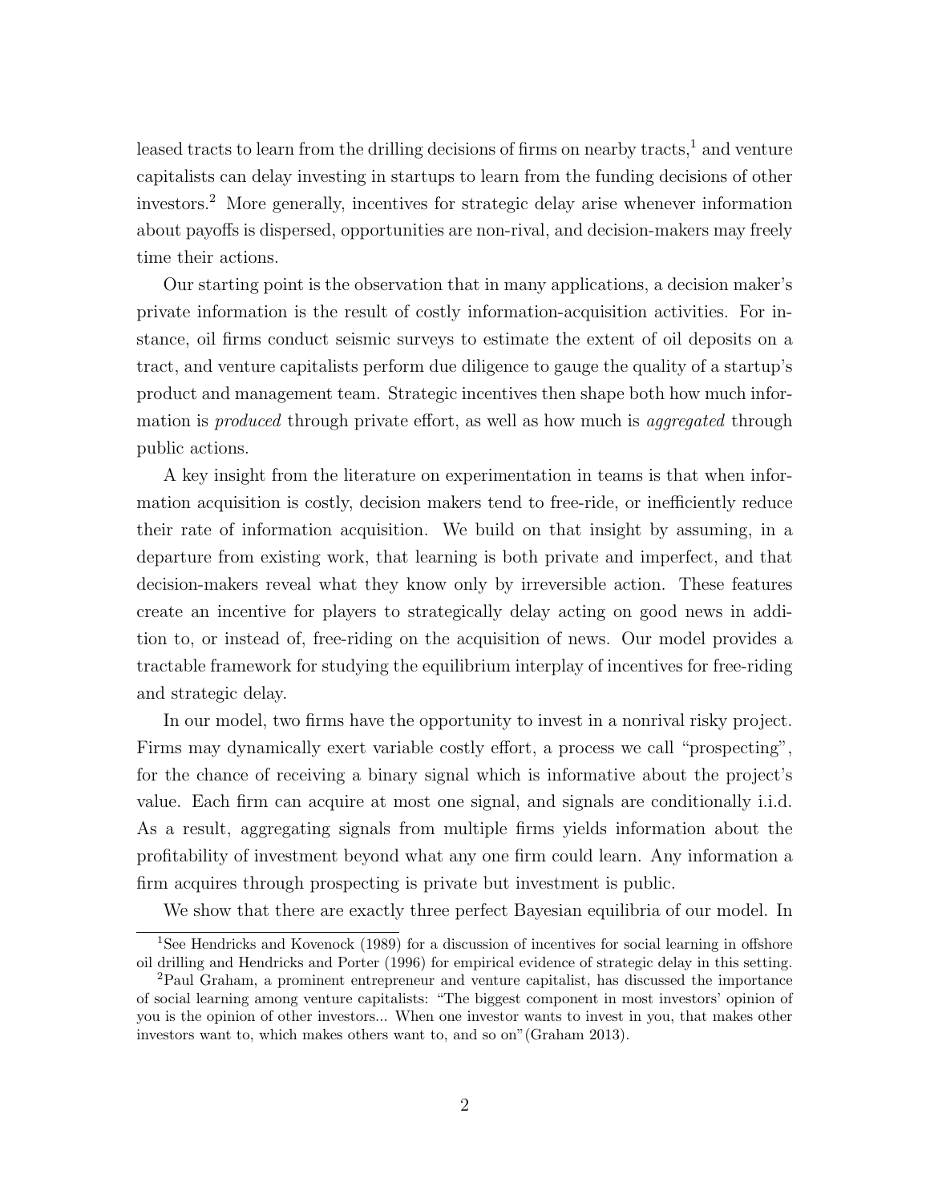leased tracts to learn from the drilling decisions of firms on nearby tracts,[1] and venture capitalists can delay investing in startups to learn from the funding decisions of other investors.[2] More generally, incentives for strategic delay arise whenever information about payoffs is dispersed, opportunities are non-rival, and decision-makers may freely time their actions.

Our starting point is the observation that in many applications, a decision maker's private information is the result of costly information-acquisition activities. For instance, oil firms conduct seismic surveys to estimate the extent of oil deposits on a tract, and venture capitalists perform due diligence to gauge the quality of a startup's product and management team. Strategic incentives then shape both how much information is *produced* through private effort, as well as how much is *aggregated* through public actions.

A key insight from the literature on experimentation in teams is that when information acquisition is costly, decision makers tend to free-ride, or inefficiently reduce their rate of information acquisition. We build on that insight by assuming, in a departure from existing work, that learning is both private and imperfect, and that decision-makers reveal what they know only by irreversible action. These features create an incentive for players to strategically delay acting on good news in addition to, or instead of, free-riding on the acquisition of news. Our model provides a tractable framework for studying the equilibrium interplay of incentives for free-riding and strategic delay.

In our model, two firms have the opportunity to invest in a nonrival risky project. Firms may dynamically exert variable costly effort, a process we call "prospecting", for the chance of receiving a binary signal which is informative about the project's value. Each firm can acquire at most one signal, and signals are conditionally i.i.d. As a result, aggregating signals from multiple firms yields information about the profitability of investment beyond what any one firm could learn. Any information a firm acquires through prospecting is private but investment is public.

We show that there are exactly three perfect Bayesian equilibria of our model. In

[1] See Hendricks and Kovenock (1989) for a discussion of incentives for social learning in offshore oil drilling and Hendricks and Porter (1996) for empirical evidence of strategic delay in this setting.

[2] Paul Graham, a prominent entrepreneur and venture capitalist, has discussed the importance of social learning among venture capitalists: "The biggest component in most investors' opinion of you is the opinion of other investors... When one investor wants to invest in you, that makes other investors want to, which makes others want to, and so on"(Graham 2013).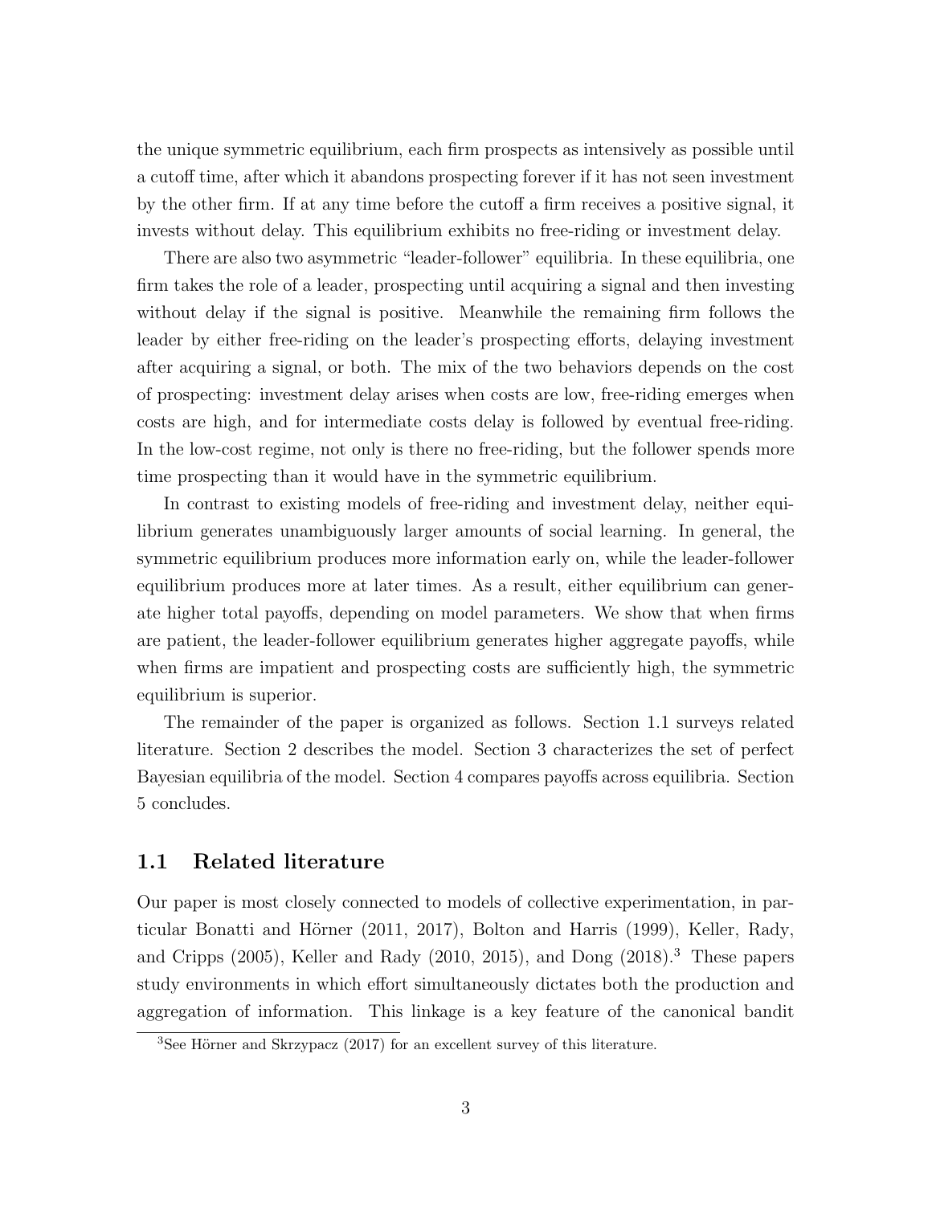the unique symmetric equilibrium, each firm prospects as intensively as possible until a cutoff time, after which it abandons prospecting forever if it has not seen investment by the other firm. If at any time before the cutoff a firm receives a positive signal, it invests without delay. This equilibrium exhibits no free-riding or investment delay.

There are also two asymmetric "leader-follower" equilibria. In these equilibria, one firm takes the role of a leader, prospecting until acquiring a signal and then investing without delay if the signal is positive. Meanwhile the remaining firm follows the leader by either free-riding on the leader's prospecting efforts, delaying investment after acquiring a signal, or both. The mix of the two behaviors depends on the cost of prospecting: investment delay arises when costs are low, free-riding emerges when costs are high, and for intermediate costs delay is followed by eventual free-riding. In the low-cost regime, not only is there no free-riding, but the follower spends more time prospecting than it would have in the symmetric equilibrium.

In contrast to existing models of free-riding and investment delay, neither equilibrium generates unambiguously larger amounts of social learning. In general, the symmetric equilibrium produces more information early on, while the leader-follower equilibrium produces more at later times. As a result, either equilibrium can generate higher total payoffs, depending on model parameters. We show that when firms are patient, the leader-follower equilibrium generates higher aggregate payoffs, while when firms are impatient and prospecting costs are sufficiently high, the symmetric equilibrium is superior.

The remainder of the paper is organized as follows. Section 1.1 surveys related literature. Section 2 describes the model. Section 3 characterizes the set of perfect Bayesian equilibria of the model. Section 4 compares payoffs across equilibria. Section 5 concludes.

## 1.1 Related literature

Our paper is most closely connected to models of collective experimentation, in particular Bonatti and Hörner (2011, 2017), Bolton and Harris (1999), Keller, Rady, and Cripps (2005), Keller and Rady (2010, 2015), and Dong (2018).[3] These papers study environments in which effort simultaneously dictates both the production and aggregation of information. This linkage is a key feature of the canonical bandit

[3] See Hörner and Skrzypacz (2017) for an excellent survey of this literature.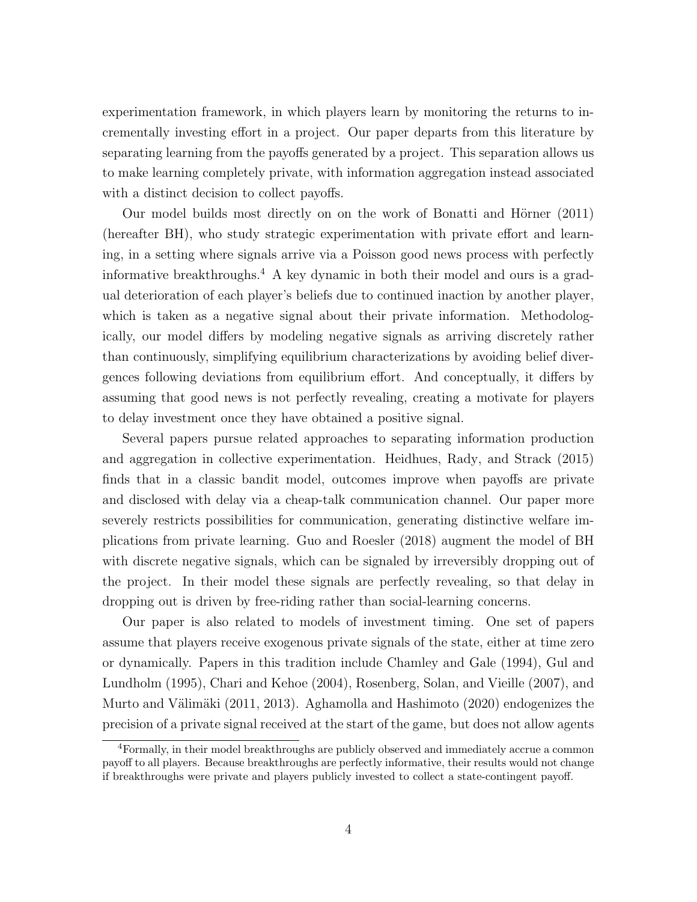experimentation framework, in which players learn by monitoring the returns to incrementally investing effort in a project. Our paper departs from this literature by separating learning from the payoffs generated by a project. This separation allows us to make learning completely private, with information aggregation instead associated with a distinct decision to collect payoffs.

Our model builds most directly on on the work of Bonatti and Hörner (2011) (hereafter BH), who study strategic experimentation with private effort and learning, in a setting where signals arrive via a Poisson good news process with perfectly informative breakthroughs.[4] A key dynamic in both their model and ours is a gradual deterioration of each player's beliefs due to continued inaction by another player, which is taken as a negative signal about their private information. Methodologically, our model differs by modeling negative signals as arriving discretely rather than continuously, simplifying equilibrium characterizations by avoiding belief divergences following deviations from equilibrium effort. And conceptually, it differs by assuming that good news is not perfectly revealing, creating a motivate for players to delay investment once they have obtained a positive signal.

Several papers pursue related approaches to separating information production and aggregation in collective experimentation. Heidhues, Rady, and Strack (2015) finds that in a classic bandit model, outcomes improve when payoffs are private and disclosed with delay via a cheap-talk communication channel. Our paper more severely restricts possibilities for communication, generating distinctive welfare implications from private learning. Guo and Roesler (2018) augment the model of BH with discrete negative signals, which can be signaled by irreversibly dropping out of the project. In their model these signals are perfectly revealing, so that delay in dropping out is driven by free-riding rather than social-learning concerns.

Our paper is also related to models of investment timing. One set of papers assume that players receive exogenous private signals of the state, either at time zero or dynamically. Papers in this tradition include Chamley and Gale (1994), Gul and Lundholm (1995), Chari and Kehoe (2004), Rosenberg, Solan, and Vieille (2007), and Murto and Välimäki (2011, 2013). Aghamolla and Hashimoto (2020) endogenizes the precision of a private signal received at the start of the game, but does not allow agents

[4] Formally, in their model breakthroughs are publicly observed and immediately accrue a common payoff to all players. Because breakthroughs are perfectly informative, their results would not change if breakthroughs were private and players publicly invested to collect a state-contingent payoff.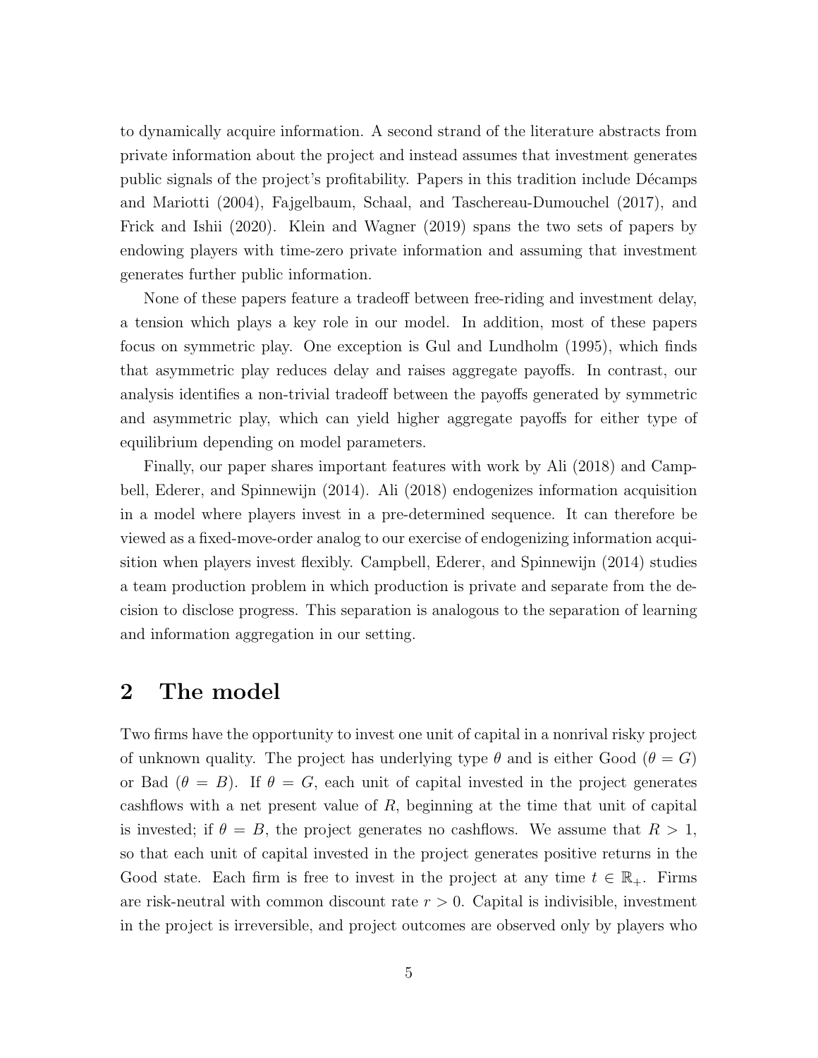to dynamically acquire information. A second strand of the literature abstracts from private information about the project and instead assumes that investment generates public signals of the project's profitability. Papers in this tradition include Décamps and Mariotti (2004), Fajgelbaum, Schaal, and Taschereau-Dumouchel (2017), and Frick and Ishii (2020). Klein and Wagner (2019) spans the two sets of papers by endowing players with time-zero private information and assuming that investment generates further public information.

None of these papers feature a tradeoff between free-riding and investment delay, a tension which plays a key role in our model. In addition, most of these papers focus on symmetric play. One exception is Gul and Lundholm (1995), which finds that asymmetric play reduces delay and raises aggregate payoffs. In contrast, our analysis identifies a non-trivial tradeoff between the payoffs generated by symmetric and asymmetric play, which can yield higher aggregate payoffs for either type of equilibrium depending on model parameters.

Finally, our paper shares important features with work by Ali (2018) and Campbell, Ederer, and Spinnewijn (2014). Ali (2018) endogenizes information acquisition in a model where players invest in a pre-determined sequence. It can therefore be viewed as a fixed-move-order analog to our exercise of endogenizing information acquisition when players invest flexibly. Campbell, Ederer, and Spinnewijn (2014) studies a team production problem in which production is private and separate from the decision to disclose progress. This separation is analogous to the separation of learning and information aggregation in our setting.

# 2 The model

Two firms have the opportunity to invest one unit of capital in a nonrival risky project of unknown quality. The project has underlying type $\theta$ and is either Good ($\theta = G$) or Bad ($\theta = B$). If $\theta = G$, each unit of capital invested in the project generates cashflows with a net present value of $R$, beginning at the time that unit of capital is invested; if $\theta = B$, the project generates no cashflows. We assume that $R > 1$, so that each unit of capital invested in the project generates positive returns in the Good state. Each firm is free to invest in the project at any time $t \in \mathbb{R}_+$. Firms are risk-neutral with common discount rate $r > 0$. Capital is indivisible, investment in the project is irreversible, and project outcomes are observed only by players who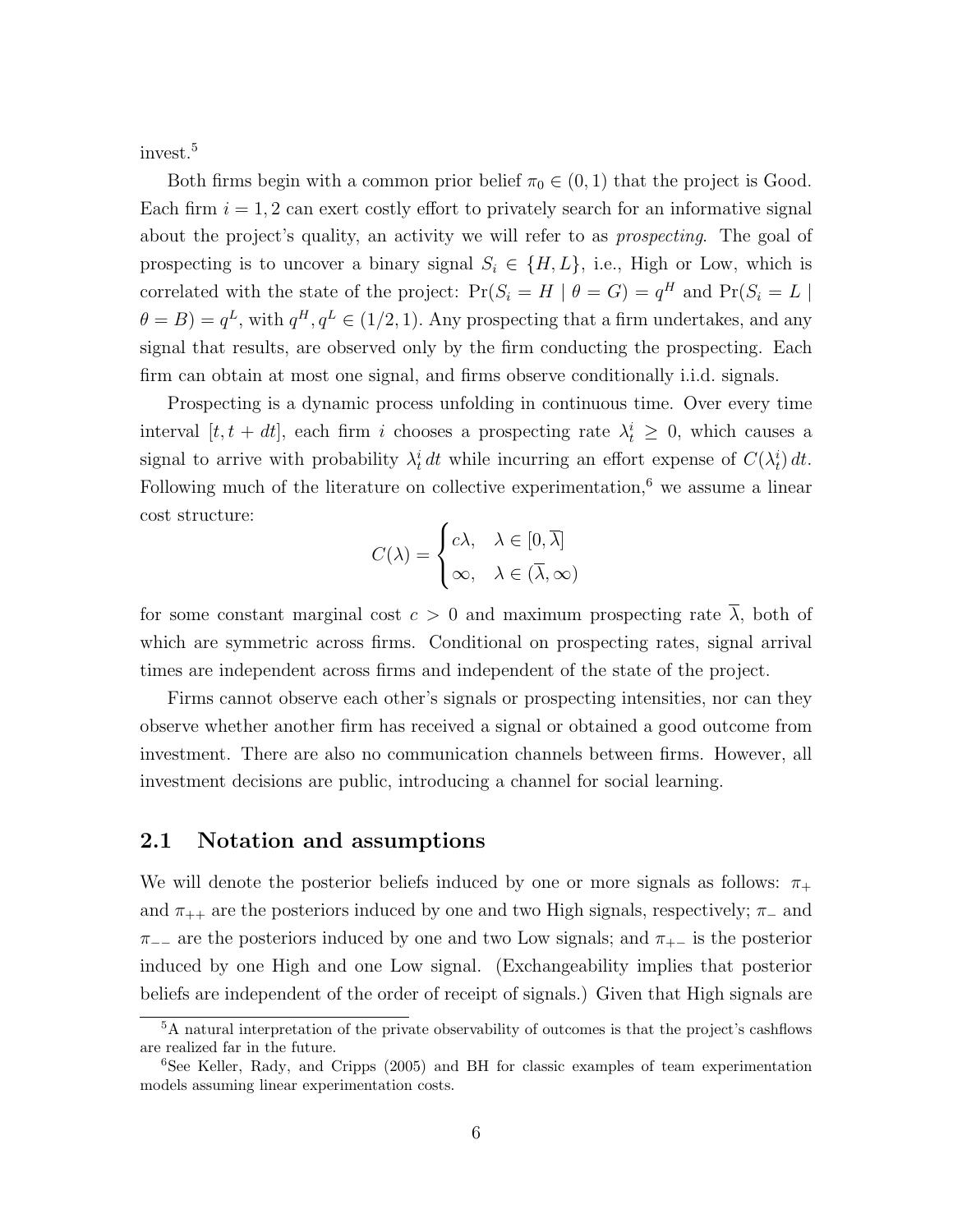invest.[5]

Both firms begin with a common prior belief $\pi_0 \in (0,1)$ that the project is Good. Each firm $i = 1, 2$ can exert costly effort to privately search for an informative signal about the project's quality, an activity we will refer to as *prospecting*. The goal of prospecting is to uncover a binary signal $S_i \in \{H, L\}$, i.e., High or Low, which is correlated with the state of the project: $\Pr(S_i = H \mid \theta = G) = q^H$ and $\Pr(S_i = L \mid \theta = B) = q^L$, with $q^H, q^L \in (1/2, 1)$. Any prospecting that a firm undertakes, and any signal that results, are observed only by the firm conducting the prospecting. Each firm can obtain at most one signal, and firms observe conditionally i.i.d. signals.

Prospecting is a dynamic process unfolding in continuous time. Over every time interval $[t, t + dt]$, each firm $i$ chooses a prospecting rate $\lambda_t^i \geq 0$, which causes a signal to arrive with probability $\lambda_t^i \, dt$ while incurring an effort expense of $C(\lambda_t^i) \, dt$. Following much of the literature on collective experimentation,[6] we assume a linear cost structure:

$$C(\lambda) = \begin{cases} c\lambda, & \lambda \in [0, \overline{\lambda}] \\ \infty, & \lambda \in (\overline{\lambda}, \infty) \end{cases}$$

for some constant marginal cost $c > 0$ and maximum prospecting rate $\overline{\lambda}$, both of which are symmetric across firms. Conditional on prospecting rates, signal arrival times are independent across firms and independent of the state of the project.

Firms cannot observe each other's signals or prospecting intensities, nor can they observe whether another firm has received a signal or obtained a good outcome from investment. There are also no communication channels between firms. However, all investment decisions are public, introducing a channel for social learning.

## 2.1 Notation and assumptions

We will denote the posterior beliefs induced by one or more signals as follows: $\pi_+$ and $\pi_{++}$ are the posteriors induced by one and two High signals, respectively; $\pi_-$ and $\pi_{--}$ are the posteriors induced by one and two Low signals; and $\pi_{+-}$ is the posterior induced by one High and one Low signal. (Exchangeability implies that posterior beliefs are independent of the order of receipt of signals.) Given that High signals are

[5] A natural interpretation of the private observability of outcomes is that the project's cashflows are realized far in the future.

[6] See Keller, Rady, and Cripps (2005) and BH for classic examples of team experimentation models assuming linear experimentation costs.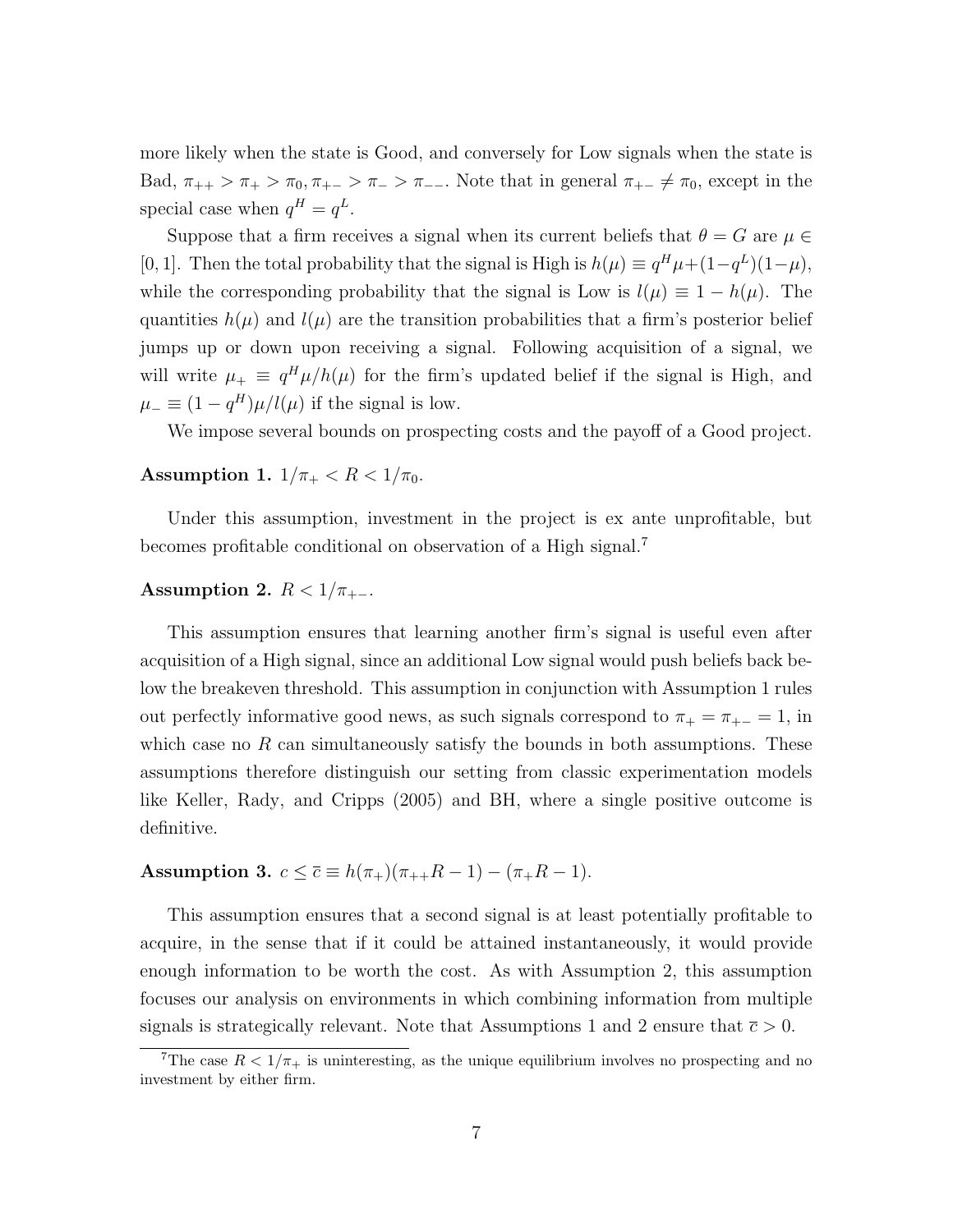more likely when the state is Good, and conversely for Low signals when the state is Bad, $\pi_{++} > \pi_+ > \pi_0, \pi_{+-} > \pi_- > \pi_{--}$. Note that in general $\pi_{+-} \neq \pi_0$, except in the special case when $q^H = q^L$.

Suppose that a firm receives a signal when its current beliefs that $\theta = G$ are $\mu \in [0, 1]$. Then the total probability that the signal is High is $h(\mu) \equiv q^H \mu + (1 - q^L)(1 - \mu)$, while the corresponding probability that the signal is Low is $l(\mu) \equiv 1 - h(\mu)$. The quantities $h(\mu)$ and $l(\mu)$ are the transition probabilities that a firm's posterior belief jumps up or down upon receiving a signal. Following acquisition of a signal, we will write $\mu_+ \equiv q^H \mu / h(\mu)$ for the firm's updated belief if the signal is High, and $\mu_- \equiv (1 - q^H)\mu / l(\mu)$ if the signal is low.

We impose several bounds on prospecting costs and the payoff of a Good project.

**Assumption 1.** $1/\pi_+ < R < 1/\pi_0$.

Under this assumption, investment in the project is ex ante unprofitable, but becomes profitable conditional on observation of a High signal.[7]

**Assumption 2.** $R < 1/\pi_{+-}$.

This assumption ensures that learning another firm's signal is useful even after acquisition of a High signal, since an additional Low signal would push beliefs back below the breakeven threshold. This assumption in conjunction with Assumption 1 rules out perfectly informative good news, as such signals correspond to $\pi_+ = \pi_{+-} = 1$, in which case no $R$ can simultaneously satisfy the bounds in both assumptions. These assumptions therefore distinguish our setting from classic experimentation models like Keller, Rady, and Cripps (2005) and BH, where a single positive outcome is definitive.

**Assumption 3.** $c \leq \bar{c} \equiv h(\pi_+)(\pi_{++}R - 1) - (\pi_+ R - 1)$.

This assumption ensures that a second signal is at least potentially profitable to acquire, in the sense that if it could be attained instantaneously, it would provide enough information to be worth the cost. As with Assumption 2, this assumption focuses our analysis on environments in which combining information from multiple signals is strategically relevant. Note that Assumptions 1 and 2 ensure that $\bar{c} > 0$.

[7] The case $R < 1/\pi_+$ is uninteresting, as the unique equilibrium involves no prospecting and no investment by either firm.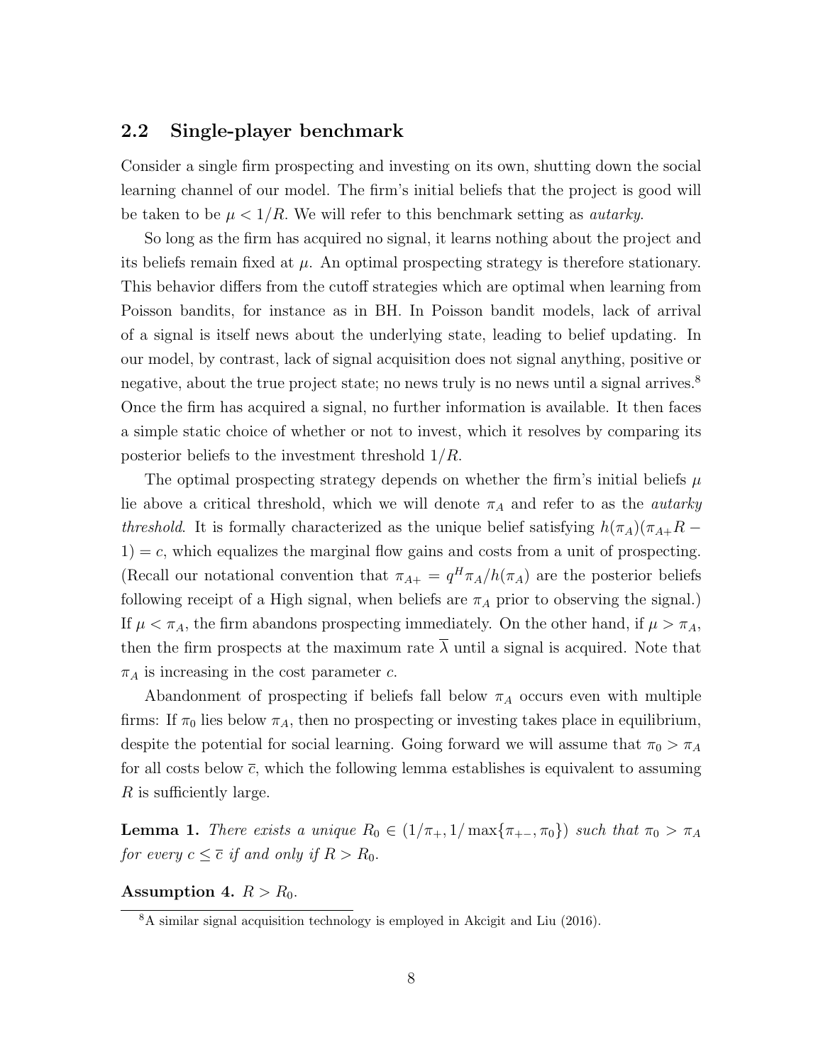## 2.2 Single-player benchmark

Consider a single firm prospecting and investing on its own, shutting down the social learning channel of our model. The firm's initial beliefs that the project is good will be taken to be $\mu < 1/R$. We will refer to this benchmark setting as *autarky*.

So long as the firm has acquired no signal, it learns nothing about the project and its beliefs remain fixed at $\mu$. An optimal prospecting strategy is therefore stationary. This behavior differs from the cutoff strategies which are optimal when learning from Poisson bandits, for instance as in BH. In Poisson bandit models, lack of arrival of a signal is itself news about the underlying state, leading to belief updating. In our model, by contrast, lack of signal acquisition does not signal anything, positive or negative, about the true project state; no news truly is no news until a signal arrives.[8] Once the firm has acquired a signal, no further information is available. It then faces a simple static choice of whether or not to invest, which it resolves by comparing its posterior beliefs to the investment threshold $1/R$.

The optimal prospecting strategy depends on whether the firm's initial beliefs $\mu$ lie above a critical threshold, which we will denote $\pi_A$ and refer to as the *autarky threshold*. It is formally characterized as the unique belief satisfying $h(\pi_A)(\pi_{A+}R - 1) = c$, which equalizes the marginal flow gains and costs from a unit of prospecting. (Recall our notational convention that $\pi_{A+} = q^H \pi_A / h(\pi_A)$ are the posterior beliefs following receipt of a High signal, when beliefs are $\pi_A$ prior to observing the signal.) If $\mu < \pi_A$, the firm abandons prospecting immediately. On the other hand, if $\mu > \pi_A$, then the firm prospects at the maximum rate $\overline{\lambda}$ until a signal is acquired. Note that $\pi_A$ is increasing in the cost parameter $c$.

Abandonment of prospecting if beliefs fall below $\pi_A$ occurs even with multiple firms: If $\pi_0$ lies below $\pi_A$, then no prospecting or investing takes place in equilibrium, despite the potential for social learning. Going forward we will assume that $\pi_0 > \pi_A$ for all costs below $\overline{c}$, which the following lemma establishes is equivalent to assuming $R$ is sufficiently large.

**Lemma 1.** *There exists a unique $R_0 \in (1/\pi_+, 1/\max\{\pi_{+-}, \pi_0\})$ such that $\pi_0 > \pi_A$ for every $c \leq \overline{c}$ if and only if $R > R_0$.*

**Assumption 4.** $R > R_0$.

[8] A similar signal acquisition technology is employed in Akcigit and Liu (2016).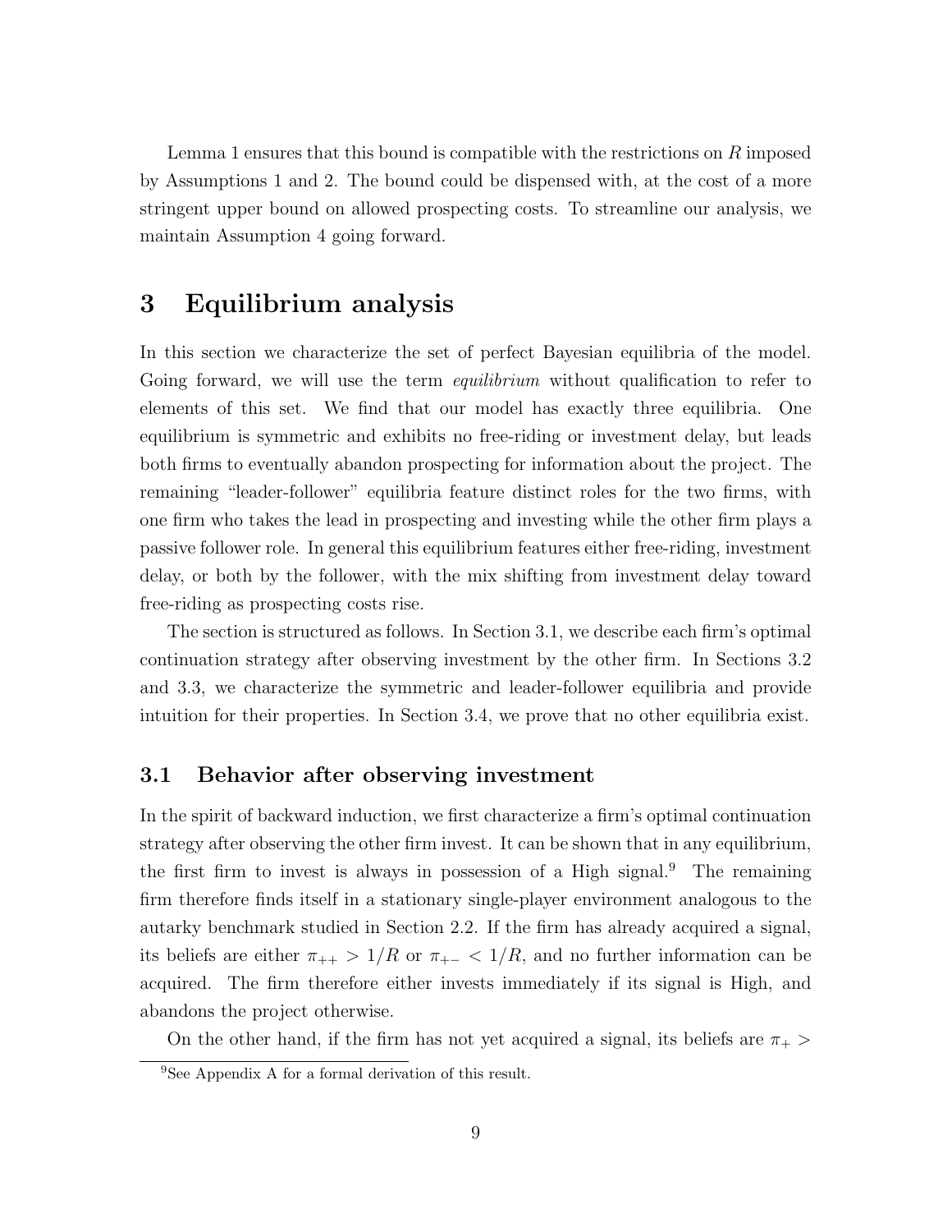Lemma 1 ensures that this bound is compatible with the restrictions on $R$ imposed by Assumptions 1 and 2. The bound could be dispensed with, at the cost of a more stringent upper bound on allowed prospecting costs. To streamline our analysis, we maintain Assumption 4 going forward.

# 3 Equilibrium analysis

In this section we characterize the set of perfect Bayesian equilibria of the model. Going forward, we will use the term *equilibrium* without qualification to refer to elements of this set. We find that our model has exactly three equilibria. One equilibrium is symmetric and exhibits no free-riding or investment delay, but leads both firms to eventually abandon prospecting for information about the project. The remaining "leader-follower" equilibria feature distinct roles for the two firms, with one firm who takes the lead in prospecting and investing while the other firm plays a passive follower role. In general this equilibrium features either free-riding, investment delay, or both by the follower, with the mix shifting from investment delay toward free-riding as prospecting costs rise.

The section is structured as follows. In Section 3.1, we describe each firm's optimal continuation strategy after observing investment by the other firm. In Sections 3.2 and 3.3, we characterize the symmetric and leader-follower equilibria and provide intuition for their properties. In Section 3.4, we prove that no other equilibria exist.

## 3.1 Behavior after observing investment

In the spirit of backward induction, we first characterize a firm's optimal continuation strategy after observing the other firm invest. It can be shown that in any equilibrium, the first firm to invest is always in possession of a High signal.[9] The remaining firm therefore finds itself in a stationary single-player environment analogous to the autarky benchmark studied in Section 2.2. If the firm has already acquired a signal, its beliefs are either $\pi_{++} > 1/R$ or $\pi_{+-} < 1/R$, and no further information can be acquired. The firm therefore either invests immediately if its signal is High, and abandons the project otherwise.

On the other hand, if the firm has not yet acquired a signal, its beliefs are $\pi_+ >$

[9]See Appendix A for a formal derivation of this result.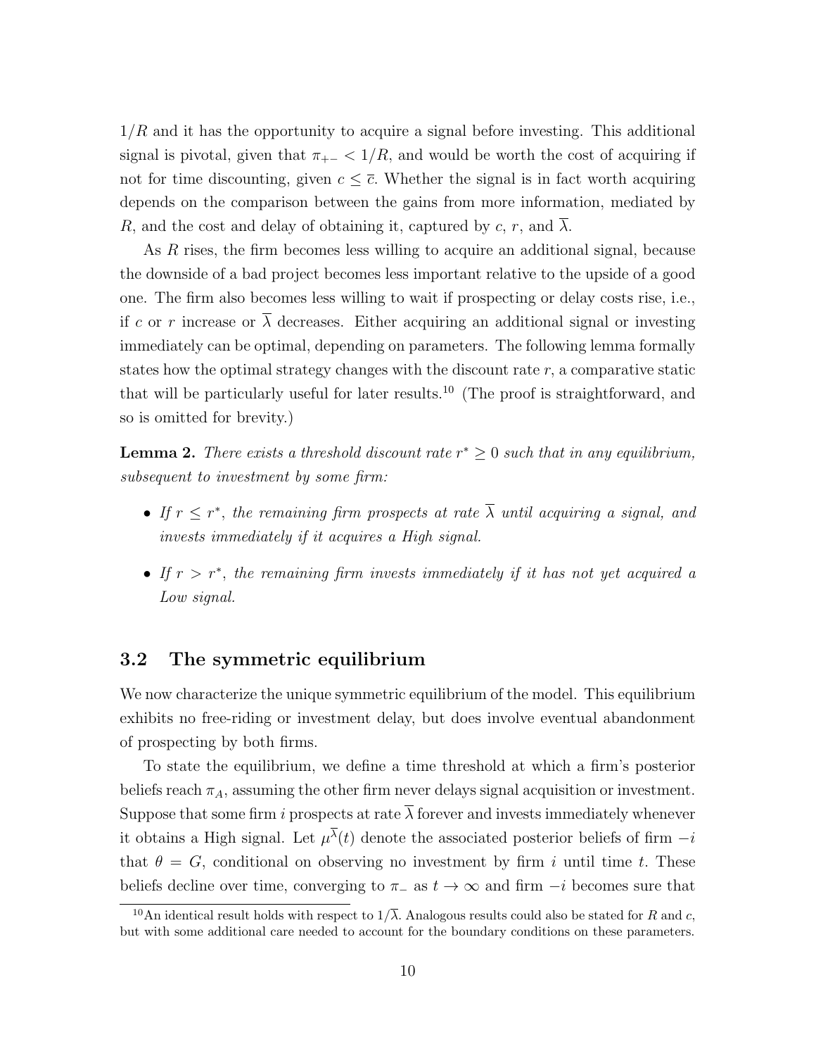$1/R$ and it has the opportunity to acquire a signal before investing. This additional signal is pivotal, given that $\pi_{+-} < 1/R$, and would be worth the cost of acquiring if not for time discounting, given $c \leq \bar{c}$. Whether the signal is in fact worth acquiring depends on the comparison between the gains from more information, mediated by $R$, and the cost and delay of obtaining it, captured by $c$, $r$, and $\overline{\lambda}$.

As $R$ rises, the firm becomes less willing to acquire an additional signal, because the downside of a bad project becomes less important relative to the upside of a good one. The firm also becomes less willing to wait if prospecting or delay costs rise, i.e., if $c$ or $r$ increase or $\overline{\lambda}$ decreases. Either acquiring an additional signal or investing immediately can be optimal, depending on parameters. The following lemma formally states how the optimal strategy changes with the discount rate $r$, a comparative static that will be particularly useful for later results.[10] (The proof is straightforward, and so is omitted for brevity.)

**Lemma 2.** *There exists a threshold discount rate $r^* \geq 0$ such that in any equilibrium, subsequent to investment by some firm:*

- *If $r \leq r^*$, the remaining firm prospects at rate $\overline{\lambda}$ until acquiring a signal, and invests immediately if it acquires a High signal.*
- *If $r > r^*$, the remaining firm invests immediately if it has not yet acquired a Low signal.*

## 3.2 The symmetric equilibrium

We now characterize the unique symmetric equilibrium of the model. This equilibrium exhibits no free-riding or investment delay, but does involve eventual abandonment of prospecting by both firms.

To state the equilibrium, we define a time threshold at which a firm's posterior beliefs reach $\pi_A$, assuming the other firm never delays signal acquisition or investment. Suppose that some firm $i$ prospects at rate $\overline{\lambda}$ forever and invests immediately whenever it obtains a High signal. Let $\mu^{\overline{\lambda}}(t)$ denote the associated posterior beliefs of firm $-i$ that $\theta = G$, conditional on observing no investment by firm $i$ until time $t$. These beliefs decline over time, converging to $\pi_-$ as $t \to \infty$ and firm $-i$ becomes sure that

[10] An identical result holds with respect to $1/\overline{\lambda}$. Analogous results could also be stated for $R$ and $c$, but with some additional care needed to account for the boundary conditions on these parameters.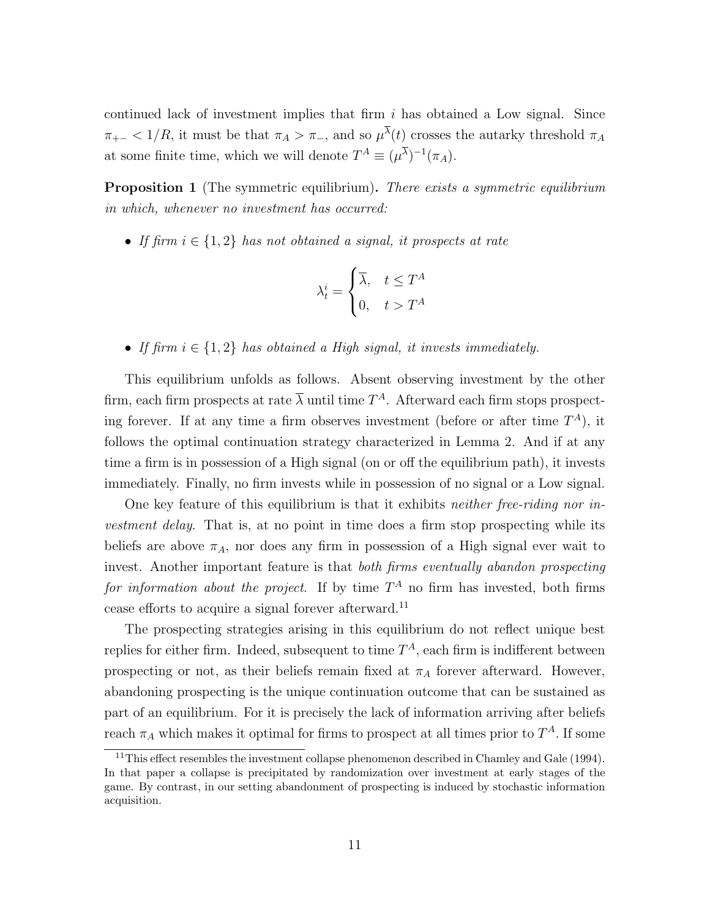continued lack of investment implies that firm $i$ has obtained a Low signal. Since $\pi_{+-} < 1/R$, it must be that $\pi_A > \pi_-$, and so $\mu^{\overline{\lambda}}(t)$ crosses the autarky threshold $\pi_A$ at some finite time, which we will denote $T^A \equiv (\mu^{\overline{\lambda}})^{-1}(\pi_A)$.

**Proposition 1** (The symmetric equilibrium)**.** *There exists a symmetric equilibrium in which, whenever no investment has occurred:*

- *If firm $i \in \{1, 2\}$ has not obtained a signal, it prospects at rate*

$$
\lambda_t^i = \begin{cases} \overline{\lambda}, & t \leq T^A \\ 0, & t > T^A \end{cases}
$$

- *If firm $i \in \{1, 2\}$ has obtained a High signal, it invests immediately.*

This equilibrium unfolds as follows. Absent observing investment by the other firm, each firm prospects at rate $\overline{\lambda}$ until time $T^A$. Afterward each firm stops prospecting forever. If at any time a firm observes investment (before or after time $T^A$), it follows the optimal continuation strategy characterized in Lemma 2. And if at any time a firm is in possession of a High signal (on or off the equilibrium path), it invests immediately. Finally, no firm invests while in possession of no signal or a Low signal.

One key feature of this equilibrium is that it exhibits *neither free-riding nor investment delay*. That is, at no point in time does a firm stop prospecting while its beliefs are above $\pi_A$, nor does any firm in possession of a High signal ever wait to invest. Another important feature is that *both firms eventually abandon prospecting for information about the project*. If by time $T^A$ no firm has invested, both firms cease efforts to acquire a signal forever afterward.[11]

The prospecting strategies arising in this equilibrium do not reflect unique best replies for either firm. Indeed, subsequent to time $T^A$, each firm is indifferent between prospecting or not, as their beliefs remain fixed at $\pi_A$ forever afterward. However, abandoning prospecting is the unique continuation outcome that can be sustained as part of an equilibrium. For it is precisely the lack of information arriving after beliefs reach $\pi_A$ which makes it optimal for firms to prospect at all times prior to $T^A$. If some

[11] This effect resembles the investment collapse phenomenon described in Chamley and Gale (1994). In that paper a collapse is precipitated by randomization over investment at early stages of the game. By contrast, in our setting abandonment of prospecting is induced by stochastic information acquisition.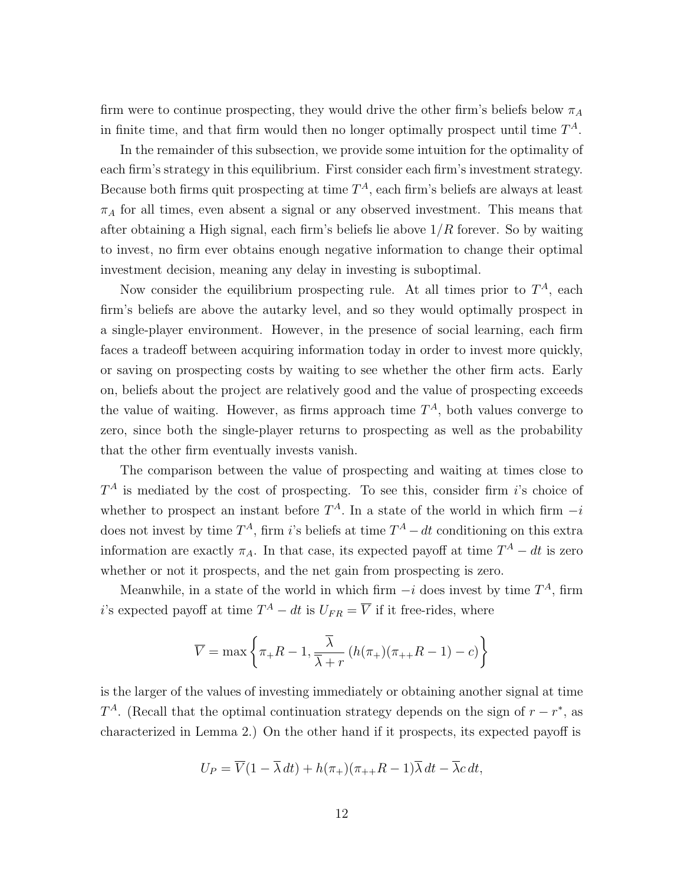firm were to continue prospecting, they would drive the other firm's beliefs below $\pi_A$ in finite time, and that firm would then no longer optimally prospect until time $T^A$.

In the remainder of this subsection, we provide some intuition for the optimality of each firm's strategy in this equilibrium. First consider each firm's investment strategy. Because both firms quit prospecting at time $T^A$, each firm's beliefs are always at least $\pi_A$ for all times, even absent a signal or any observed investment. This means that after obtaining a High signal, each firm's beliefs lie above $1/R$ forever. So by waiting to invest, no firm ever obtains enough negative information to change their optimal investment decision, meaning any delay in investing is suboptimal.

Now consider the equilibrium prospecting rule. At all times prior to $T^A$, each firm's beliefs are above the autarky level, and so they would optimally prospect in a single-player environment. However, in the presence of social learning, each firm faces a tradeoff between acquiring information today in order to invest more quickly, or saving on prospecting costs by waiting to see whether the other firm acts. Early on, beliefs about the project are relatively good and the value of prospecting exceeds the value of waiting. However, as firms approach time $T^A$, both values converge to zero, since both the single-player returns to prospecting as well as the probability that the other firm eventually invests vanish.

The comparison between the value of prospecting and waiting at times close to $T^A$ is mediated by the cost of prospecting. To see this, consider firm $i$'s choice of whether to prospect an instant before $T^A$. In a state of the world in which firm $-i$ does not invest by time $T^A$, firm $i$'s beliefs at time $T^A - dt$ conditioning on this extra information are exactly $\pi_A$. In that case, its expected payoff at time $T^A - dt$ is zero whether or not it prospects, and the net gain from prospecting is zero.

Meanwhile, in a state of the world in which firm $-i$ does invest by time $T^A$, firm $i$'s expected payoff at time $T^A - dt$ is $U_{FR} = \overline{V}$ if it free-rides, where

$$\overline{V} = \max\left\{\pi_+ R - 1, \frac{\overline{\lambda}}{\overline{\lambda} + r}\left(h(\pi_+)(\pi_{++}R - 1) - c\right)\right\}$$

is the larger of the values of investing immediately or obtaining another signal at time $T^A$. (Recall that the optimal continuation strategy depends on the sign of $r - r^*$, as characterized in Lemma 2.) On the other hand if it prospects, its expected payoff is

$$U_P = \overline{V}(1 - \overline{\lambda}\, dt) + h(\pi_+)(\pi_{++}R - 1)\overline{\lambda}\, dt - \overline{\lambda} c\, dt,$$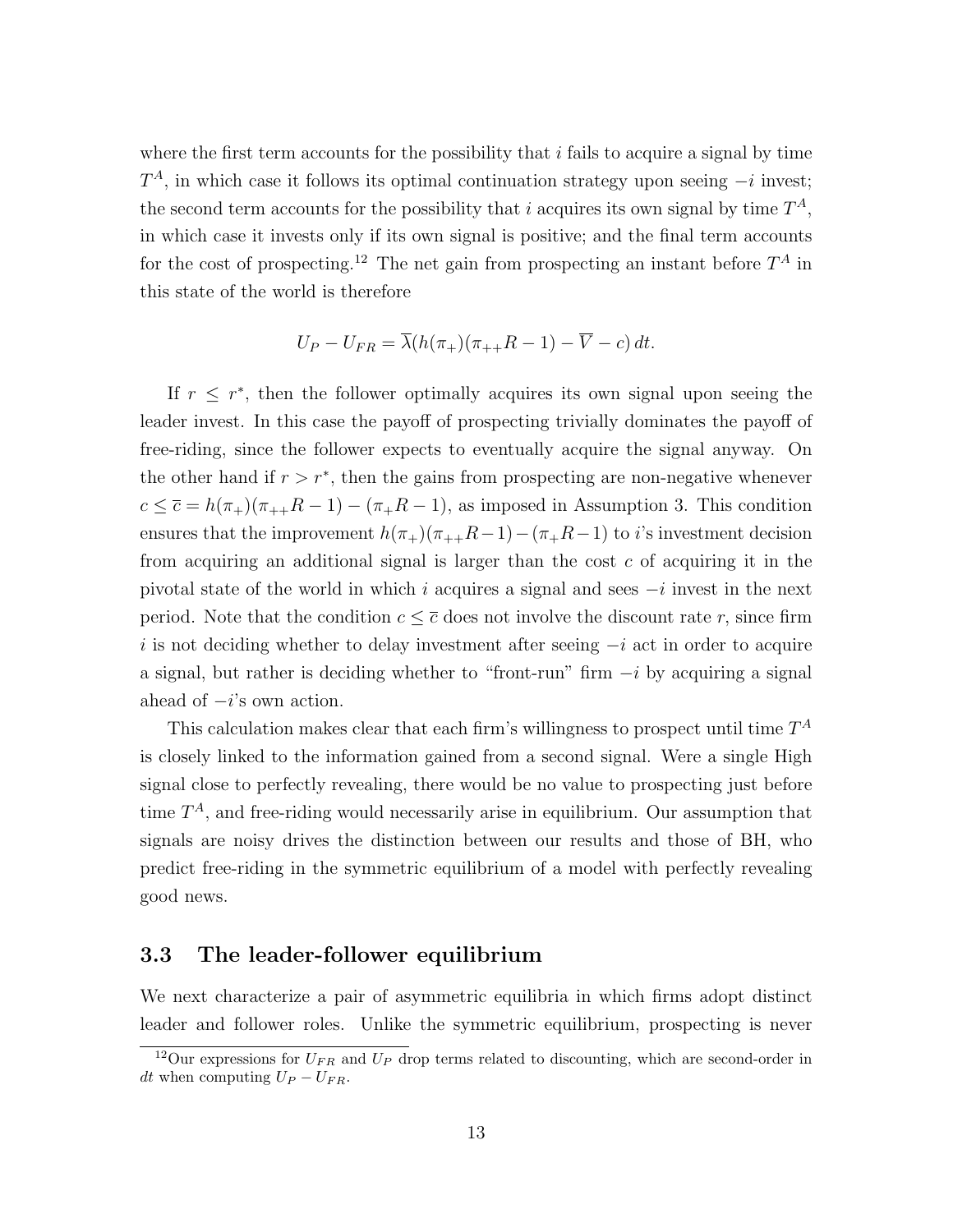where the first term accounts for the possibility that $i$ fails to acquire a signal by time $T^A$, in which case it follows its optimal continuation strategy upon seeing $-i$ invest; the second term accounts for the possibility that $i$ acquires its own signal by time $T^A$, in which case it invests only if its own signal is positive; and the final term accounts for the cost of prospecting.[12] The net gain from prospecting an instant before $T^A$ in this state of the world is therefore

$$U_P - U_{FR} = \overline{\lambda}(h(\pi_+)(\pi_{++}R - 1) - \overline{V} - c)\,dt.$$

If $r \leq r^*$, then the follower optimally acquires its own signal upon seeing the leader invest. In this case the payoff of prospecting trivially dominates the payoff of free-riding, since the follower expects to eventually acquire the signal anyway. On the other hand if $r > r^*$, then the gains from prospecting are non-negative whenever $c \leq \overline{c} = h(\pi_+)(\pi_{++}R - 1) - (\pi_+ R - 1)$, as imposed in Assumption 3. This condition ensures that the improvement $h(\pi_+)(\pi_{++}R-1) - (\pi_+ R-1)$ to $i$'s investment decision from acquiring an additional signal is larger than the cost $c$ of acquiring it in the pivotal state of the world in which $i$ acquires a signal and sees $-i$ invest in the next period. Note that the condition $c \leq \overline{c}$ does not involve the discount rate $r$, since firm $i$ is not deciding whether to delay investment after seeing $-i$ act in order to acquire a signal, but rather is deciding whether to "front-run" firm $-i$ by acquiring a signal ahead of $-i$'s own action.

This calculation makes clear that each firm's willingness to prospect until time $T^A$ is closely linked to the information gained from a second signal. Were a single High signal close to perfectly revealing, there would be no value to prospecting just before time $T^A$, and free-riding would necessarily arise in equilibrium. Our assumption that signals are noisy drives the distinction between our results and those of BH, who predict free-riding in the symmetric equilibrium of a model with perfectly revealing good news.

### 3.3 The leader-follower equilibrium

We next characterize a pair of asymmetric equilibria in which firms adopt distinct leader and follower roles. Unlike the symmetric equilibrium, prospecting is never

[12] Our expressions for $U_{FR}$ and $U_P$ drop terms related to discounting, which are second-order in $dt$ when computing $U_P - U_{FR}$.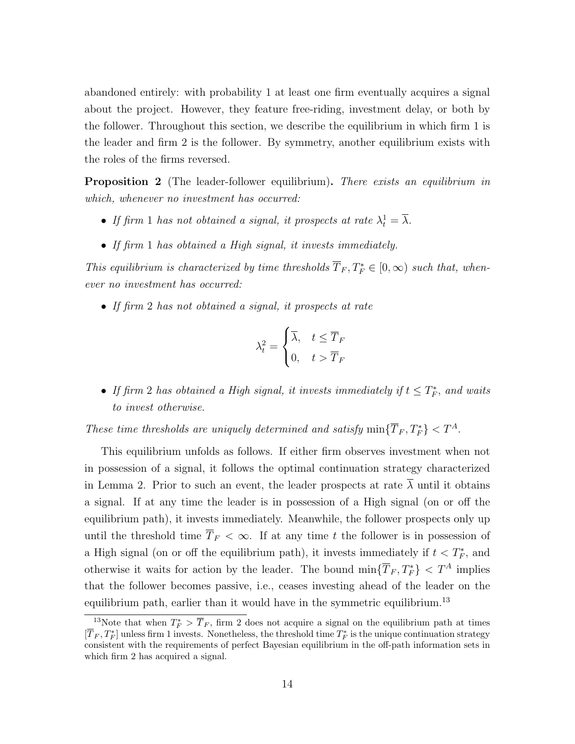abandoned entirely: with probability 1 at least one firm eventually acquires a signal about the project. However, they feature free-riding, investment delay, or both by the follower. Throughout this section, we describe the equilibrium in which firm 1 is the leader and firm 2 is the follower. By symmetry, another equilibrium exists with the roles of the firms reversed.

**Proposition 2** (The leader-follower equilibrium)**.** *There exists an equilibrium in which, whenever no investment has occurred:*

- *If firm 1 has not obtained a signal, it prospects at rate $\lambda_t^1 = \overline{\lambda}$.*
- *If firm 1 has obtained a High signal, it invests immediately.*

*This equilibrium is characterized by time thresholds $\overline{T}_F, T_F^* \in [0, \infty)$ such that, whenever no investment has occurred:*

- *If firm 2 has not obtained a signal, it prospects at rate*

$$\lambda_t^2 = \begin{cases} \overline{\lambda}, & t \leq \overline{T}_F \\ 0, & t > \overline{T}_F \end{cases}$$

- *If firm 2 has obtained a High signal, it invests immediately if $t \leq T_F^*$, and waits to invest otherwise.*

*These time thresholds are uniquely determined and satisfy $\min\{\overline{T}_F, T_F^*\} < T^A$.*

This equilibrium unfolds as follows. If either firm observes investment when not in possession of a signal, it follows the optimal continuation strategy characterized in Lemma 2. Prior to such an event, the leader prospects at rate $\overline{\lambda}$ until it obtains a signal. If at any time the leader is in possession of a High signal (on or off the equilibrium path), it invests immediately. Meanwhile, the follower prospects only up until the threshold time $\overline{T}_F < \infty$. If at any time $t$ the follower is in possession of a High signal (on or off the equilibrium path), it invests immediately if $t < T_F^*$, and otherwise it waits for action by the leader. The bound $\min\{\overline{T}_F, T_F^*\} < T^A$ implies that the follower becomes passive, i.e., ceases investing ahead of the leader on the equilibrium path, earlier than it would have in the symmetric equilibrium.[13]

[13]Note that when $T_F^* > \overline{T}_F$, firm 2 does not acquire a signal on the equilibrium path at times $[\overline{T}_F, T_F^*]$ unless firm 1 invests. Nonetheless, the threshold time $T_F^*$ is the unique continuation strategy consistent with the requirements of perfect Bayesian equilibrium in the off-path information sets in which firm 2 has acquired a signal.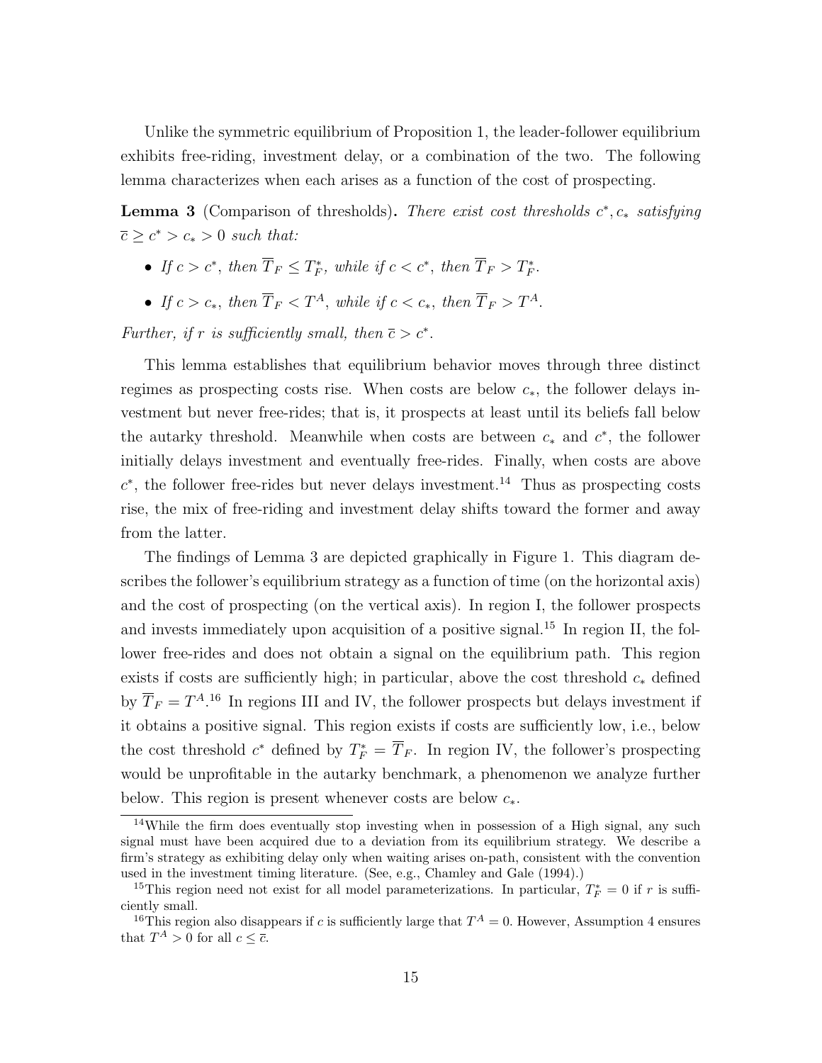Unlike the symmetric equilibrium of Proposition 1, the leader-follower equilibrium exhibits free-riding, investment delay, or a combination of the two. The following lemma characterizes when each arises as a function of the cost of prospecting.

**Lemma 3** (Comparison of thresholds)**.** *There exist cost thresholds $c^*, c_*$ satisfying $\overline{c} \geq c^* > c_* > 0$ such that:*

- *If $c > c^*$, then $\overline{T}_F \leq T^*_F$, while if $c < c^*$, then $\overline{T}_F > T^*_F$.*
- *If $c > c_*$, then $\overline{T}_F < T^A$, while if $c < c_*$, then $\overline{T}_F > T^A$.*

*Further, if $r$ is sufficiently small, then $\overline{c} > c^*$.*

This lemma establishes that equilibrium behavior moves through three distinct regimes as prospecting costs rise. When costs are below $c_*$, the follower delays investment but never free-rides; that is, it prospects at least until its beliefs fall below the autarky threshold. Meanwhile when costs are between $c_*$ and $c^*$, the follower initially delays investment and eventually free-rides. Finally, when costs are above $c^*$, the follower free-rides but never delays investment.[14] Thus as prospecting costs rise, the mix of free-riding and investment delay shifts toward the former and away from the latter.

The findings of Lemma 3 are depicted graphically in Figure 1. This diagram describes the follower's equilibrium strategy as a function of time (on the horizontal axis) and the cost of prospecting (on the vertical axis). In region I, the follower prospects and invests immediately upon acquisition of a positive signal.[15] In region II, the follower free-rides and does not obtain a signal on the equilibrium path. This region exists if costs are sufficiently high; in particular, above the cost threshold $c_*$ defined by $\overline{T}_F = T^A$.[16] In regions III and IV, the follower prospects but delays investment if it obtains a positive signal. This region exists if costs are sufficiently low, i.e., below the cost threshold $c^*$ defined by $T^*_F = \overline{T}_F$. In region IV, the follower's prospecting would be unprofitable in the autarky benchmark, a phenomenon we analyze further below. This region is present whenever costs are below $c_*$.

---

[14] While the firm does eventually stop investing when in possession of a High signal, any such signal must have been acquired due to a deviation from its equilibrium strategy. We describe a firm's strategy as exhibiting delay only when waiting arises on-path, consistent with the convention used in the investment timing literature. (See, e.g., Chamley and Gale (1994).)

[15] This region need not exist for all model parameterizations. In particular, $T^*_F = 0$ if $r$ is sufficiently small.

[16] This region also disappears if $c$ is sufficiently large that $T^A = 0$. However, Assumption 4 ensures that $T^A > 0$ for all $c \leq \overline{c}$.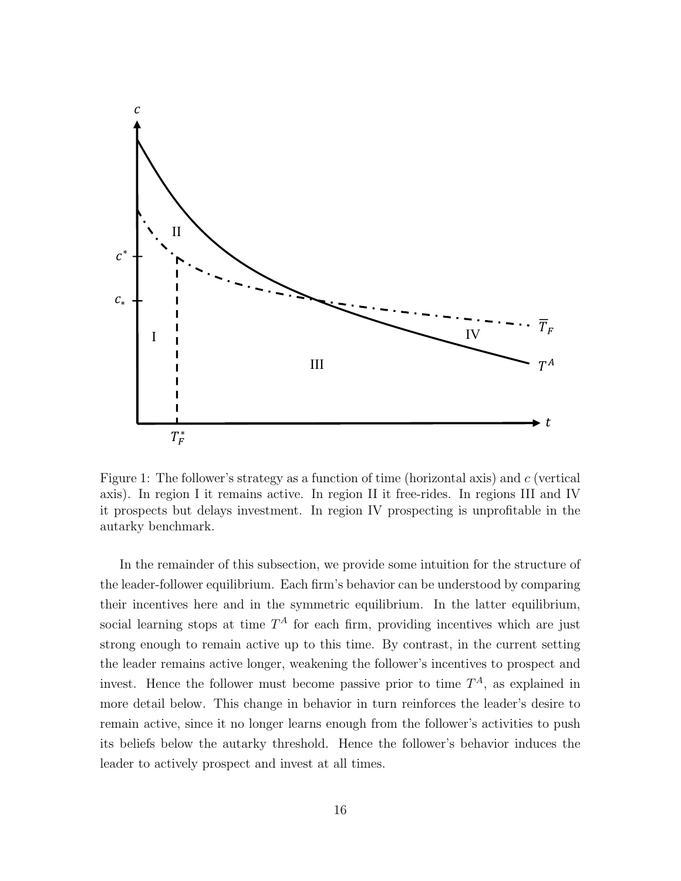Figure 1: The follower's strategy as a function of time (horizontal axis) and $c$ (vertical axis). In region I it remains active. In region II it free-rides. In regions III and IV it prospects but delays investment. In region IV prospecting is unprofitable in the autarky benchmark.

In the remainder of this subsection, we provide some intuition for the structure of the leader-follower equilibrium. Each firm's behavior can be understood by comparing their incentives here and in the symmetric equilibrium. In the latter equilibrium, social learning stops at time $T^A$ for each firm, providing incentives which are just strong enough to remain active up to this time. By contrast, in the current setting the leader remains active longer, weakening the follower's incentives to prospect and invest. Hence the follower must become passive prior to time $T^A$, as explained in more detail below. This change in behavior in turn reinforces the leader's desire to remain active, since it no longer learns enough from the follower's activities to push its beliefs below the autarky threshold. Hence the follower's behavior induces the leader to actively prospect and invest at all times.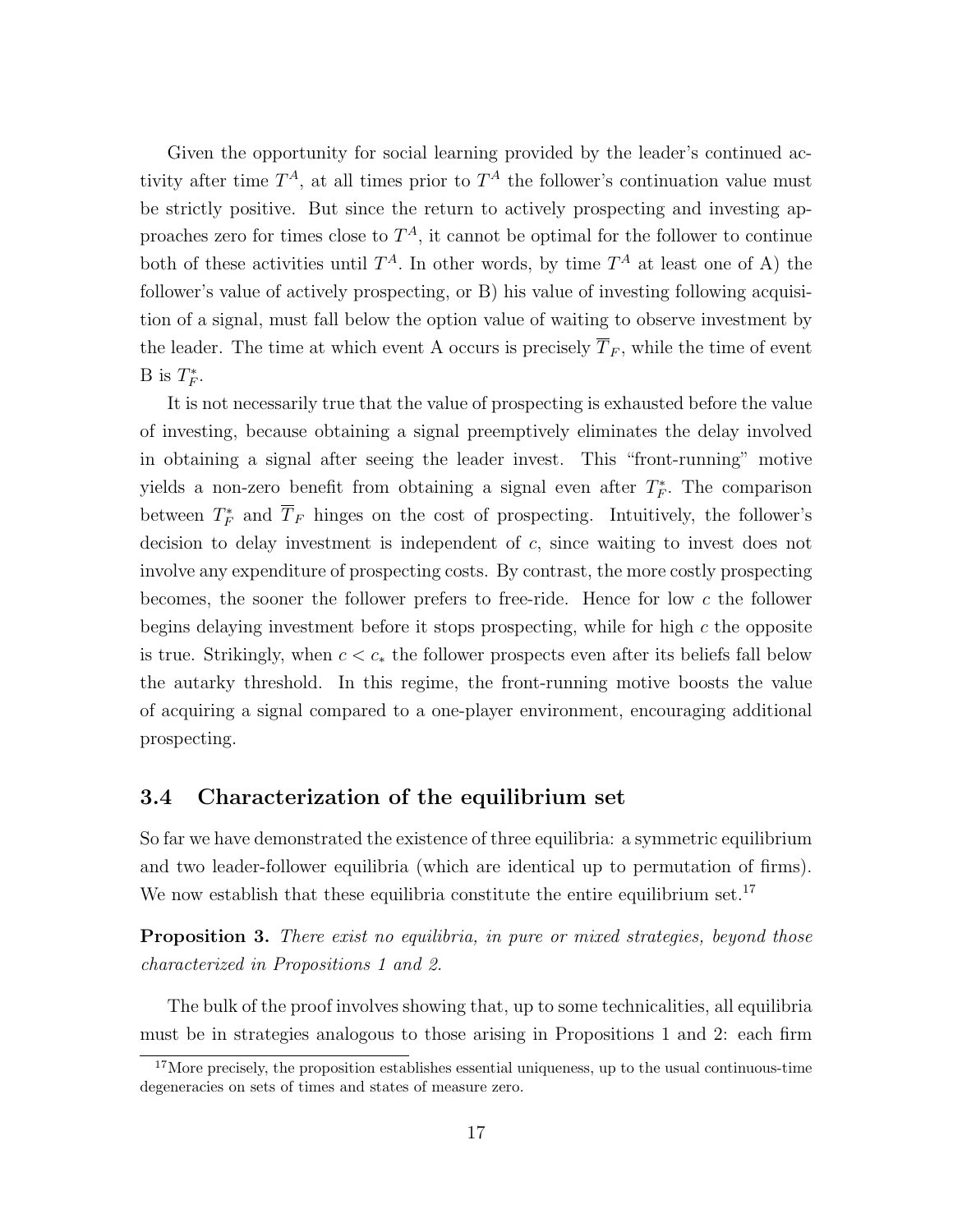Given the opportunity for social learning provided by the leader's continued activity after time $T^A$, at all times prior to $T^A$ the follower's continuation value must be strictly positive. But since the return to actively prospecting and investing approaches zero for times close to $T^A$, it cannot be optimal for the follower to continue both of these activities until $T^A$. In other words, by time $T^A$ at least one of A) the follower's value of actively prospecting, or B) his value of investing following acquisition of a signal, must fall below the option value of waiting to observe investment by the leader. The time at which event A occurs is precisely $\overline{T}_F$, while the time of event B is $T_F^*$.

It is not necessarily true that the value of prospecting is exhausted before the value of investing, because obtaining a signal preemptively eliminates the delay involved in obtaining a signal after seeing the leader invest. This "front-running" motive yields a non-zero benefit from obtaining a signal even after $T_F^*$. The comparison between $T_F^*$ and $\overline{T}_F$ hinges on the cost of prospecting. Intuitively, the follower's decision to delay investment is independent of $c$, since waiting to invest does not involve any expenditure of prospecting costs. By contrast, the more costly prospecting becomes, the sooner the follower prefers to free-ride. Hence for low $c$ the follower begins delaying investment before it stops prospecting, while for high $c$ the opposite is true. Strikingly, when $c < c_*$ the follower prospects even after its beliefs fall below the autarky threshold. In this regime, the front-running motive boosts the value of acquiring a signal compared to a one-player environment, encouraging additional prospecting.

### 3.4 Characterization of the equilibrium set

So far we have demonstrated the existence of three equilibria: a symmetric equilibrium and two leader-follower equilibria (which are identical up to permutation of firms). We now establish that these equilibria constitute the entire equilibrium set.[17]

**Proposition 3.** *There exist no equilibria, in pure or mixed strategies, beyond those characterized in Propositions 1 and 2.*

The bulk of the proof involves showing that, up to some technicalities, all equilibria must be in strategies analogous to those arising in Propositions 1 and 2: each firm

[17] More precisely, the proposition establishes essential uniqueness, up to the usual continuous-time degeneracies on sets of times and states of measure zero.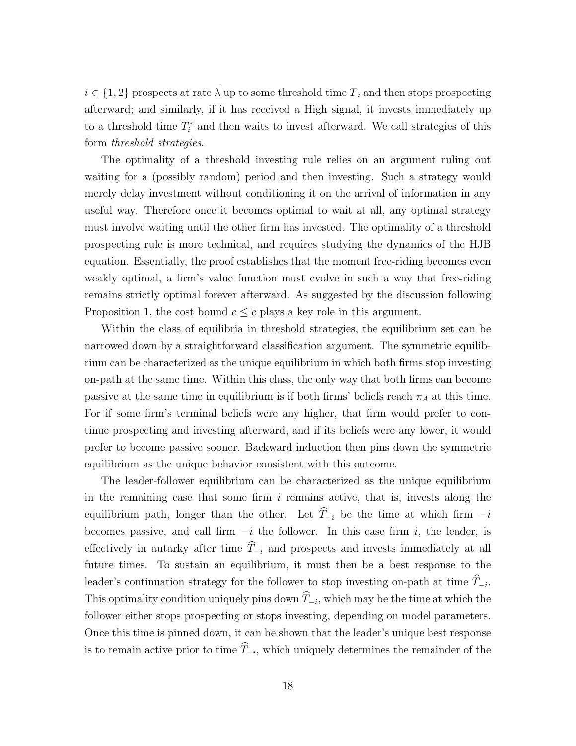$i \in \{1, 2\}$ prospects at rate $\overline{\lambda}$ up to some threshold time $\overline{T}_i$ and then stops prospecting afterward; and similarly, if it has received a High signal, it invests immediately up to a threshold time $T_i^*$ and then waits to invest afterward. We call strategies of this form *threshold strategies*.

The optimality of a threshold investing rule relies on an argument ruling out waiting for a (possibly random) period and then investing. Such a strategy would merely delay investment without conditioning it on the arrival of information in any useful way. Therefore once it becomes optimal to wait at all, any optimal strategy must involve waiting until the other firm has invested. The optimality of a threshold prospecting rule is more technical, and requires studying the dynamics of the HJB equation. Essentially, the proof establishes that the moment free-riding becomes even weakly optimal, a firm's value function must evolve in such a way that free-riding remains strictly optimal forever afterward. As suggested by the discussion following Proposition 1, the cost bound $c \leq \overline{c}$ plays a key role in this argument.

Within the class of equilibria in threshold strategies, the equilibrium set can be narrowed down by a straightforward classification argument. The symmetric equilibrium can be characterized as the unique equilibrium in which both firms stop investing on-path at the same time. Within this class, the only way that both firms can become passive at the same time in equilibrium is if both firms' beliefs reach $\pi_A$ at this time. For if some firm's terminal beliefs were any higher, that firm would prefer to continue prospecting and investing afterward, and if its beliefs were any lower, it would prefer to become passive sooner. Backward induction then pins down the symmetric equilibrium as the unique behavior consistent with this outcome.

The leader-follower equilibrium can be characterized as the unique equilibrium in the remaining case that some firm $i$ remains active, that is, invests along the equilibrium path, longer than the other. Let $\widehat{T}_{-i}$ be the time at which firm $-i$ becomes passive, and call firm $-i$ the follower. In this case firm $i$, the leader, is effectively in autarky after time $\widehat{T}_{-i}$ and prospects and invests immediately at all future times. To sustain an equilibrium, it must then be a best response to the leader's continuation strategy for the follower to stop investing on-path at time $\widehat{T}_{-i}$. This optimality condition uniquely pins down $\widehat{T}_{-i}$, which may be the time at which the follower either stops prospecting or stops investing, depending on model parameters. Once this time is pinned down, it can be shown that the leader's unique best response is to remain active prior to time $\widehat{T}_{-i}$, which uniquely determines the remainder of the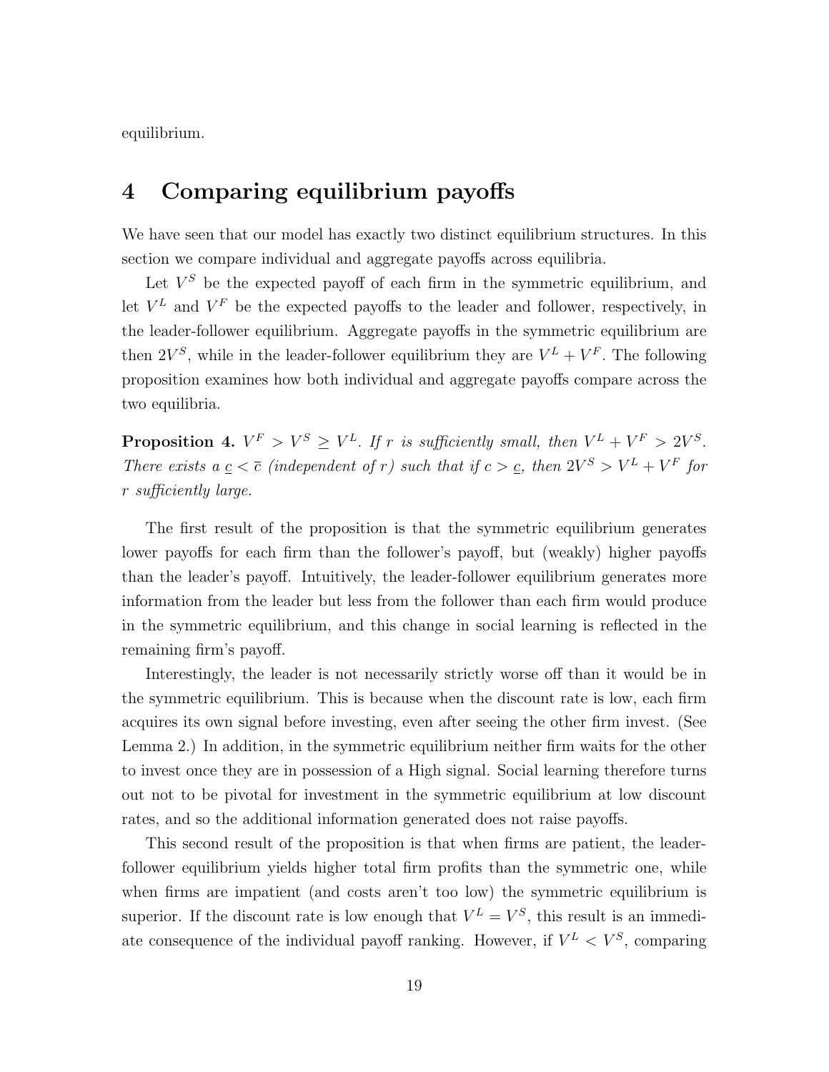equilibrium.

# 4 Comparing equilibrium payoffs

We have seen that our model has exactly two distinct equilibrium structures. In this section we compare individual and aggregate payoffs across equilibria.

Let $V^S$ be the expected payoff of each firm in the symmetric equilibrium, and let $V^L$ and $V^F$ be the expected payoffs to the leader and follower, respectively, in the leader-follower equilibrium. Aggregate payoffs in the symmetric equilibrium are then $2V^S$, while in the leader-follower equilibrium they are $V^L + V^F$. The following proposition examines how both individual and aggregate payoffs compare across the two equilibria.

**Proposition 4.** *$V^F > V^S \geq V^L$. If $r$ is sufficiently small, then $V^L + V^F > 2V^S$. There exists a $\underline{c} < \bar{c}$ (independent of $r$) such that if $c > \underline{c}$, then $2V^S > V^L + V^F$ for $r$ sufficiently large.*

The first result of the proposition is that the symmetric equilibrium generates lower payoffs for each firm than the follower's payoff, but (weakly) higher payoffs than the leader's payoff. Intuitively, the leader-follower equilibrium generates more information from the leader but less from the follower than each firm would produce in the symmetric equilibrium, and this change in social learning is reflected in the remaining firm's payoff.

Interestingly, the leader is not necessarily strictly worse off than it would be in the symmetric equilibrium. This is because when the discount rate is low, each firm acquires its own signal before investing, even after seeing the other firm invest. (See Lemma 2.) In addition, in the symmetric equilibrium neither firm waits for the other to invest once they are in possession of a High signal. Social learning therefore turns out not to be pivotal for investment in the symmetric equilibrium at low discount rates, and so the additional information generated does not raise payoffs.

This second result of the proposition is that when firms are patient, the leader-follower equilibrium yields higher total firm profits than the symmetric one, while when firms are impatient (and costs aren't too low) the symmetric equilibrium is superior. If the discount rate is low enough that $V^L = V^S$, this result is an immediate consequence of the individual payoff ranking. However, if $V^L < V^S$, comparing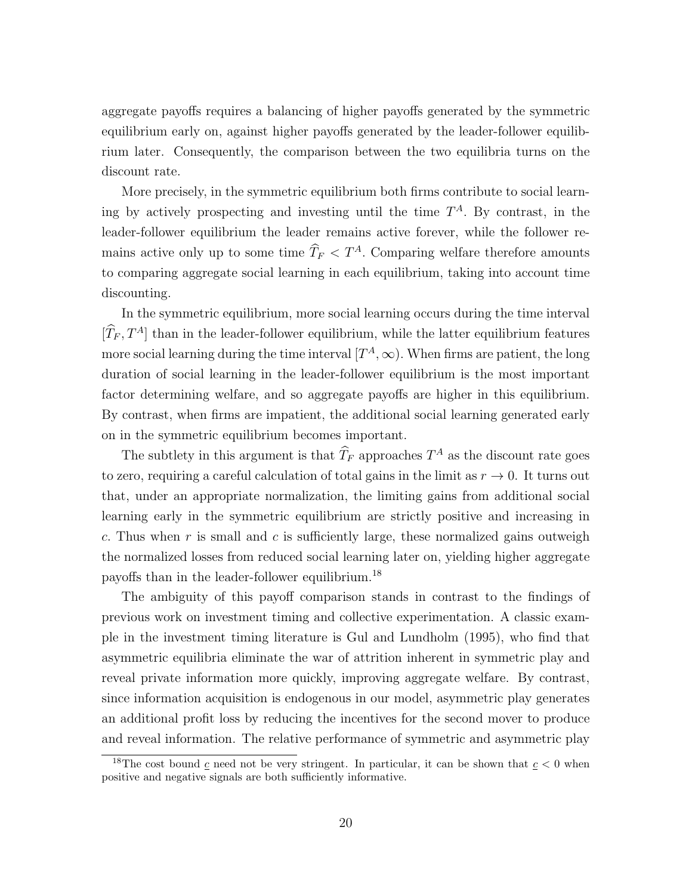aggregate payoffs requires a balancing of higher payoffs generated by the symmetric equilibrium early on, against higher payoffs generated by the leader-follower equilibrium later. Consequently, the comparison between the two equilibria turns on the discount rate.

More precisely, in the symmetric equilibrium both firms contribute to social learning by actively prospecting and investing until the time $T^A$. By contrast, in the leader-follower equilibrium the leader remains active forever, while the follower remains active only up to some time $\widehat{T}_F < T^A$. Comparing welfare therefore amounts to comparing aggregate social learning in each equilibrium, taking into account time discounting.

In the symmetric equilibrium, more social learning occurs during the time interval $[\widehat{T}_F, T^A]$ than in the leader-follower equilibrium, while the latter equilibrium features more social learning during the time interval $[T^A, \infty)$. When firms are patient, the long duration of social learning in the leader-follower equilibrium is the most important factor determining welfare, and so aggregate payoffs are higher in this equilibrium. By contrast, when firms are impatient, the additional social learning generated early on in the symmetric equilibrium becomes important.

The subtlety in this argument is that $\widehat{T}_F$ approaches $T^A$ as the discount rate goes to zero, requiring a careful calculation of total gains in the limit as $r \to 0$. It turns out that, under an appropriate normalization, the limiting gains from additional social learning early in the symmetric equilibrium are strictly positive and increasing in $c$. Thus when $r$ is small and $c$ is sufficiently large, these normalized gains outweigh the normalized losses from reduced social learning later on, yielding higher aggregate payoffs than in the leader-follower equilibrium.[18]

The ambiguity of this payoff comparison stands in contrast to the findings of previous work on investment timing and collective experimentation. A classic example in the investment timing literature is Gul and Lundholm (1995), who find that asymmetric equilibria eliminate the war of attrition inherent in symmetric play and reveal private information more quickly, improving aggregate welfare. By contrast, since information acquisition is endogenous in our model, asymmetric play generates an additional profit loss by reducing the incentives for the second mover to produce and reveal information. The relative performance of symmetric and asymmetric play

[18] The cost bound $\underline{c}$ need not be very stringent. In particular, it can be shown that $\underline{c} < 0$ when positive and negative signals are both sufficiently informative.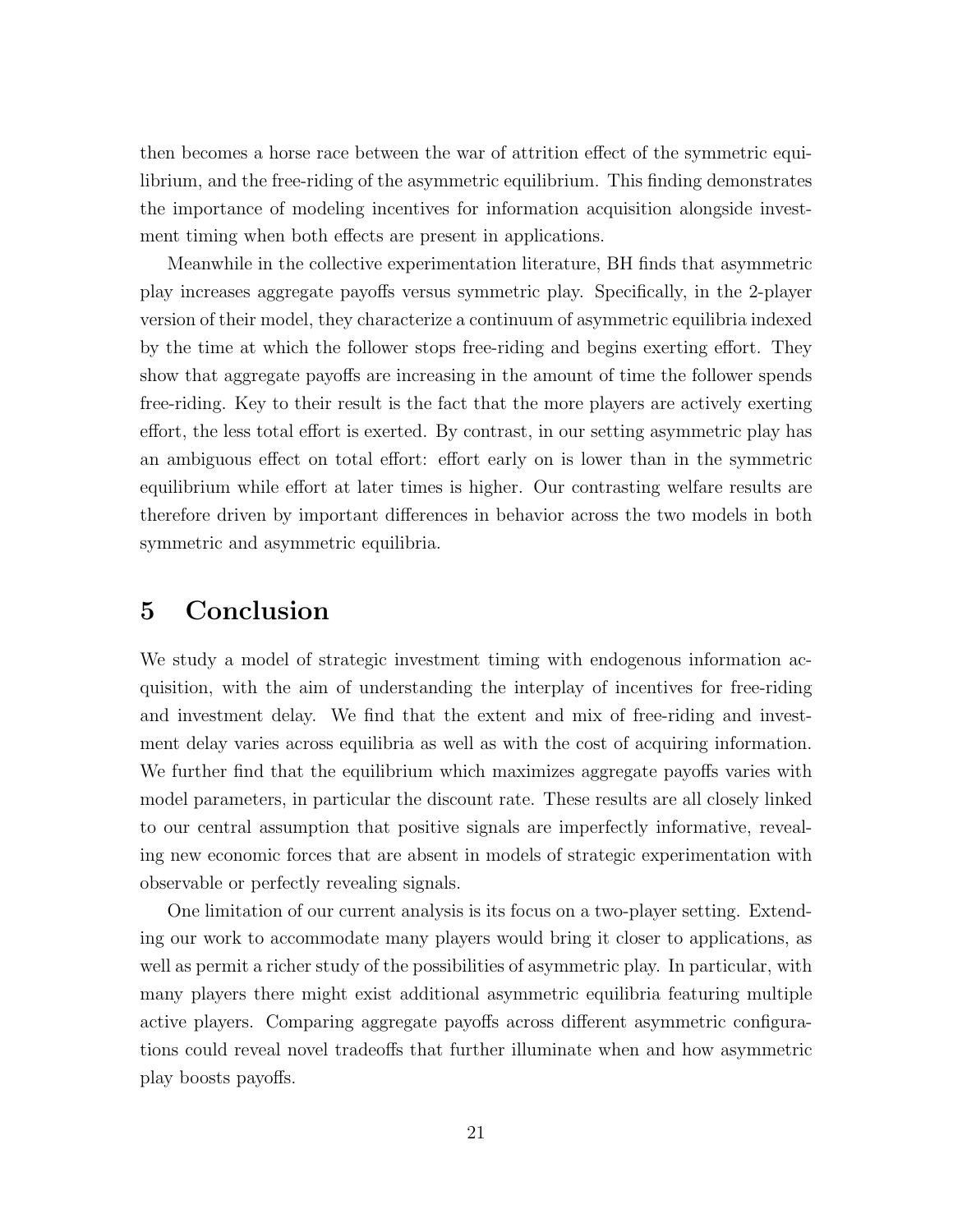then becomes a horse race between the war of attrition effect of the symmetric equilibrium, and the free-riding of the asymmetric equilibrium. This finding demonstrates the importance of modeling incentives for information acquisition alongside investment timing when both effects are present in applications.

Meanwhile in the collective experimentation literature, BH finds that asymmetric play increases aggregate payoffs versus symmetric play. Specifically, in the 2-player version of their model, they characterize a continuum of asymmetric equilibria indexed by the time at which the follower stops free-riding and begins exerting effort. They show that aggregate payoffs are increasing in the amount of time the follower spends free-riding. Key to their result is the fact that the more players are actively exerting effort, the less total effort is exerted. By contrast, in our setting asymmetric play has an ambiguous effect on total effort: effort early on is lower than in the symmetric equilibrium while effort at later times is higher. Our contrasting welfare results are therefore driven by important differences in behavior across the two models in both symmetric and asymmetric equilibria.

# 5 Conclusion

We study a model of strategic investment timing with endogenous information acquisition, with the aim of understanding the interplay of incentives for free-riding and investment delay. We find that the extent and mix of free-riding and investment delay varies across equilibria as well as with the cost of acquiring information. We further find that the equilibrium which maximizes aggregate payoffs varies with model parameters, in particular the discount rate. These results are all closely linked to our central assumption that positive signals are imperfectly informative, revealing new economic forces that are absent in models of strategic experimentation with observable or perfectly revealing signals.

One limitation of our current analysis is its focus on a two-player setting. Extending our work to accommodate many players would bring it closer to applications, as well as permit a richer study of the possibilities of asymmetric play. In particular, with many players there might exist additional asymmetric equilibria featuring multiple active players. Comparing aggregate payoffs across different asymmetric configurations could reveal novel tradeoffs that further illuminate when and how asymmetric play boosts payoffs.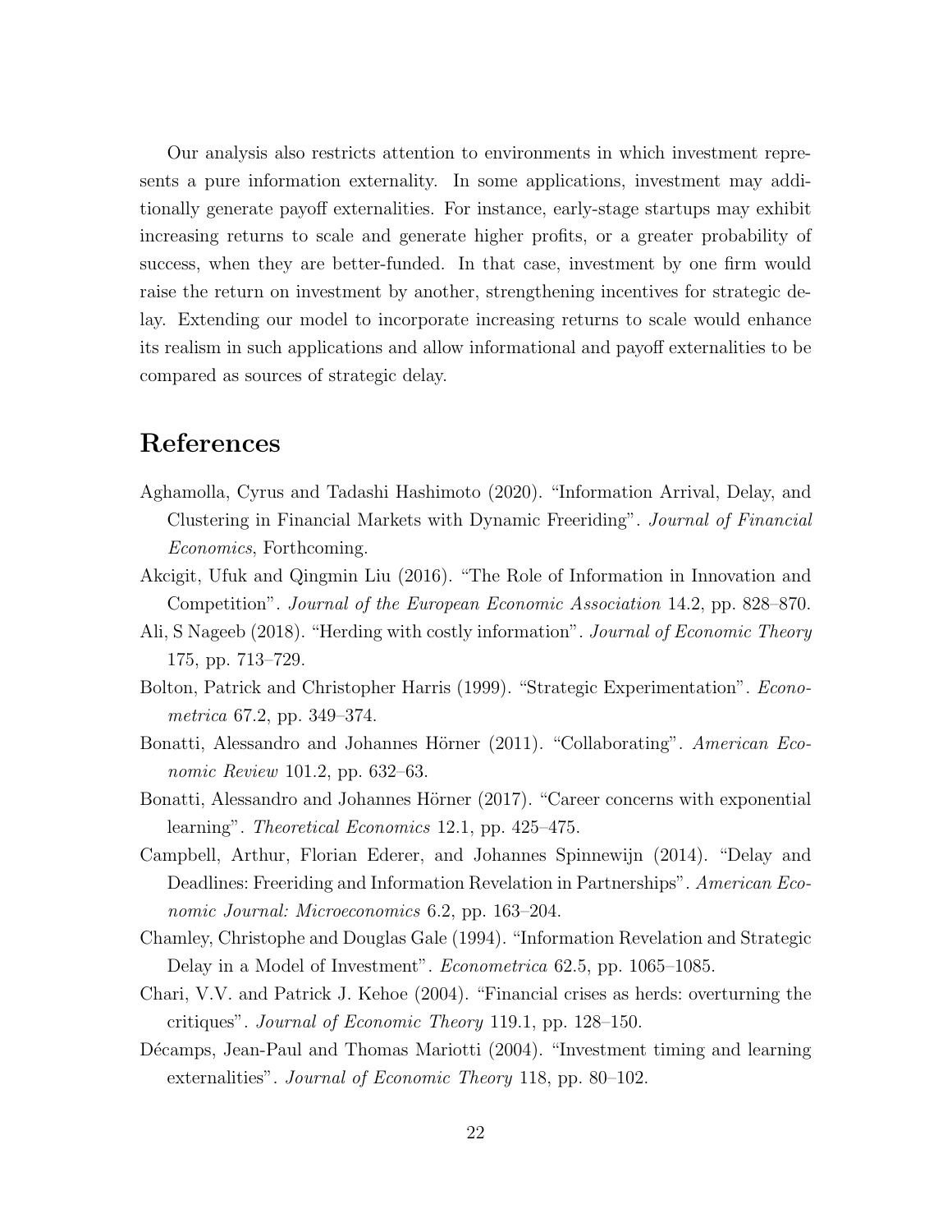Our analysis also restricts attention to environments in which investment represents a pure information externality. In some applications, investment may additionally generate payoff externalities. For instance, early-stage startups may exhibit increasing returns to scale and generate higher profits, or a greater probability of success, when they are better-funded. In that case, investment by one firm would raise the return on investment by another, strengthening incentives for strategic delay. Extending our model to incorporate increasing returns to scale would enhance its realism in such applications and allow informational and payoff externalities to be compared as sources of strategic delay.

# References

Aghamolla, Cyrus and Tadashi Hashimoto (2020). "Information Arrival, Delay, and Clustering in Financial Markets with Dynamic Freeriding". *Journal of Financial Economics*, Forthcoming.

Akcigit, Ufuk and Qingmin Liu (2016). "The Role of Information in Innovation and Competition". *Journal of the European Economic Association* 14.2, pp. 828–870.

Ali, S Nageeb (2018). "Herding with costly information". *Journal of Economic Theory* 175, pp. 713–729.

Bolton, Patrick and Christopher Harris (1999). "Strategic Experimentation". *Econometrica* 67.2, pp. 349–374.

Bonatti, Alessandro and Johannes Hörner (2011). "Collaborating". *American Economic Review* 101.2, pp. 632–63.

Bonatti, Alessandro and Johannes Hörner (2017). "Career concerns with exponential learning". *Theoretical Economics* 12.1, pp. 425–475.

Campbell, Arthur, Florian Ederer, and Johannes Spinnewijn (2014). "Delay and Deadlines: Freeriding and Information Revelation in Partnerships". *American Economic Journal: Microeconomics* 6.2, pp. 163–204.

Chamley, Christophe and Douglas Gale (1994). "Information Revelation and Strategic Delay in a Model of Investment". *Econometrica* 62.5, pp. 1065–1085.

Chari, V.V. and Patrick J. Kehoe (2004). "Financial crises as herds: overturning the critiques". *Journal of Economic Theory* 119.1, pp. 128–150.

Décamps, Jean-Paul and Thomas Mariotti (2004). "Investment timing and learning externalities". *Journal of Economic Theory* 118, pp. 80–102.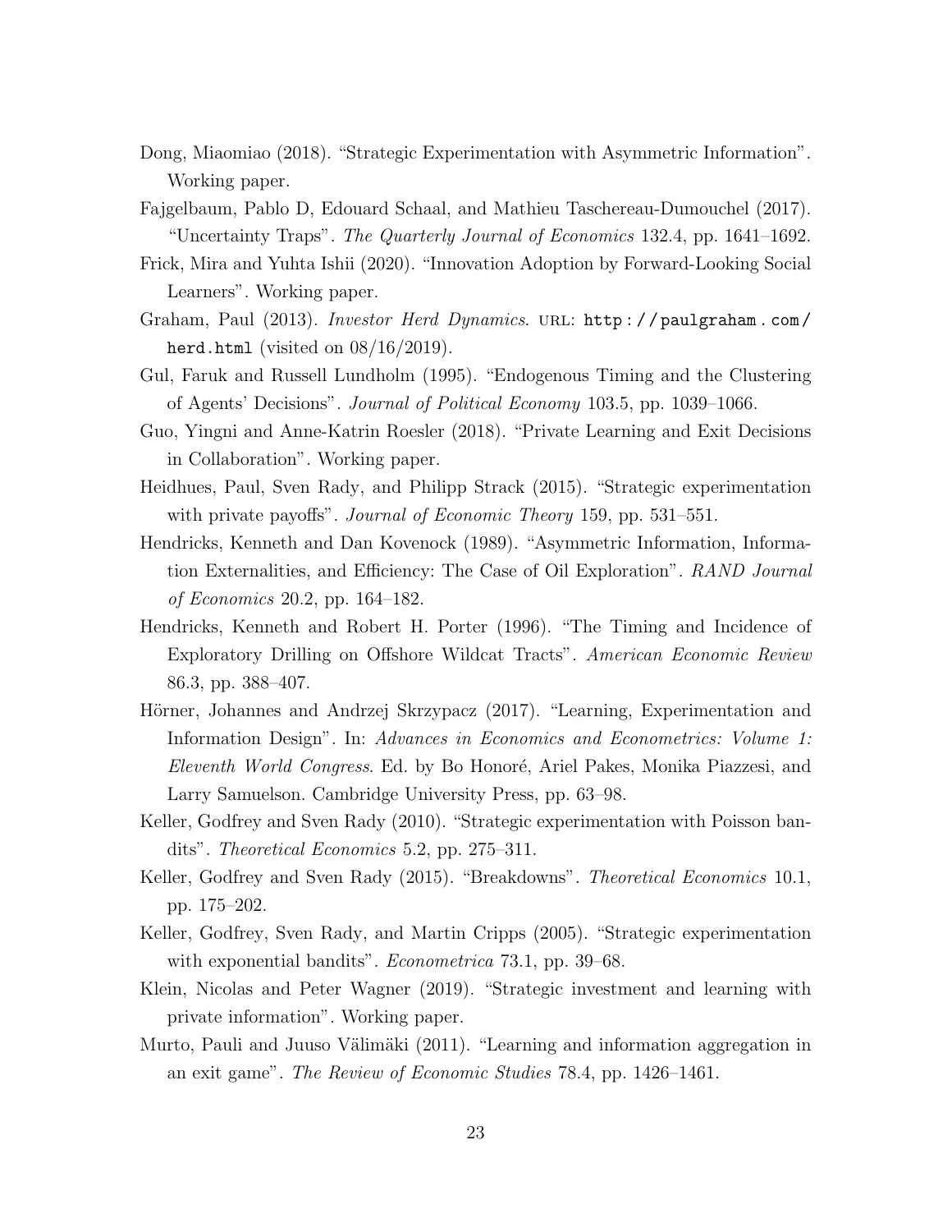Dong, Miaomiao (2018). "Strategic Experimentation with Asymmetric Information". Working paper.

Fajgelbaum, Pablo D, Edouard Schaal, and Mathieu Taschereau-Dumouchel (2017). "Uncertainty Traps". *The Quarterly Journal of Economics* 132.4, pp. 1641–1692.

Frick, Mira and Yuhta Ishii (2020). "Innovation Adoption by Forward-Looking Social Learners". Working paper.

Graham, Paul (2013). *Investor Herd Dynamics*. URL: `http://paulgraham.com/herd.html` (visited on 08/16/2019).

Gul, Faruk and Russell Lundholm (1995). "Endogenous Timing and the Clustering of Agents' Decisions". *Journal of Political Economy* 103.5, pp. 1039–1066.

Guo, Yingni and Anne-Katrin Roesler (2018). "Private Learning and Exit Decisions in Collaboration". Working paper.

Heidhues, Paul, Sven Rady, and Philipp Strack (2015). "Strategic experimentation with private payoffs". *Journal of Economic Theory* 159, pp. 531–551.

Hendricks, Kenneth and Dan Kovenock (1989). "Asymmetric Information, Information Externalities, and Efficiency: The Case of Oil Exploration". *RAND Journal of Economics* 20.2, pp. 164–182.

Hendricks, Kenneth and Robert H. Porter (1996). "The Timing and Incidence of Exploratory Drilling on Offshore Wildcat Tracts". *American Economic Review* 86.3, pp. 388–407.

Hörner, Johannes and Andrzej Skrzypacz (2017). "Learning, Experimentation and Information Design". In: *Advances in Economics and Econometrics: Volume 1: Eleventh World Congress*. Ed. by Bo Honoré, Ariel Pakes, Monika Piazzesi, and Larry Samuelson. Cambridge University Press, pp. 63–98.

Keller, Godfrey and Sven Rady (2010). "Strategic experimentation with Poisson bandits". *Theoretical Economics* 5.2, pp. 275–311.

Keller, Godfrey and Sven Rady (2015). "Breakdowns". *Theoretical Economics* 10.1, pp. 175–202.

Keller, Godfrey, Sven Rady, and Martin Cripps (2005). "Strategic experimentation with exponential bandits". *Econometrica* 73.1, pp. 39–68.

Klein, Nicolas and Peter Wagner (2019). "Strategic investment and learning with private information". Working paper.

Murto, Pauli and Juuso Välimäki (2011). "Learning and information aggregation in an exit game". *The Review of Economic Studies* 78.4, pp. 1426–1461.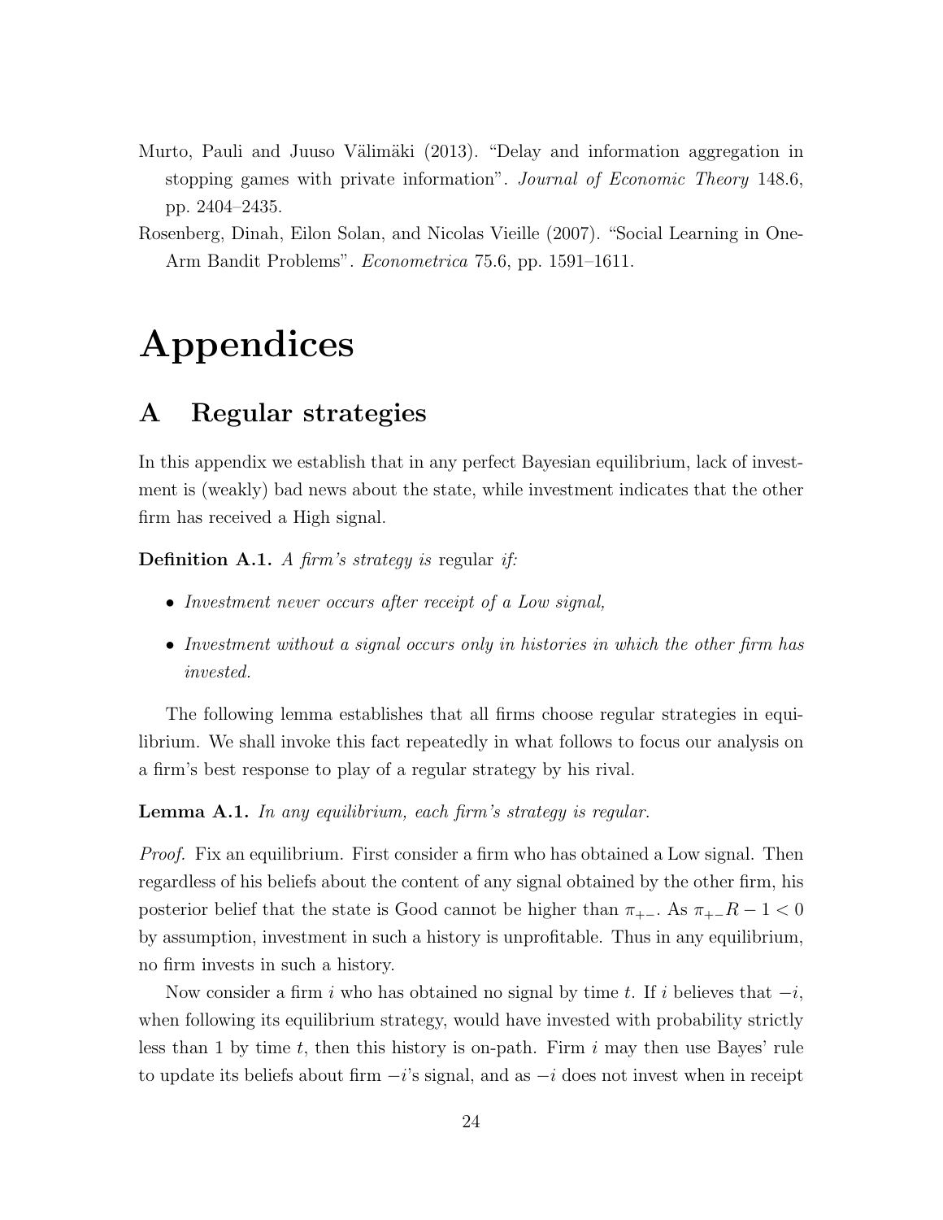Murto, Pauli and Juuso Välimäki (2013). "Delay and information aggregation in stopping games with private information". *Journal of Economic Theory* 148.6, pp. 2404–2435.

Rosenberg, Dinah, Eilon Solan, and Nicolas Vieille (2007). "Social Learning in One-Arm Bandit Problems". *Econometrica* 75.6, pp. 1591–1611.

# Appendices

## A Regular strategies

In this appendix we establish that in any perfect Bayesian equilibrium, lack of investment is (weakly) bad news about the state, while investment indicates that the other firm has received a High signal.

**Definition A.1.** *A firm's strategy is* regular *if:*

- *Investment never occurs after receipt of a Low signal,*
- *Investment without a signal occurs only in histories in which the other firm has invested.*

The following lemma establishes that all firms choose regular strategies in equilibrium. We shall invoke this fact repeatedly in what follows to focus our analysis on a firm's best response to play of a regular strategy by his rival.

**Lemma A.1.** *In any equilibrium, each firm's strategy is regular.*

*Proof.* Fix an equilibrium. First consider a firm who has obtained a Low signal. Then regardless of his beliefs about the content of any signal obtained by the other firm, his posterior belief that the state is Good cannot be higher than $\pi_{+-}$. As $\pi_{+-}R - 1 < 0$ by assumption, investment in such a history is unprofitable. Thus in any equilibrium, no firm invests in such a history.

Now consider a firm $i$ who has obtained no signal by time $t$. If $i$ believes that $-i$, when following its equilibrium strategy, would have invested with probability strictly less than 1 by time $t$, then this history is on-path. Firm $i$ may then use Bayes' rule to update its beliefs about firm $-i$'s signal, and as $-i$ does not invest when in receipt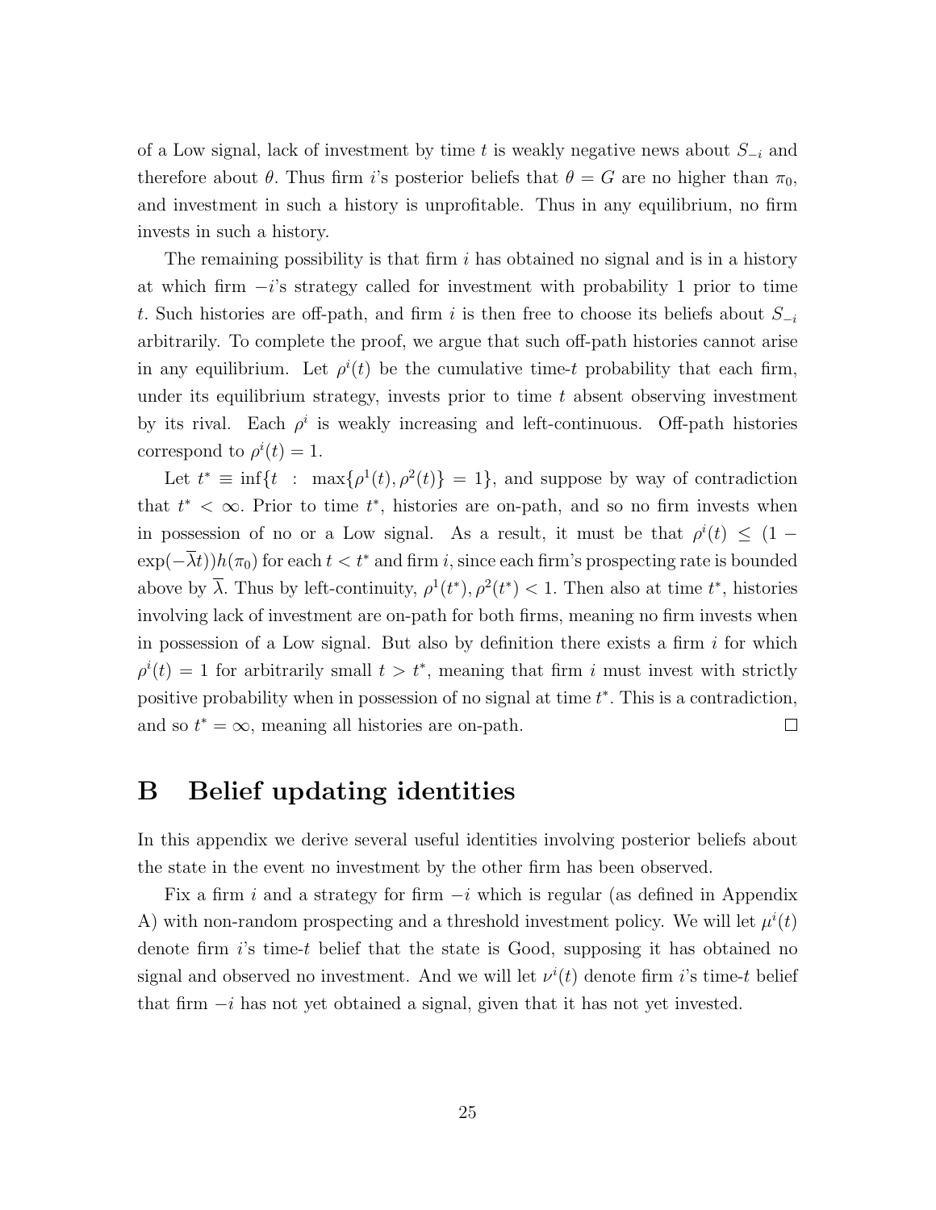of a Low signal, lack of investment by time $t$ is weakly negative news about $S_{-i}$ and therefore about $\theta$. Thus firm $i$'s posterior beliefs that $\theta = G$ are no higher than $\pi_0$, and investment in such a history is unprofitable. Thus in any equilibrium, no firm invests in such a history.

The remaining possibility is that firm $i$ has obtained no signal and is in a history at which firm $-i$'s strategy called for investment with probability 1 prior to time $t$. Such histories are off-path, and firm $i$ is then free to choose its beliefs about $S_{-i}$ arbitrarily. To complete the proof, we argue that such off-path histories cannot arise in any equilibrium. Let $\rho^i(t)$ be the cumulative time-$t$ probability that each firm, under its equilibrium strategy, invests prior to time $t$ absent observing investment by its rival. Each $\rho^i$ is weakly increasing and left-continuous. Off-path histories correspond to $\rho^i(t) = 1$.

Let $t^* \equiv \inf\{t \ : \ \max\{\rho^1(t), \rho^2(t)\} = 1\}$, and suppose by way of contradiction that $t^* < \infty$. Prior to time $t^*$, histories are on-path, and so no firm invests when in possession of no or a Low signal. As a result, it must be that $\rho^i(t) \leq (1 - \exp(-\overline{\lambda} t))h(\pi_0)$ for each $t < t^*$ and firm $i$, since each firm's prospecting rate is bounded above by $\overline{\lambda}$. Thus by left-continuity, $\rho^1(t^*), \rho^2(t^*) < 1$. Then also at time $t^*$, histories involving lack of investment are on-path for both firms, meaning no firm invests when in possession of a Low signal. But also by definition there exists a firm $i$ for which $\rho^i(t) = 1$ for arbitrarily small $t > t^*$, meaning that firm $i$ must invest with strictly positive probability when in possession of no signal at time $t^*$. This is a contradiction, and so $t^* = \infty$, meaning all histories are on-path. $\square$

# B Belief updating identities

In this appendix we derive several useful identities involving posterior beliefs about the state in the event no investment by the other firm has been observed.

Fix a firm $i$ and a strategy for firm $-i$ which is regular (as defined in Appendix A) with non-random prospecting and a threshold investment policy. We will let $\mu^i(t)$ denote firm $i$'s time-$t$ belief that the state is Good, supposing it has obtained no signal and observed no investment. And we will let $\nu^i(t)$ denote firm $i$'s time-$t$ belief that firm $-i$ has not yet obtained a signal, given that it has not yet invested.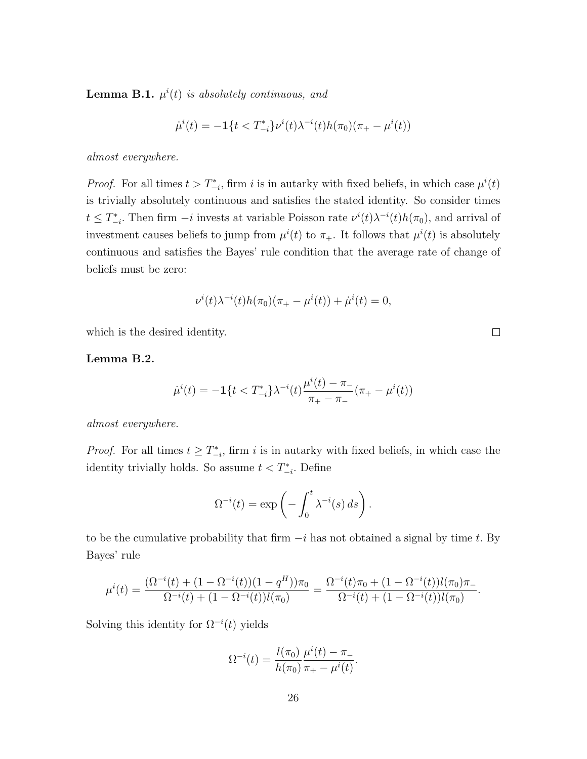**Lemma B.1.** *$\mu^i(t)$ is absolutely continuous, and*

$$\dot{\mu}^i(t) = -\mathbf{1}\{t < T^*_{-i}\}\nu^i(t)\lambda^{-i}(t)h(\pi_0)(\pi_+ - \mu^i(t))$$

*almost everywhere.*

*Proof.* For all times $t > T^*_{-i}$, firm $i$ is in autarky with fixed beliefs, in which case $\mu^i(t)$ is trivially absolutely continuous and satisfies the stated identity. So consider times $t \leq T^*_{-i}$. Then firm $-i$ invests at variable Poisson rate $\nu^i(t)\lambda^{-i}(t)h(\pi_0)$, and arrival of investment causes beliefs to jump from $\mu^i(t)$ to $\pi_+$. It follows that $\mu^i(t)$ is absolutely continuous and satisfies the Bayes' rule condition that the average rate of change of beliefs must be zero:

$$\nu^i(t)\lambda^{-i}(t)h(\pi_0)(\pi_+ - \mu^i(t)) + \dot{\mu}^i(t) = 0,$$

which is the desired identity. □

**Lemma B.2.**

$$\dot{\mu}^i(t) = -\mathbf{1}\{t < T^*_{-i}\}\lambda^{-i}(t)\frac{\mu^i(t) - \pi_-}{\pi_+ - \pi_-}(\pi_+ - \mu^i(t))$$

*almost everywhere.*

*Proof.* For all times $t \geq T^*_{-i}$, firm $i$ is in autarky with fixed beliefs, in which case the identity trivially holds. So assume $t < T^*_{-i}$. Define

$$\Omega^{-i}(t) = \exp\left(-\int_0^t \lambda^{-i}(s)\,ds\right).$$

to be the cumulative probability that firm $-i$ has not obtained a signal by time $t$. By Bayes' rule

$$\mu^i(t) = \frac{(\Omega^{-i}(t) + (1 - \Omega^{-i}(t))(1 - q^H))\pi_0}{\Omega^{-i}(t) + (1 - \Omega^{-i}(t))l(\pi_0)} = \frac{\Omega^{-i}(t)\pi_0 + (1 - \Omega^{-i}(t))l(\pi_0)\pi_-}{\Omega^{-i}(t) + (1 - \Omega^{-i}(t))l(\pi_0)}.$$

Solving this identity for $\Omega^{-i}(t)$ yields

$$\Omega^{-i}(t) = \frac{l(\pi_0)}{h(\pi_0)}\frac{\mu^i(t) - \pi_-}{\pi_+ - \mu^i(t)}.$$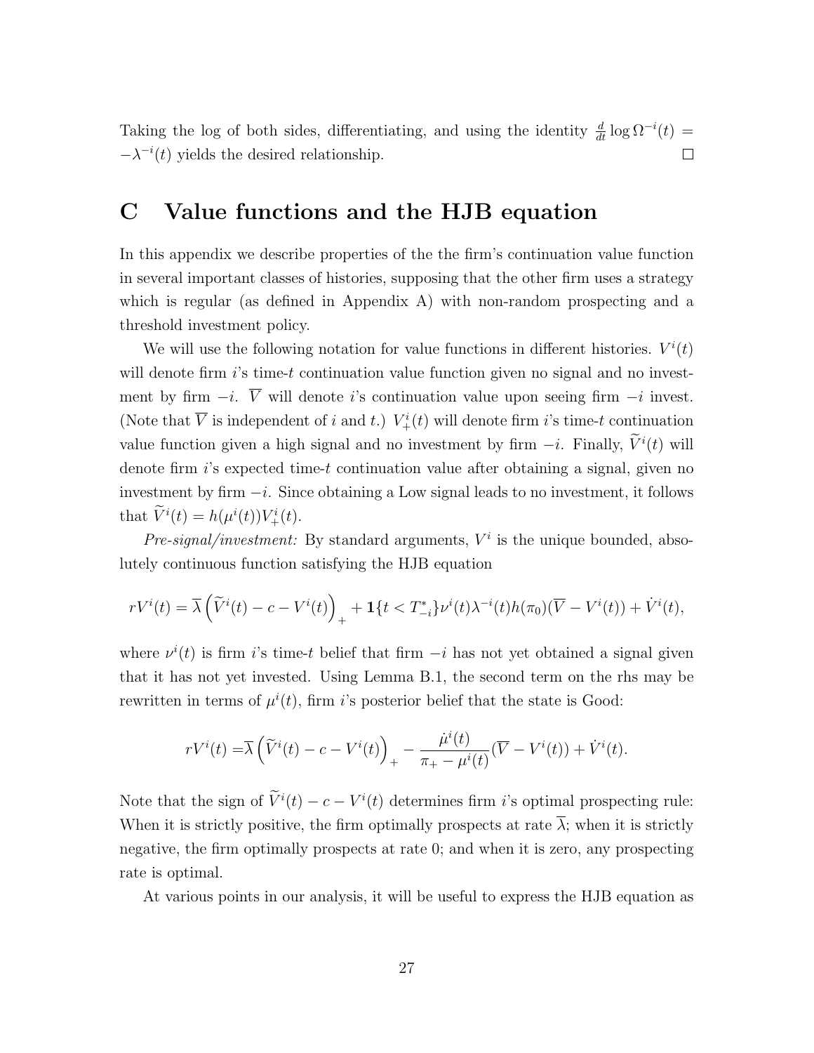Taking the log of both sides, differentiating, and using the identity $\frac{d}{dt}\log \Omega^{-i}(t) = -\lambda^{-i}(t)$ yields the desired relationship. $\square$

# C Value functions and the HJB equation

In this appendix we describe properties of the the firm's continuation value function in several important classes of histories, supposing that the other firm uses a strategy which is regular (as defined in Appendix A) with non-random prospecting and a threshold investment policy.

We will use the following notation for value functions in different histories. $V^i(t)$ will denote firm $i$'s time-$t$ continuation value function given no signal and no investment by firm $-i$. $\overline{V}$ will denote $i$'s continuation value upon seeing firm $-i$ invest. (Note that $\overline{V}$ is independent of $i$ and $t$.) $V^i_+(t)$ will denote firm $i$'s time-$t$ continuation value function given a high signal and no investment by firm $-i$. Finally, $\widetilde{V}^i(t)$ will denote firm $i$'s expected time-$t$ continuation value after obtaining a signal, given no investment by firm $-i$. Since obtaining a Low signal leads to no investment, it follows that $\widetilde{V}^i(t) = h(\mu^i(t))V^i_+(t)$.

*Pre-signal/investment:* By standard arguments, $V^i$ is the unique bounded, absolutely continuous function satisfying the HJB equation

$$rV^i(t) = \overline{\lambda}\left(\widetilde{V}^i(t) - c - V^i(t)\right)_+ + \mathbf{1}\{t < T^*_{-i}\}\nu^i(t)\lambda^{-i}(t)h(\pi_0)(\overline{V} - V^i(t)) + \dot{V}^i(t),$$

where $\nu^i(t)$ is firm $i$'s time-$t$ belief that firm $-i$ has not yet obtained a signal given that it has not yet invested. Using Lemma B.1, the second term on the rhs may be rewritten in terms of $\mu^i(t)$, firm $i$'s posterior belief that the state is Good:

$$rV^i(t) = \overline{\lambda}\left(\widetilde{V}^i(t) - c - V^i(t)\right)_+ - \frac{\dot{\mu}^i(t)}{\pi_+ - \mu^i(t)}(\overline{V} - V^i(t)) + \dot{V}^i(t).$$

Note that the sign of $\widetilde{V}^i(t) - c - V^i(t)$ determines firm $i$'s optimal prospecting rule: When it is strictly positive, the firm optimally prospects at rate $\overline{\lambda}$; when it is strictly negative, the firm optimally prospects at rate 0; and when it is zero, any prospecting rate is optimal.

At various points in our analysis, it will be useful to express the HJB equation as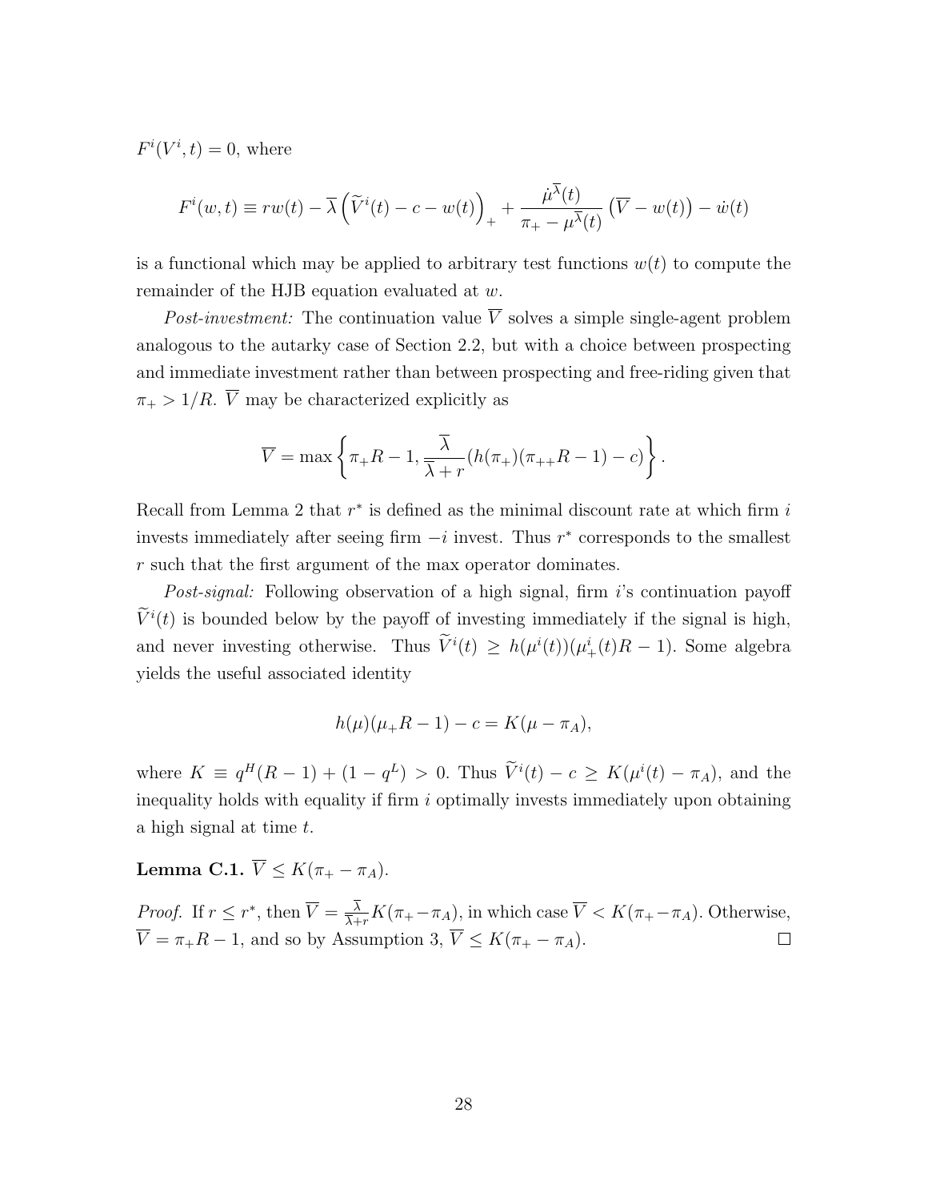$F^i(V^i, t) = 0$, where

$$F^i(w, t) \equiv rw(t) - \overline{\lambda}\left(\widetilde{V}^i(t) - c - w(t)\right)_+ + \frac{\dot{\mu}^{\overline{\lambda}}(t)}{\pi_+ - \mu^{\overline{\lambda}}(t)}\left(\overline{V} - w(t)\right) - \dot{w}(t)$$

is a functional which may be applied to arbitrary test functions $w(t)$ to compute the remainder of the HJB equation evaluated at $w$.

*Post-investment:* The continuation value $\overline{V}$ solves a simple single-agent problem analogous to the autarky case of Section 2.2, but with a choice between prospecting and immediate investment rather than between prospecting and free-riding given that $\pi_+ > 1/R$. $\overline{V}$ may be characterized explicitly as

$$\overline{V} = \max\left\{\pi_+ R - 1, \frac{\overline{\lambda}}{\overline{\lambda} + r}(h(\pi_+)(\pi_{++}R - 1) - c)\right\}.$$

Recall from Lemma 2 that $r^*$ is defined as the minimal discount rate at which firm $i$ invests immediately after seeing firm $-i$ invest. Thus $r^*$ corresponds to the smallest $r$ such that the first argument of the max operator dominates.

*Post-signal:* Following observation of a high signal, firm $i$'s continuation payoff $\widetilde{V}^i(t)$ is bounded below by the payoff of investing immediately if the signal is high, and never investing otherwise. Thus $\widetilde{V}^i(t) \geq h(\mu^i(t))(\mu^i_+(t)R - 1)$. Some algebra yields the useful associated identity

$$h(\mu)(\mu_+ R - 1) - c = K(\mu - \pi_A),$$

where $K \equiv q^H(R-1) + (1 - q^L) > 0$. Thus $\widetilde{V}^i(t) - c \geq K(\mu^i(t) - \pi_A)$, and the inequality holds with equality if firm $i$ optimally invests immediately upon obtaining a high signal at time $t$.

**Lemma C.1.** $\overline{V} \leq K(\pi_+ - \pi_A)$.

*Proof.* If $r \leq r^*$, then $\overline{V} = \frac{\overline{\lambda}}{\overline{\lambda}+r}K(\pi_+ - \pi_A)$, in which case $\overline{V} < K(\pi_+ - \pi_A)$. Otherwise, $\overline{V} = \pi_+ R - 1$, and so by Assumption 3, $\overline{V} \leq K(\pi_+ - \pi_A)$. ∎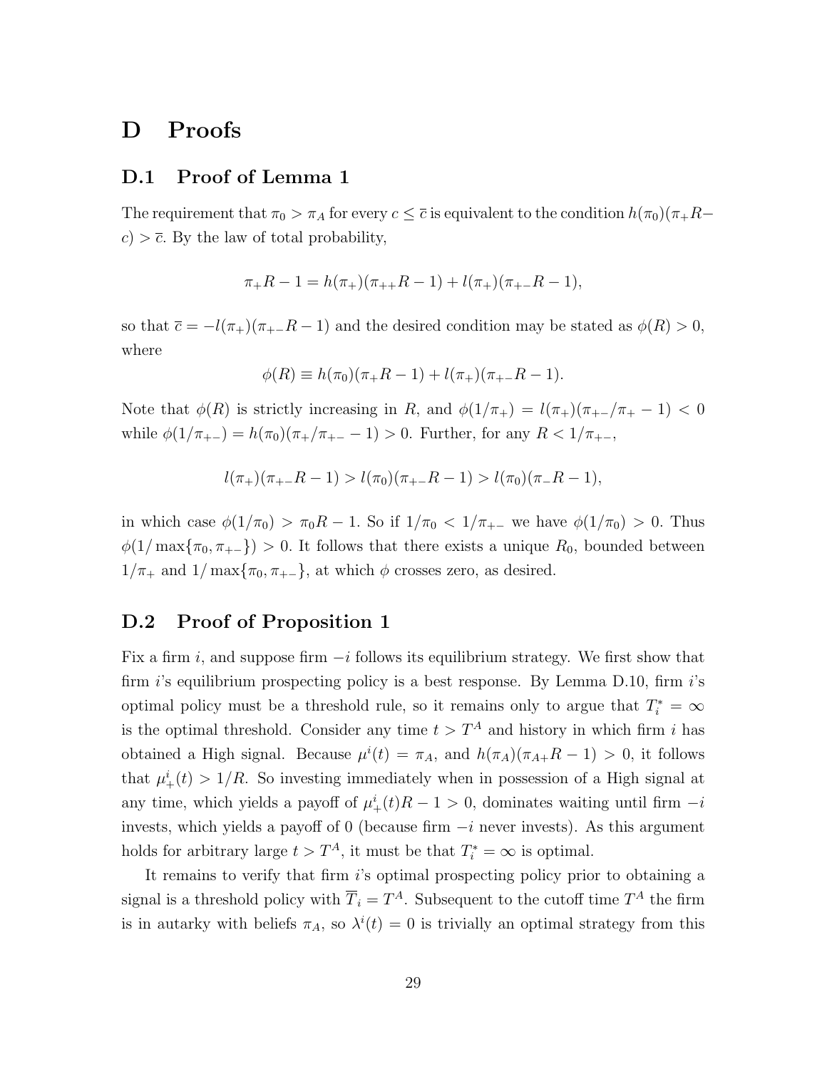# D Proofs

## D.1 Proof of Lemma 1

The requirement that $\pi_0 > \pi_A$ for every $c \leq \overline{c}$ is equivalent to the condition $h(\pi_0)(\pi_+ R - c) > \overline{c}$. By the law of total probability,

$$\pi_+ R - 1 = h(\pi_+)(\pi_{++} R - 1) + l(\pi_+)(\pi_{+-} R - 1),$$

so that $\overline{c} = -l(\pi_+)(\pi_{+-} R - 1)$ and the desired condition may be stated as $\phi(R) > 0$, where

$$\phi(R) \equiv h(\pi_0)(\pi_+ R - 1) + l(\pi_+)(\pi_{+-} R - 1).$$

Note that $\phi(R)$ is strictly increasing in $R$, and $\phi(1/\pi_+) = l(\pi_+)(\pi_{+-}/\pi_+ - 1) < 0$ while $\phi(1/\pi_{+-}) = h(\pi_0)(\pi_+/\pi_{+-} - 1) > 0$. Further, for any $R < 1/\pi_{+-}$,

$$l(\pi_+)(\pi_{+-} R - 1) > l(\pi_0)(\pi_{+-} R - 1) > l(\pi_0)(\pi_- R - 1),$$

in which case $\phi(1/\pi_0) > \pi_0 R - 1$. So if $1/\pi_0 < 1/\pi_{+-}$ we have $\phi(1/\pi_0) > 0$. Thus $\phi(1/\max\{\pi_0, \pi_{+-}\}) > 0$. It follows that there exists a unique $R_0$, bounded between $1/\pi_+$ and $1/\max\{\pi_0, \pi_{+-}\}$, at which $\phi$ crosses zero, as desired.

## D.2 Proof of Proposition 1

Fix a firm $i$, and suppose firm $-i$ follows its equilibrium strategy. We first show that firm $i$'s equilibrium prospecting policy is a best response. By Lemma D.10, firm $i$'s optimal policy must be a threshold rule, so it remains only to argue that $T_i^* = \infty$ is the optimal threshold. Consider any time $t > T^A$ and history in which firm $i$ has obtained a High signal. Because $\mu^i(t) = \pi_A$, and $h(\pi_A)(\pi_{A+} R - 1) > 0$, it follows that $\mu_+^i(t) > 1/R$. So investing immediately when in possession of a High signal at any time, which yields a payoff of $\mu_+^i(t) R - 1 > 0$, dominates waiting until firm $-i$ invests, which yields a payoff of 0 (because firm $-i$ never invests). As this argument holds for arbitrary large $t > T^A$, it must be that $T_i^* = \infty$ is optimal.

It remains to verify that firm $i$'s optimal prospecting policy prior to obtaining a signal is a threshold policy with $\overline{T}_i = T^A$. Subsequent to the cutoff time $T^A$ the firm is in autarky with beliefs $\pi_A$, so $\lambda^i(t) = 0$ is trivially an optimal strategy from this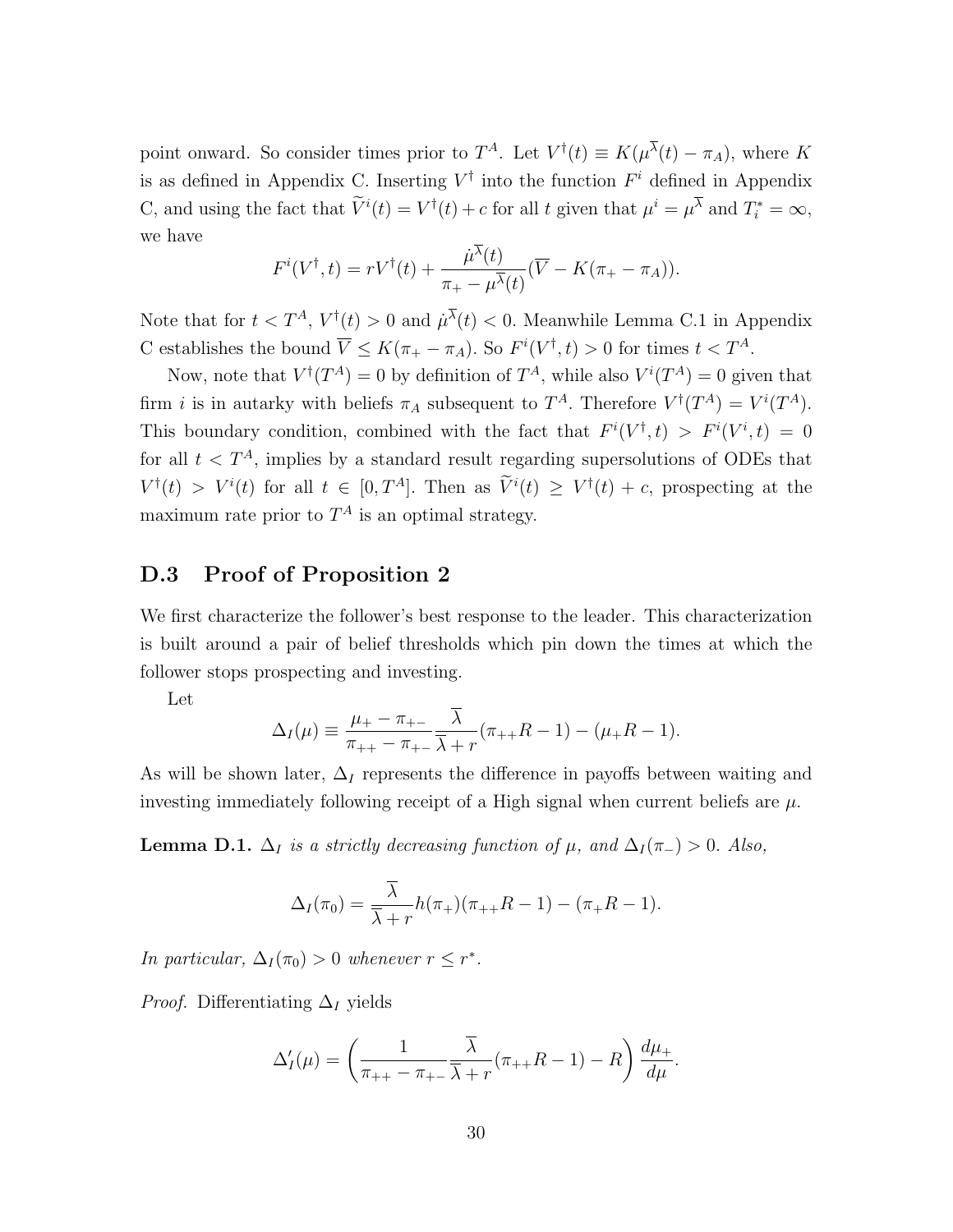point onward. So consider times prior to $T^A$. Let $V^\dagger(t) \equiv K(\mu^{\overline{\lambda}}(t) - \pi_A)$, where $K$ is as defined in Appendix C. Inserting $V^\dagger$ into the function $F^i$ defined in Appendix C, and using the fact that $\widetilde{V}^i(t) = V^\dagger(t) + c$ for all $t$ given that $\mu^i = \mu^{\overline{\lambda}}$ and $T_i^* = \infty$, we have

$$F^i(V^\dagger, t) = rV^\dagger(t) + \frac{\dot{\mu}^{\overline{\lambda}}(t)}{\pi_+ - \mu^{\overline{\lambda}}(t)}(\overline{V} - K(\pi_+ - \pi_A)).$$

Note that for $t < T^A$, $V^\dagger(t) > 0$ and $\dot{\mu}^{\overline{\lambda}}(t) < 0$. Meanwhile Lemma C.1 in Appendix C establishes the bound $\overline{V} \leq K(\pi_+ - \pi_A)$. So $F^i(V^\dagger, t) > 0$ for times $t < T^A$.

Now, note that $V^\dagger(T^A) = 0$ by definition of $T^A$, while also $V^i(T^A) = 0$ given that firm $i$ is in autarky with beliefs $\pi_A$ subsequent to $T^A$. Therefore $V^\dagger(T^A) = V^i(T^A)$. This boundary condition, combined with the fact that $F^i(V^\dagger, t) > F^i(V^i, t) = 0$ for all $t < T^A$, implies by a standard result regarding supersolutions of ODEs that $V^\dagger(t) > V^i(t)$ for all $t \in [0, T^A]$. Then as $\widetilde{V}^i(t) \geq V^\dagger(t) + c$, prospecting at the maximum rate prior to $T^A$ is an optimal strategy.

## D.3 Proof of Proposition 2

We first characterize the follower's best response to the leader. This characterization is built around a pair of belief thresholds which pin down the times at which the follower stops prospecting and investing.

Let

$$\Delta_I(\mu) \equiv \frac{\mu_+ - \pi_{+-}}{\pi_{++} - \pi_{+-}} \frac{\overline{\lambda}}{\overline{\lambda} + r}(\pi_{++}R - 1) - (\mu_+ R - 1).$$

As will be shown later, $\Delta_I$ represents the difference in payoffs between waiting and investing immediately following receipt of a High signal when current beliefs are $\mu$.

**Lemma D.1.** *$\Delta_I$ is a strictly decreasing function of $\mu$, and $\Delta_I(\pi_-) > 0$. Also,*

$$\Delta_I(\pi_0) = \frac{\overline{\lambda}}{\overline{\lambda} + r} h(\pi_+)(\pi_{++}R - 1) - (\pi_+ R - 1).$$

*In particular, $\Delta_I(\pi_0) > 0$ whenever $r \leq r^*$.*

*Proof.* Differentiating $\Delta_I$ yields

$$\Delta_I'(\mu) = \left( \frac{1}{\pi_{++} - \pi_{+-}} \frac{\overline{\lambda}}{\overline{\lambda} + r}(\pi_{++}R - 1) - R \right) \frac{d\mu_+}{d\mu}.$$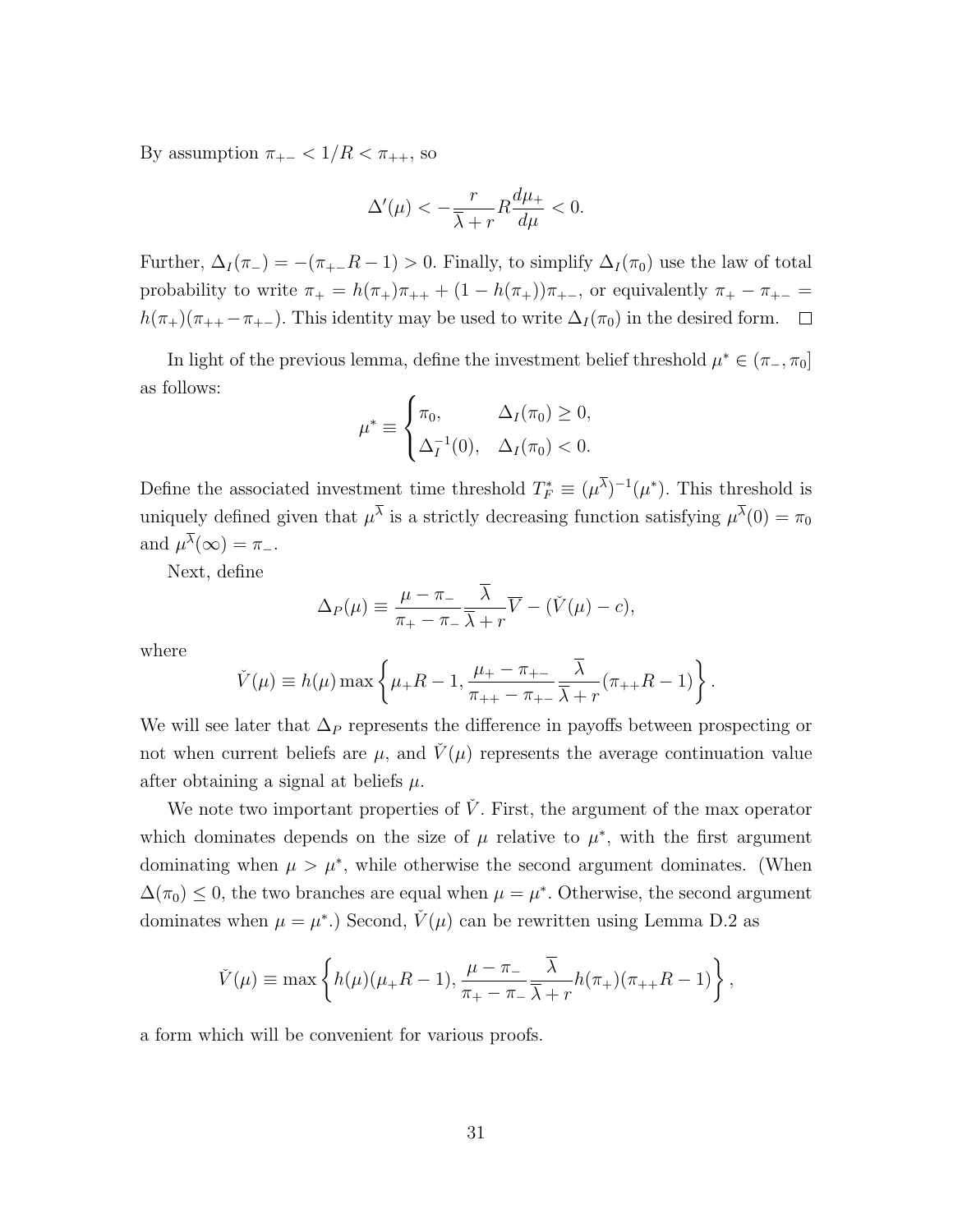By assumption $\pi_{+-} < 1/R < \pi_{++}$, so

$$\Delta'(\mu) < -\frac{r}{\overline{\lambda}+r} R \frac{d\mu_+}{d\mu} < 0.$$

Further, $\Delta_I(\pi_-) = -(\pi_{+-}R - 1) > 0$. Finally, to simplify $\Delta_I(\pi_0)$ use the law of total probability to write $\pi_+ = h(\pi_+)\pi_{++} + (1 - h(\pi_+))\pi_{+-}$, or equivalently $\pi_+ - \pi_{+-} = h(\pi_+)(\pi_{++} - \pi_{+-})$. This identity may be used to write $\Delta_I(\pi_0)$ in the desired form. $\square$

In light of the previous lemma, define the investment belief threshold $\mu^* \in (\pi_-, \pi_0]$ as follows:

$$\mu^* \equiv \begin{cases} \pi_0, & \Delta_I(\pi_0) \geq 0, \\ \Delta_I^{-1}(0), & \Delta_I(\pi_0) < 0. \end{cases}$$

Define the associated investment time threshold $T_F^* \equiv (\mu^{\overline{\lambda}})^{-1}(\mu^*)$. This threshold is uniquely defined given that $\mu^{\overline{\lambda}}$ is a strictly decreasing function satisfying $\mu^{\overline{\lambda}}(0) = \pi_0$ and $\mu^{\overline{\lambda}}(\infty) = \pi_-$.

Next, define

$$\Delta_P(\mu) \equiv \frac{\mu - \pi_-}{\pi_+ - \pi_-} \frac{\overline{\lambda}}{\overline{\lambda}+r} \overline{V} - (\check{V}(\mu) - c),$$

where

$$\check{V}(\mu) \equiv h(\mu) \max\left\{\mu_+ R - 1, \frac{\mu_+ - \pi_{+-}}{\pi_{++} - \pi_{+-}} \frac{\overline{\lambda}}{\overline{\lambda}+r}(\pi_{++}R - 1)\right\}.$$

We will see later that $\Delta_P$ represents the difference in payoffs between prospecting or not when current beliefs are $\mu$, and $\check{V}(\mu)$ represents the average continuation value after obtaining a signal at beliefs $\mu$.

We note two important properties of $\check{V}$. First, the argument of the max operator which dominates depends on the size of $\mu$ relative to $\mu^*$, with the first argument dominating when $\mu > \mu^*$, while otherwise the second argument dominates. (When $\Delta(\pi_0) \leq 0$, the two branches are equal when $\mu = \mu^*$. Otherwise, the second argument dominates when $\mu = \mu^*$.) Second, $\check{V}(\mu)$ can be rewritten using Lemma D.2 as

$$\check{V}(\mu) \equiv \max\left\{h(\mu)(\mu_+ R - 1), \frac{\mu - \pi_-}{\pi_+ - \pi_-} \frac{\overline{\lambda}}{\overline{\lambda}+r} h(\pi_+)(\pi_{++}R - 1)\right\},$$

a form which will be convenient for various proofs.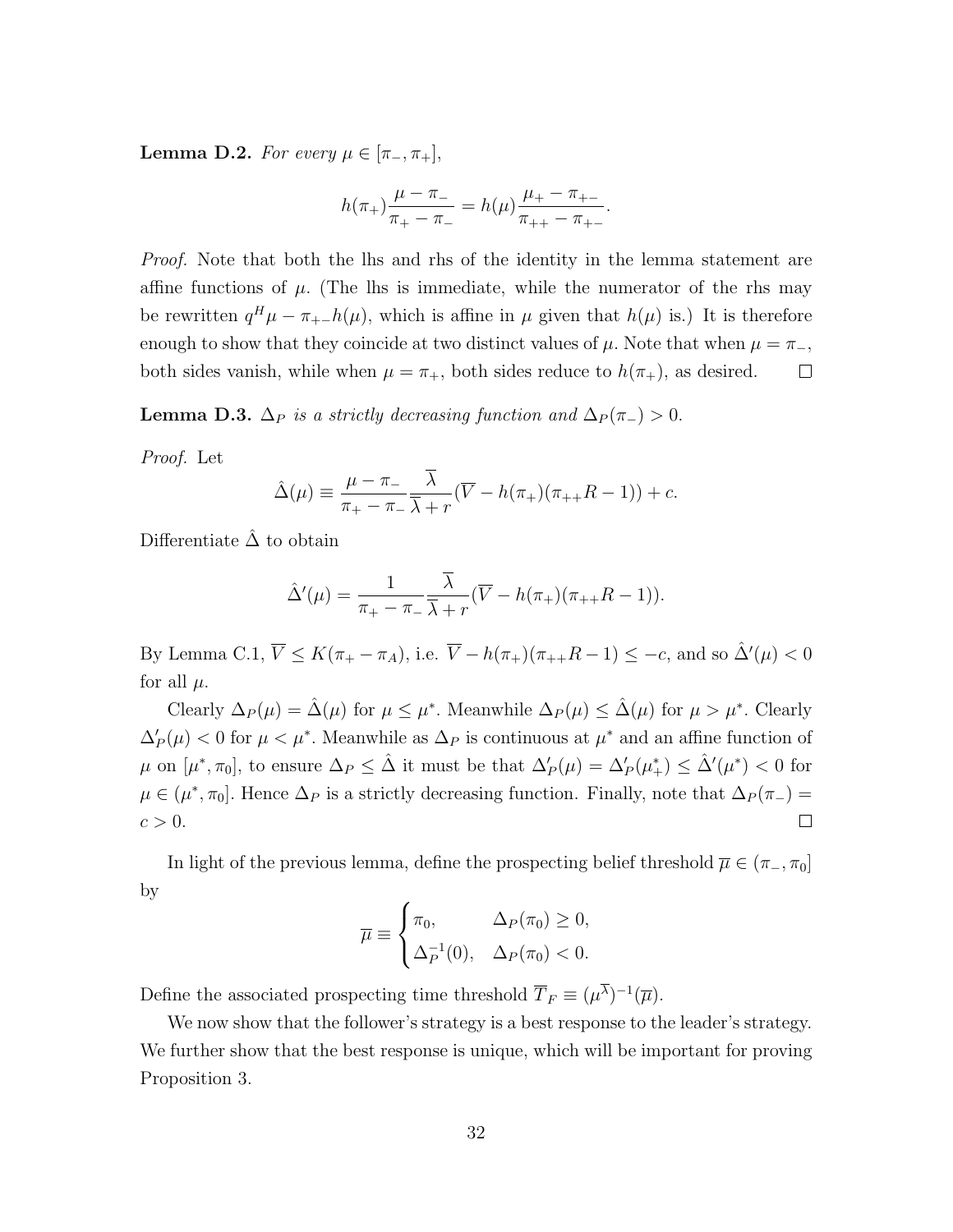**Lemma D.2.** *For every $\mu \in [\pi_-, \pi_+]$,*

$$h(\pi_+)\frac{\mu - \pi_-}{\pi_+ - \pi_-} = h(\mu)\frac{\mu_+ - \pi_{+-}}{\pi_{++} - \pi_{+-}}.$$

*Proof.* Note that both the lhs and rhs of the identity in the lemma statement are affine functions of $\mu$. (The lhs is immediate, while the numerator of the rhs may be rewritten $q^H\mu - \pi_{+-}h(\mu)$, which is affine in $\mu$ given that $h(\mu)$ is.) It is therefore enough to show that they coincide at two distinct values of $\mu$. Note that when $\mu = \pi_-$, both sides vanish, while when $\mu = \pi_+$, both sides reduce to $h(\pi_+)$, as desired. □

**Lemma D.3.** *$\Delta_P$ is a strictly decreasing function and $\Delta_P(\pi_-) > 0$.*

*Proof.* Let

$$\hat{\Delta}(\mu) \equiv \frac{\mu - \pi_-}{\pi_+ - \pi_-}\frac{\overline{\lambda}}{\overline{\lambda} + r}(\overline{V} - h(\pi_+)(\pi_{++}R - 1)) + c.$$

Differentiate $\hat{\Delta}$ to obtain

$$\hat{\Delta}'(\mu) = \frac{1}{\pi_+ - \pi_-}\frac{\overline{\lambda}}{\overline{\lambda} + r}(\overline{V} - h(\pi_+)(\pi_{++}R - 1)).$$

By Lemma C.1, $\overline{V} \leq K(\pi_+ - \pi_A)$, i.e. $\overline{V} - h(\pi_+)(\pi_{++}R - 1) \leq -c$, and so $\hat{\Delta}'(\mu) < 0$ for all $\mu$.

Clearly $\Delta_P(\mu) = \hat{\Delta}(\mu)$ for $\mu \leq \mu^*$. Meanwhile $\Delta_P(\mu) \leq \hat{\Delta}(\mu)$ for $\mu > \mu^*$. Clearly $\Delta_P'(\mu) < 0$ for $\mu < \mu^*$. Meanwhile as $\Delta_P$ is continuous at $\mu^*$ and an affine function of $\mu$ on $[\mu^*, \pi_0]$, to ensure $\Delta_P \leq \hat{\Delta}$ it must be that $\Delta_P'(\mu) = \Delta_P'(\mu^*_+) \leq \hat{\Delta}'(\mu^*) < 0$ for $\mu \in (\mu^*, \pi_0]$. Hence $\Delta_P$ is a strictly decreasing function. Finally, note that $\Delta_P(\pi_-) = c > 0$. □

In light of the previous lemma, define the prospecting belief threshold $\overline{\mu} \in (\pi_-, \pi_0]$ by

$$\overline{\mu} \equiv \begin{cases} \pi_0, & \Delta_P(\pi_0) \geq 0, \\ \Delta_P^{-1}(0), & \Delta_P(\pi_0) < 0. \end{cases}$$

Define the associated prospecting time threshold $\overline{T}_F \equiv (\mu^{\overline{\lambda}})^{-1}(\overline{\mu})$.

We now show that the follower's strategy is a best response to the leader's strategy. We further show that the best response is unique, which will be important for proving Proposition 3.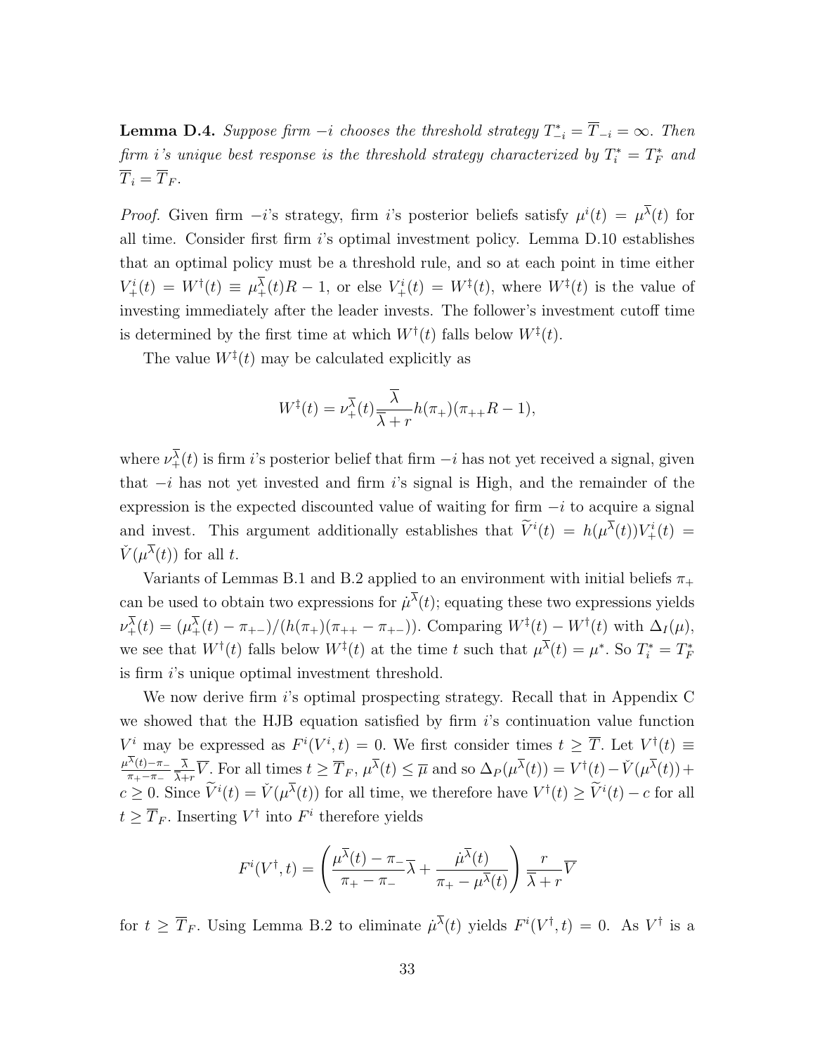**Lemma D.4.** *Suppose firm $-i$ chooses the threshold strategy $T^*_{-i} = \overline{T}_{-i} = \infty$. Then firm $i$'s unique best response is the threshold strategy characterized by $T^*_i = T^*_F$ and $\overline{T}_i = \overline{T}_F$.*

*Proof.* Given firm $-i$'s strategy, firm $i$'s posterior beliefs satisfy $\mu^i(t) = \mu^{\overline{\lambda}}(t)$ for all time. Consider first firm $i$'s optimal investment policy. Lemma D.10 establishes that an optimal policy must be a threshold rule, and so at each point in time either $V^i_+(t) = W^\dagger(t) \equiv \mu^{\overline{\lambda}}_+(t)R - 1$, or else $V^i_+(t) = W^\ddagger(t)$, where $W^\ddagger(t)$ is the value of investing immediately after the leader invests. The follower's investment cutoff time is determined by the first time at which $W^\dagger(t)$ falls below $W^\ddagger(t)$.

The value $W^\ddagger(t)$ may be calculated explicitly as

$$W^\ddagger(t) = \nu^{\overline{\lambda}}_+(t)\frac{\overline{\lambda}}{\overline{\lambda}+r}h(\pi_+)(\pi_{++}R - 1),$$

where $\nu^{\overline{\lambda}}_+(t)$ is firm $i$'s posterior belief that firm $-i$ has not yet received a signal, given that $-i$ has not yet invested and firm $i$'s signal is High, and the remainder of the expression is the expected discounted value of waiting for firm $-i$ to acquire a signal and invest. This argument additionally establishes that $\widetilde{V}^i(t) = h(\mu^{\overline{\lambda}}(t))V^i_+(t) = \check{V}(\mu^{\overline{\lambda}}(t))$ for all $t$.

Variants of Lemmas B.1 and B.2 applied to an environment with initial beliefs $\pi_+$ can be used to obtain two expressions for $\dot{\mu}^{\overline{\lambda}}(t)$; equating these two expressions yields $\nu^{\overline{\lambda}}_+(t) = (\mu^{\overline{\lambda}}_+(t) - \pi_{+-})/(h(\pi_+)(\pi_{++} - \pi_{+-}))$. Comparing $W^\ddagger(t) - W^\dagger(t)$ with $\Delta_I(\mu)$, we see that $W^\dagger(t)$ falls below $W^\ddagger(t)$ at the time $t$ such that $\mu^{\overline{\lambda}}(t) = \mu^*$. So $T^*_i = T^*_F$ is firm $i$'s unique optimal investment threshold.

We now derive firm $i$'s optimal prospecting strategy. Recall that in Appendix C we showed that the HJB equation satisfied by firm $i$'s continuation value function $V^i$ may be expressed as $F^i(V^i, t) = 0$. We first consider times $t \geq \overline{T}$. Let $V^\dagger(t) \equiv \frac{\mu^{\overline{\lambda}}(t) - \pi_-}{\pi_+ - \pi_-}\frac{\overline{\lambda}}{\overline{\lambda}+r}\overline{V}$. For all times $t \geq \overline{T}_F$, $\mu^{\overline{\lambda}}(t) \leq \overline{\mu}$ and so $\Delta_P(\mu^{\overline{\lambda}}(t)) = V^\dagger(t) - \check{V}(\mu^{\overline{\lambda}}(t)) + c \geq 0$. Since $\widetilde{V}^i(t) = \check{V}(\mu^{\overline{\lambda}}(t))$ for all time, we therefore have $V^\dagger(t) \geq \widetilde{V}^i(t) - c$ for all $t \geq \overline{T}_F$. Inserting $V^\dagger$ into $F^i$ therefore yields

$$F^i(V^\dagger, t) = \left(\frac{\mu^{\overline{\lambda}}(t) - \pi_-}{\pi_+ - \pi_-}\overline{\lambda} + \frac{\dot{\mu}^{\overline{\lambda}}(t)}{\pi_+ - \mu^{\overline{\lambda}}(t)}\right)\frac{r}{\overline{\lambda}+r}\overline{V}$$

for $t \geq \overline{T}_F$. Using Lemma B.2 to eliminate $\dot{\mu}^{\overline{\lambda}}(t)$ yields $F^i(V^\dagger, t) = 0$. As $V^\dagger$ is a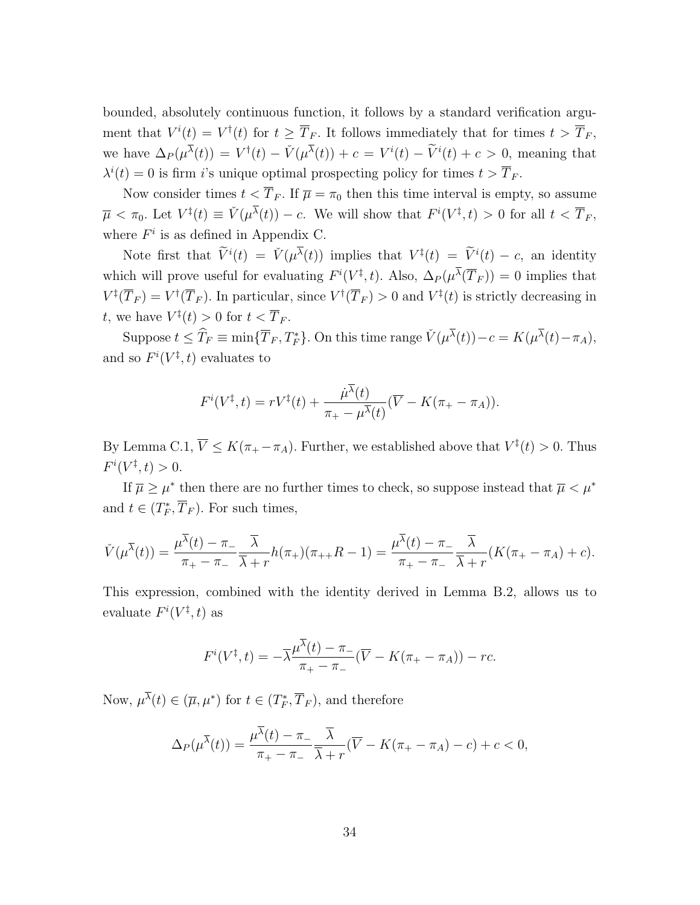bounded, absolutely continuous function, it follows by a standard verification argument that $V^i(t) = V^\dagger(t)$ for $t \geq \overline{T}_F$. It follows immediately that for times $t > \overline{T}_F$, we have $\Delta_P(\mu^{\overline{\lambda}}(t)) = V^\dagger(t) - \check{V}(\mu^{\overline{\lambda}}(t)) + c = V^i(t) - \widetilde{V}^i(t) + c > 0$, meaning that $\lambda^i(t) = 0$ is firm $i$'s unique optimal prospecting policy for times $t > \overline{T}_F$.

Now consider times $t < \overline{T}_F$. If $\overline{\mu} = \pi_0$ then this time interval is empty, so assume $\overline{\mu} < \pi_0$. Let $V^\ddagger(t) \equiv \check{V}(\mu^{\overline{\lambda}}(t)) - c$. We will show that $F^i(V^\ddagger, t) > 0$ for all $t < \overline{T}_F$, where $F^i$ is as defined in Appendix C.

Note first that $\widetilde{V}^i(t) = \check{V}(\mu^{\overline{\lambda}}(t))$ implies that $V^\ddagger(t) = \widetilde{V}^i(t) - c$, an identity which will prove useful for evaluating $F^i(V^\ddagger, t)$. Also, $\Delta_P(\mu^{\overline{\lambda}}(\overline{T}_F)) = 0$ implies that $V^\ddagger(\overline{T}_F) = V^\dagger(\overline{T}_F)$. In particular, since $V^\dagger(\overline{T}_F) > 0$ and $V^\ddagger(t)$ is strictly decreasing in $t$, we have $V^\ddagger(t) > 0$ for $t < \overline{T}_F$.

Suppose $t \leq \widehat{T}_F \equiv \min\{\overline{T}_F, T_F^*\}$. On this time range $\check{V}(\mu^{\overline{\lambda}}(t)) - c = K(\mu^{\overline{\lambda}}(t) - \pi_A)$, and so $F^i(V^\ddagger, t)$ evaluates to

$$F^i(V^\ddagger, t) = rV^\ddagger(t) + \frac{\dot{\mu}^{\overline{\lambda}}(t)}{\pi_+ - \mu^{\overline{\lambda}}(t)}(\overline{V} - K(\pi_+ - \pi_A)).$$

By Lemma C.1, $\overline{V} \leq K(\pi_+ - \pi_A)$. Further, we established above that $V^\ddagger(t) > 0$. Thus $F^i(V^\ddagger, t) > 0$.

If $\overline{\mu} \geq \mu^*$ then there are no further times to check, so suppose instead that $\overline{\mu} < \mu^*$ and $t \in (T_F^*, \overline{T}_F)$. For such times,

$$\check{V}(\mu^{\overline{\lambda}}(t)) = \frac{\mu^{\overline{\lambda}}(t) - \pi_-}{\pi_+ - \pi_-}\frac{\overline{\lambda}}{\overline{\lambda} + r}h(\pi_+)(\pi_{++}R - 1) = \frac{\mu^{\overline{\lambda}}(t) - \pi_-}{\pi_+ - \pi_-}\frac{\overline{\lambda}}{\overline{\lambda} + r}(K(\pi_+ - \pi_A) + c).$$

This expression, combined with the identity derived in Lemma B.2, allows us to evaluate $F^i(V^\ddagger, t)$ as

$$F^i(V^\ddagger, t) = -\overline{\lambda}\frac{\mu^{\overline{\lambda}}(t) - \pi_-}{\pi_+ - \pi_-}(\overline{V} - K(\pi_+ - \pi_A)) - rc.$$

Now, $\mu^{\overline{\lambda}}(t) \in (\overline{\mu}, \mu^*)$ for $t \in (T_F^*, \overline{T}_F)$, and therefore

$$\Delta_P(\mu^{\overline{\lambda}}(t)) = \frac{\mu^{\overline{\lambda}}(t) - \pi_-}{\pi_+ - \pi_-}\frac{\overline{\lambda}}{\overline{\lambda} + r}(\overline{V} - K(\pi_+ - \pi_A) - c) + c < 0,$$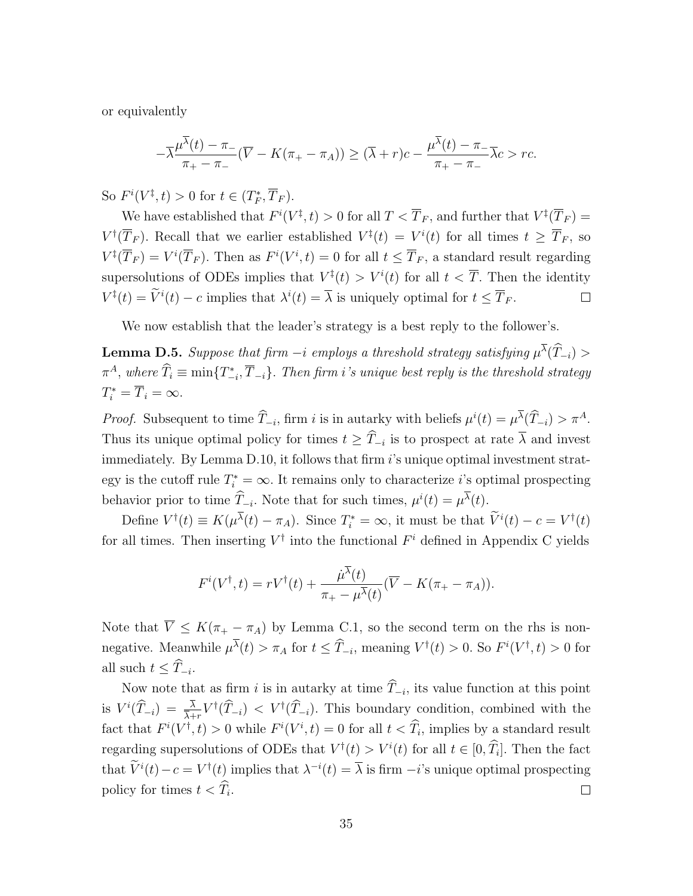or equivalently

$$-\overline{\lambda}\frac{\mu^{\overline{\lambda}}(t)-\pi_-}{\pi_+-\pi_-}(\overline{V}-K(\pi_+-\pi_A))\geq(\overline{\lambda}+r)c-\frac{\mu^{\overline{\lambda}}(t)-\pi_-}{\pi_+-\pi_-}\overline{\lambda}c>rc.$$

So $F^i(V^{\ddagger},t)>0$ for $t\in(T_F^*,\overline{T}_F)$.

We have established that $F^i(V^{\ddagger},t)>0$ for all $T<\overline{T}_F$, and further that $V^{\ddagger}(\overline{T}_F)=V^{\dagger}(\overline{T}_F)$. Recall that we earlier established $V^{\ddagger}(t)=V^i(t)$ for all times $t\geq\overline{T}_F$, so $V^{\ddagger}(\overline{T}_F)=V^i(\overline{T}_F)$. Then as $F^i(V^i,t)=0$ for all $t\leq\overline{T}_F$, a standard result regarding supersolutions of ODEs implies that $V^{\ddagger}(t)>V^i(t)$ for all $t<\overline{T}$. Then the identity $V^{\ddagger}(t)=\widetilde{V}^i(t)-c$ implies that $\lambda^i(t)=\overline{\lambda}$ is uniquely optimal for $t\leq\overline{T}_F$. $\square$

We now establish that the leader's strategy is a best reply to the follower's.

**Lemma D.5.** *Suppose that firm $-i$ employs a threshold strategy satisfying $\mu^{\overline{\lambda}}(\widehat{T}_{-i})>\pi^A$, where $\widehat{T}_i\equiv\min\{T_{-i}^*,\overline{T}_{-i}\}$. Then firm $i$'s unique best reply is the threshold strategy $T_i^*=\overline{T}_i=\infty$.*

*Proof.* Subsequent to time $\widehat{T}_{-i}$, firm $i$ is in autarky with beliefs $\mu^i(t)=\mu^{\overline{\lambda}}(\widehat{T}_{-i})>\pi^A$. Thus its unique optimal policy for times $t\geq\widehat{T}_{-i}$ is to prospect at rate $\overline{\lambda}$ and invest immediately. By Lemma D.10, it follows that firm $i$'s unique optimal investment strategy is the cutoff rule $T_i^*=\infty$. It remains only to characterize $i$'s optimal prospecting behavior prior to time $\widehat{T}_{-i}$. Note that for such times, $\mu^i(t)=\mu^{\overline{\lambda}}(t)$.

Define $V^{\dagger}(t)\equiv K(\mu^{\overline{\lambda}}(t)-\pi_A)$. Since $T_i^*=\infty$, it must be that $\widetilde{V}^i(t)-c=V^{\dagger}(t)$ for all times. Then inserting $V^{\dagger}$ into the functional $F^i$ defined in Appendix C yields

$$F^i(V^{\dagger},t)=rV^{\dagger}(t)+\frac{\dot{\mu}^{\overline{\lambda}}(t)}{\pi_+-\mu^{\overline{\lambda}}(t)}(\overline{V}-K(\pi_+-\pi_A)).$$

Note that $\overline{V}\leq K(\pi_+-\pi_A)$ by Lemma C.1, so the second term on the rhs is non-negative. Meanwhile $\mu^{\overline{\lambda}}(t)>\pi_A$ for $t\leq\widehat{T}_{-i}$, meaning $V^{\dagger}(t)>0$. So $F^i(V^{\dagger},t)>0$ for all such $t\leq\widehat{T}_{-i}$.

Now note that as firm $i$ is in autarky at time $\widehat{T}_{-i}$, its value function at this point is $V^i(\widehat{T}_{-i})=\frac{\overline{\lambda}}{\overline{\lambda}+r}V^{\dagger}(\widehat{T}_{-i})<V^{\dagger}(\widehat{T}_{-i})$. This boundary condition, combined with the fact that $F^i(V^{\dagger},t)>0$ while $F^i(V^i,t)=0$ for all $t<\widehat{T}_i$, implies by a standard result regarding supersolutions of ODEs that $V^{\dagger}(t)>V^i(t)$ for all $t\in[0,\widehat{T}_i]$. Then the fact that $\widetilde{V}^i(t)-c=V^{\dagger}(t)$ implies that $\lambda^{-i}(t)=\overline{\lambda}$ is firm $-i$'s unique optimal prospecting policy for times $t<\widehat{T}_i$. $\square$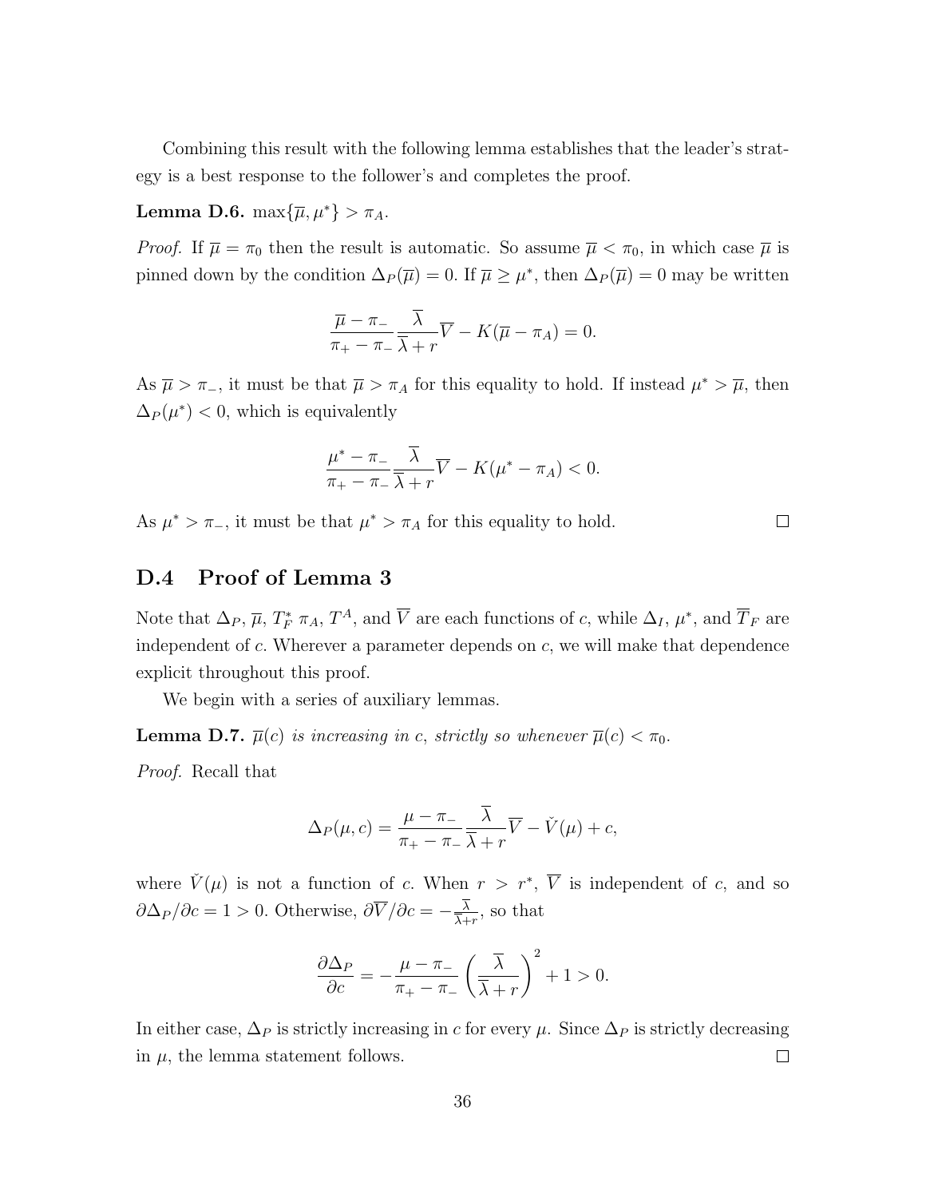Combining this result with the following lemma establishes that the leader's strategy is a best response to the follower's and completes the proof.

**Lemma D.6.** $\max\{\overline{\mu}, \mu^*\} > \pi_A$.

*Proof.* If $\overline{\mu} = \pi_0$ then the result is automatic. So assume $\overline{\mu} < \pi_0$, in which case $\overline{\mu}$ is pinned down by the condition $\Delta_P(\overline{\mu}) = 0$. If $\overline{\mu} \geq \mu^*$, then $\Delta_P(\overline{\mu}) = 0$ may be written

$$\frac{\overline{\mu} - \pi_-}{\pi_+ - \pi_-} \frac{\overline{\lambda}}{\overline{\lambda} + r} \overline{V} - K(\overline{\mu} - \pi_A) = 0.$$

As $\overline{\mu} > \pi_-$, it must be that $\overline{\mu} > \pi_A$ for this equality to hold. If instead $\mu^* > \overline{\mu}$, then $\Delta_P(\mu^*) < 0$, which is equivalently

$$\frac{\mu^* - \pi_-}{\pi_+ - \pi_-} \frac{\overline{\lambda}}{\overline{\lambda} + r} \overline{V} - K(\mu^* - \pi_A) < 0.$$

As $\mu^* > \pi_-$, it must be that $\mu^* > \pi_A$ for this equality to hold. $\square$

## D.4 Proof of Lemma 3

Note that $\Delta_P$, $\overline{\mu}$, $T_F^*$ $\pi_A$, $T^A$, and $\overline{V}$ are each functions of $c$, while $\Delta_I$, $\mu^*$, and $\overline{T}_F$ are independent of $c$. Wherever a parameter depends on $c$, we will make that dependence explicit throughout this proof.

We begin with a series of auxiliary lemmas.

**Lemma D.7.** *$\overline{\mu}(c)$ is increasing in $c$, strictly so whenever $\overline{\mu}(c) < \pi_0$.*

*Proof.* Recall that

$$\Delta_P(\mu, c) = \frac{\mu - \pi_-}{\pi_+ - \pi_-} \frac{\overline{\lambda}}{\overline{\lambda} + r} \overline{V} - \check{V}(\mu) + c,$$

where $\check{V}(\mu)$ is not a function of $c$. When $r > r^*$, $\overline{V}$ is independent of $c$, and so $\partial \Delta_P / \partial c = 1 > 0$. Otherwise, $\partial \overline{V} / \partial c = -\frac{\overline{\lambda}}{\overline{\lambda}+r}$, so that

$$\frac{\partial \Delta_P}{\partial c} = -\frac{\mu - \pi_-}{\pi_+ - \pi_-} \left( \frac{\overline{\lambda}}{\overline{\lambda} + r} \right)^2 + 1 > 0.$$

In either case, $\Delta_P$ is strictly increasing in $c$ for every $\mu$. Since $\Delta_P$ is strictly decreasing in $\mu$, the lemma statement follows. $\square$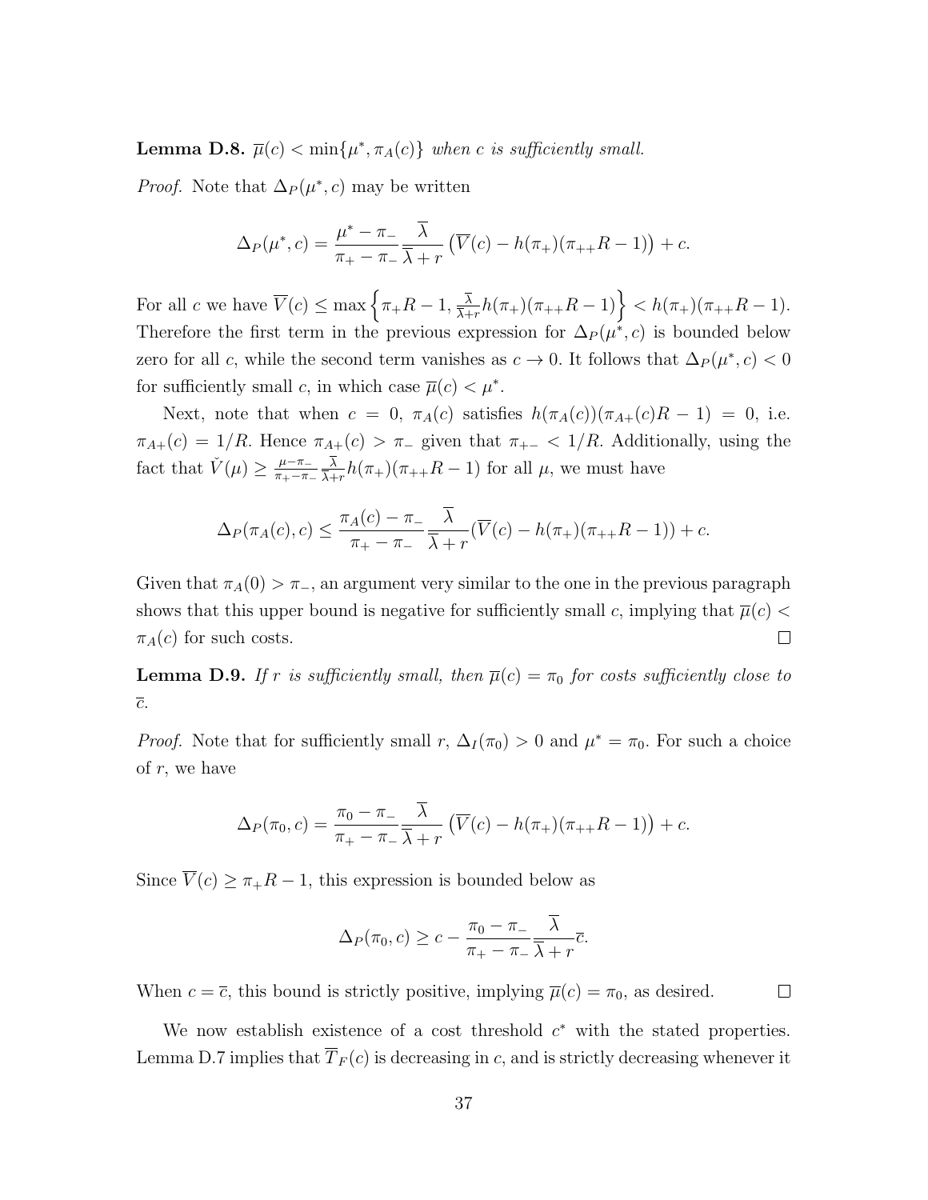**Lemma D.8.** *$\overline{\mu}(c) < \min\{\mu^*, \pi_A(c)\}$ when $c$ is sufficiently small.*

*Proof.* Note that $\Delta_P(\mu^*, c)$ may be written

$$\Delta_P(\mu^*, c) = \frac{\mu^* - \pi_-}{\pi_+ - \pi_-} \frac{\overline{\lambda}}{\overline{\lambda} + r} \left(\overline{V}(c) - h(\pi_+)(\pi_{++}R - 1)\right) + c.$$

For all $c$ we have $\overline{V}(c) \leq \max\left\{\pi_+ R - 1, \frac{\overline{\lambda}}{\overline{\lambda}+r} h(\pi_+)(\pi_{++}R - 1)\right\} < h(\pi_+)(\pi_{++}R - 1)$. Therefore the first term in the previous expression for $\Delta_P(\mu^*, c)$ is bounded below zero for all $c$, while the second term vanishes as $c \to 0$. It follows that $\Delta_P(\mu^*, c) < 0$ for sufficiently small $c$, in which case $\overline{\mu}(c) < \mu^*$.

Next, note that when $c = 0$, $\pi_A(c)$ satisfies $h(\pi_A(c))(\pi_{A+}(c)R - 1) = 0$, i.e. $\pi_{A+}(c) = 1/R$. Hence $\pi_{A+}(c) > \pi_-$ given that $\pi_{+-} < 1/R$. Additionally, using the fact that $\check{V}(\mu) \geq \frac{\mu - \pi_-}{\pi_+ - \pi_-} \frac{\overline{\lambda}}{\overline{\lambda}+r} h(\pi_+)(\pi_{++}R - 1)$ for all $\mu$, we must have

$$\Delta_P(\pi_A(c), c) \leq \frac{\pi_A(c) - \pi_-}{\pi_+ - \pi_-} \frac{\overline{\lambda}}{\overline{\lambda} + r} (\overline{V}(c) - h(\pi_+)(\pi_{++}R - 1)) + c.$$

Given that $\pi_A(0) > \pi_-$, an argument very similar to the one in the previous paragraph shows that this upper bound is negative for sufficiently small $c$, implying that $\overline{\mu}(c) < \pi_A(c)$ for such costs. $\square$

**Lemma D.9.** *If $r$ is sufficiently small, then $\overline{\mu}(c) = \pi_0$ for costs sufficiently close to $\overline{c}$.*

*Proof.* Note that for sufficiently small $r$, $\Delta_I(\pi_0) > 0$ and $\mu^* = \pi_0$. For such a choice of $r$, we have

$$\Delta_P(\pi_0, c) = \frac{\pi_0 - \pi_-}{\pi_+ - \pi_-} \frac{\overline{\lambda}}{\overline{\lambda} + r} \left(\overline{V}(c) - h(\pi_+)(\pi_{++}R - 1)\right) + c.$$

Since $\overline{V}(c) \geq \pi_+ R - 1$, this expression is bounded below as

$$\Delta_P(\pi_0, c) \geq c - \frac{\pi_0 - \pi_-}{\pi_+ - \pi_-} \frac{\overline{\lambda}}{\overline{\lambda} + r} \overline{c}.$$

When $c = \overline{c}$, this bound is strictly positive, implying $\overline{\mu}(c) = \pi_0$, as desired. $\square$

We now establish existence of a cost threshold $c^*$ with the stated properties. Lemma D.7 implies that $\overline{T}_F(c)$ is decreasing in $c$, and is strictly decreasing whenever it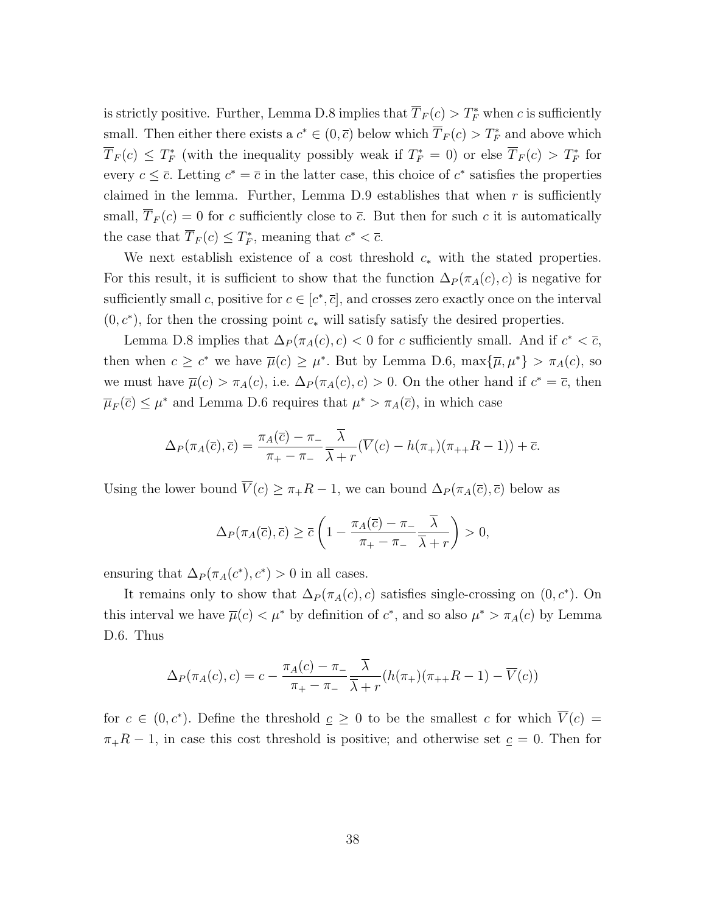is strictly positive. Further, Lemma D.8 implies that $\overline{T}_F(c) > T_F^*$ when $c$ is sufficiently small. Then either there exists a $c^* \in (0, \overline{c})$ below which $\overline{T}_F(c) > T_F^*$ and above which $\overline{T}_F(c) \leq T_F^*$ (with the inequality possibly weak if $T_F^* = 0$) or else $\overline{T}_F(c) > T_F^*$ for every $c \leq \overline{c}$. Letting $c^* = \overline{c}$ in the latter case, this choice of $c^*$ satisfies the properties claimed in the lemma. Further, Lemma D.9 establishes that when $r$ is sufficiently small, $\overline{T}_F(c) = 0$ for $c$ sufficiently close to $\overline{c}$. But then for such $c$ it is automatically the case that $\overline{T}_F(c) \leq T_F^*$, meaning that $c^* < \overline{c}$.

We next establish existence of a cost threshold $c_*$ with the stated properties. For this result, it is sufficient to show that the function $\Delta_P(\pi_A(c), c)$ is negative for sufficiently small $c$, positive for $c \in [c^*, \overline{c}]$, and crosses zero exactly once on the interval $(0, c^*)$, for then the crossing point $c_*$ will satisfy satisfy the desired properties.

Lemma D.8 implies that $\Delta_P(\pi_A(c), c) < 0$ for $c$ sufficiently small. And if $c^* < \overline{c}$, then when $c \geq c^*$ we have $\overline{\mu}(c) \geq \mu^*$. But by Lemma D.6, $\max\{\overline{\mu}, \mu^*\} > \pi_A(c)$, so we must have $\overline{\mu}(c) > \pi_A(c)$, i.e. $\Delta_P(\pi_A(c), c) > 0$. On the other hand if $c^* = \overline{c}$, then $\overline{\mu}_F(\overline{c}) \leq \mu^*$ and Lemma D.6 requires that $\mu^* > \pi_A(\overline{c})$, in which case

$$\Delta_P(\pi_A(\overline{c}), \overline{c}) = \frac{\pi_A(\overline{c}) - \pi_-}{\pi_+ - \pi_-} \frac{\overline{\lambda}}{\overline{\lambda} + r} (\overline{V}(c) - h(\pi_+)(\pi_{++}R - 1)) + \overline{c}.$$

Using the lower bound $\overline{V}(c) \geq \pi_+ R - 1$, we can bound $\Delta_P(\pi_A(\overline{c}), \overline{c})$ below as

$$\Delta_P(\pi_A(\overline{c}), \overline{c}) \geq \overline{c} \left(1 - \frac{\pi_A(\overline{c}) - \pi_-}{\pi_+ - \pi_-} \frac{\overline{\lambda}}{\overline{\lambda} + r}\right) > 0,$$

ensuring that $\Delta_P(\pi_A(c^*), c^*) > 0$ in all cases.

It remains only to show that $\Delta_P(\pi_A(c), c)$ satisfies single-crossing on $(0, c^*)$. On this interval we have $\overline{\mu}(c) < \mu^*$ by definition of $c^*$, and so also $\mu^* > \pi_A(c)$ by Lemma D.6. Thus

$$\Delta_P(\pi_A(c), c) = c - \frac{\pi_A(c) - \pi_-}{\pi_+ - \pi_-} \frac{\overline{\lambda}}{\overline{\lambda} + r} (h(\pi_+)(\pi_{++}R - 1) - \overline{V}(c))$$

for $c \in (0, c^*)$. Define the threshold $\underline{c} \geq 0$ to be the smallest $c$ for which $\overline{V}(c) = \pi_+ R - 1$, in case this cost threshold is positive; and otherwise set $\underline{c} = 0$. Then for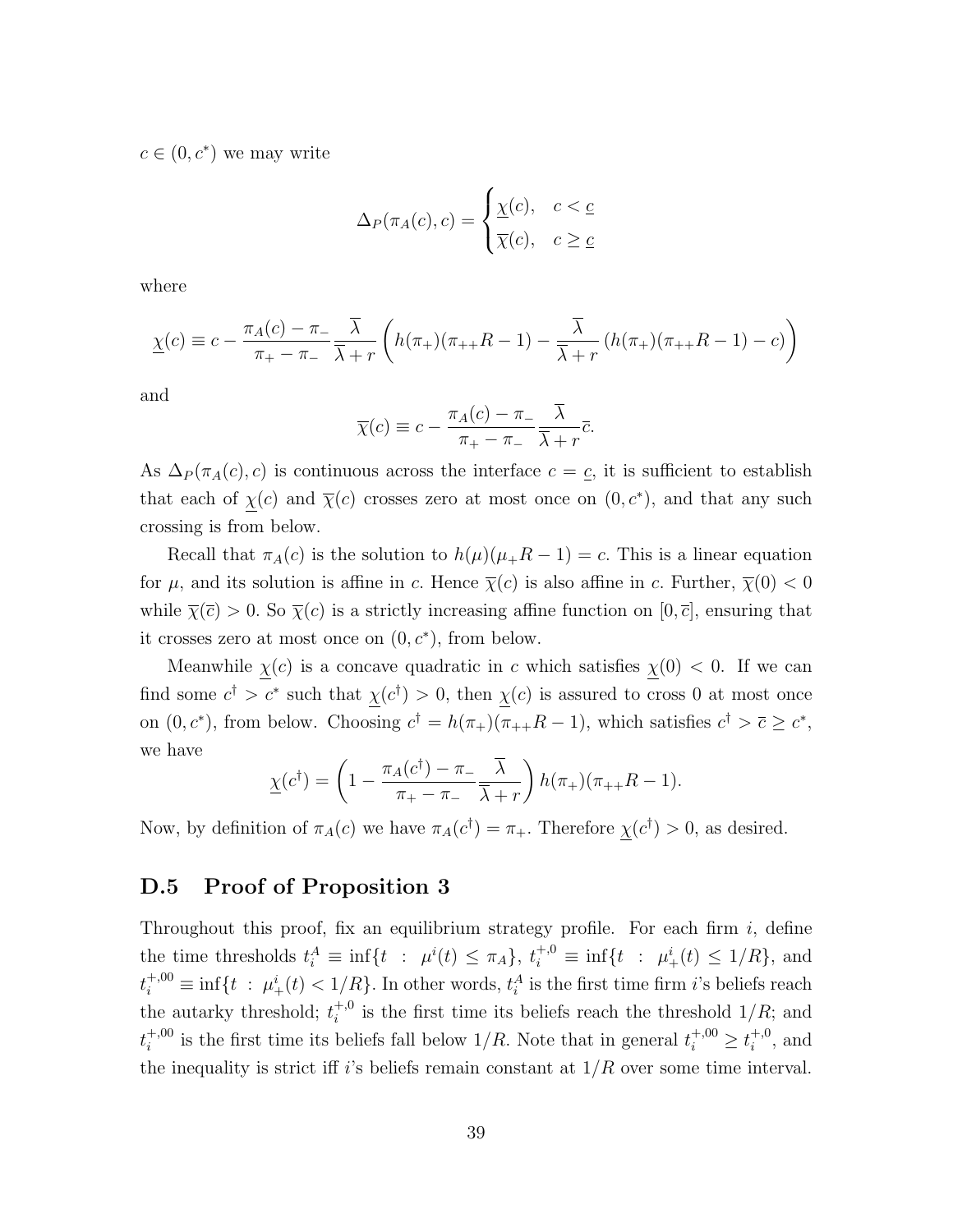$c \in (0, c^*)$ we may write

$$\Delta_P(\pi_A(c), c) = \begin{cases} \underline{\chi}(c), & c < \underline{c} \\ \overline{\chi}(c), & c \geq \underline{c} \end{cases}$$

where

$$\underline{\chi}(c) \equiv c - \frac{\pi_A(c) - \pi_-}{\pi_+ - \pi_-} \frac{\overline{\lambda}}{\overline{\lambda} + r} \left( h(\pi_+)(\pi_{++}R - 1) - \frac{\overline{\lambda}}{\overline{\lambda} + r} \left( h(\pi_+)(\pi_{++}R - 1) - c \right) \right)$$

and

$$\overline{\chi}(c) \equiv c - \frac{\pi_A(c) - \pi_-}{\pi_+ - \pi_-} \frac{\overline{\lambda}}{\overline{\lambda} + r} \overline{c}.$$

As $\Delta_P(\pi_A(c), c)$ is continuous across the interface $c = \underline{c}$, it is sufficient to establish that each of $\underline{\chi}(c)$ and $\overline{\chi}(c)$ crosses zero at most once on $(0, c^*)$, and that any such crossing is from below.

Recall that $\pi_A(c)$ is the solution to $h(\mu)(\mu_+ R - 1) = c$. This is a linear equation for $\mu$, and its solution is affine in $c$. Hence $\overline{\chi}(c)$ is also affine in $c$. Further, $\overline{\chi}(0) < 0$ while $\overline{\chi}(\overline{c}) > 0$. So $\overline{\chi}(c)$ is a strictly increasing affine function on $[0, \overline{c}]$, ensuring that it crosses zero at most once on $(0, c^*)$, from below.

Meanwhile $\underline{\chi}(c)$ is a concave quadratic in $c$ which satisfies $\underline{\chi}(0) < 0$. If we can find some $c^\dagger > c^*$ such that $\underline{\chi}(c^\dagger) > 0$, then $\underline{\chi}(c)$ is assured to cross 0 at most once on $(0, c^*)$, from below. Choosing $c^\dagger = h(\pi_+)(\pi_{++}R - 1)$, which satisfies $c^\dagger > \overline{c} \geq c^*$, we have

$$\underline{\chi}(c^\dagger) = \left( 1 - \frac{\pi_A(c^\dagger) - \pi_-}{\pi_+ - \pi_-} \frac{\overline{\lambda}}{\overline{\lambda} + r} \right) h(\pi_+)(\pi_{++}R - 1).$$

Now, by definition of $\pi_A(c)$ we have $\pi_A(c^\dagger) = \pi_+$. Therefore $\underline{\chi}(c^\dagger) > 0$, as desired.

## D.5 Proof of Proposition 3

Throughout this proof, fix an equilibrium strategy profile. For each firm $i$, define the time thresholds $t_i^A \equiv \inf\{t \ : \ \mu^i(t) \leq \pi_A\}$, $t_i^{+,0} \equiv \inf\{t \ : \ \mu_+^i(t) \leq 1/R\}$, and $t_i^{+,00} \equiv \inf\{t \ : \ \mu_+^i(t) < 1/R\}$. In other words, $t_i^A$ is the first time firm $i$'s beliefs reach the autarky threshold; $t_i^{+,0}$ is the first time its beliefs reach the threshold $1/R$; and $t_i^{+,00}$ is the first time its beliefs fall below $1/R$. Note that in general $t_i^{+,00} \geq t_i^{+,0}$, and the inequality is strict iff $i$'s beliefs remain constant at $1/R$ over some time interval.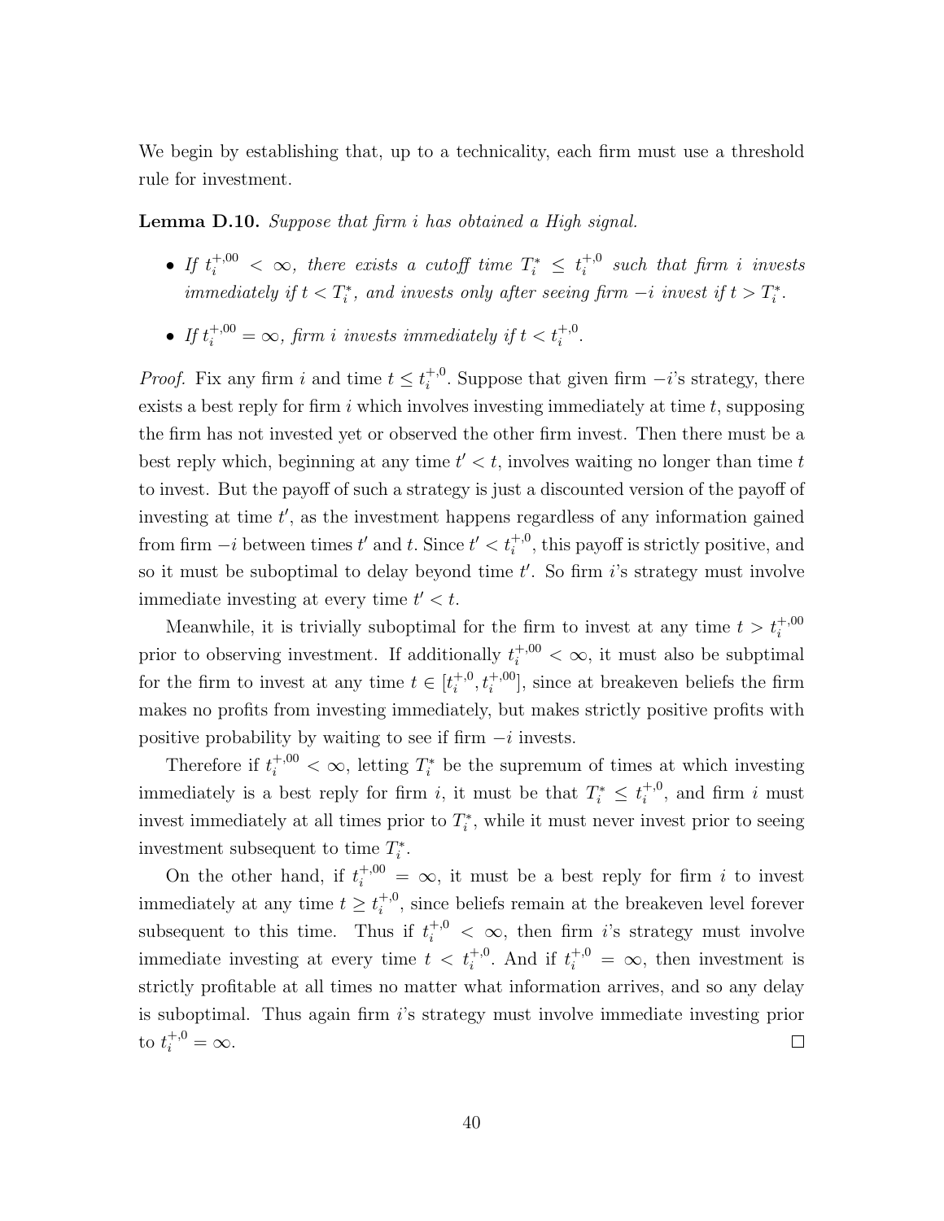We begin by establishing that, up to a technicality, each firm must use a threshold rule for investment.

**Lemma D.10.** *Suppose that firm $i$ has obtained a High signal.*

- *If $t_i^{+,00} < \infty$, there exists a cutoff time $T_i^* \leq t_i^{+,0}$ such that firm $i$ invests immediately if $t < T_i^*$, and invests only after seeing firm $-i$ invest if $t > T_i^*$.*
- *If $t_i^{+,00} = \infty$, firm $i$ invests immediately if $t < t_i^{+,0}$.*

*Proof.* Fix any firm $i$ and time $t \leq t_i^{+,0}$. Suppose that given firm $-i$'s strategy, there exists a best reply for firm $i$ which involves investing immediately at time $t$, supposing the firm has not invested yet or observed the other firm invest. Then there must be a best reply which, beginning at any time $t' < t$, involves waiting no longer than time $t$ to invest. But the payoff of such a strategy is just a discounted version of the payoff of investing at time $t'$, as the investment happens regardless of any information gained from firm $-i$ between times $t'$ and $t$. Since $t' < t_i^{+,0}$, this payoff is strictly positive, and so it must be suboptimal to delay beyond time $t'$. So firm $i$'s strategy must involve immediate investing at every time $t' < t$.

Meanwhile, it is trivially suboptimal for the firm to invest at any time $t > t_i^{+,00}$ prior to observing investment. If additionally $t_i^{+,00} < \infty$, it must also be subptimal for the firm to invest at any time $t \in [t_i^{+,0}, t_i^{+,00}]$, since at breakeven beliefs the firm makes no profits from investing immediately, but makes strictly positive profits with positive probability by waiting to see if firm $-i$ invests.

Therefore if $t_i^{+,00} < \infty$, letting $T_i^*$ be the supremum of times at which investing immediately is a best reply for firm $i$, it must be that $T_i^* \leq t_i^{+,0}$, and firm $i$ must invest immediately at all times prior to $T_i^*$, while it must never invest prior to seeing investment subsequent to time $T_i^*$.

On the other hand, if $t_i^{+,00} = \infty$, it must be a best reply for firm $i$ to invest immediately at any time $t \geq t_i^{+,0}$, since beliefs remain at the breakeven level forever subsequent to this time. Thus if $t_i^{+,0} < \infty$, then firm $i$'s strategy must involve immediate investing at every time $t < t_i^{+,0}$. And if $t_i^{+,0} = \infty$, then investment is strictly profitable at all times no matter what information arrives, and so any delay is suboptimal. Thus again firm $i$'s strategy must involve immediate investing prior to $t_i^{+,0} = \infty$. $\square$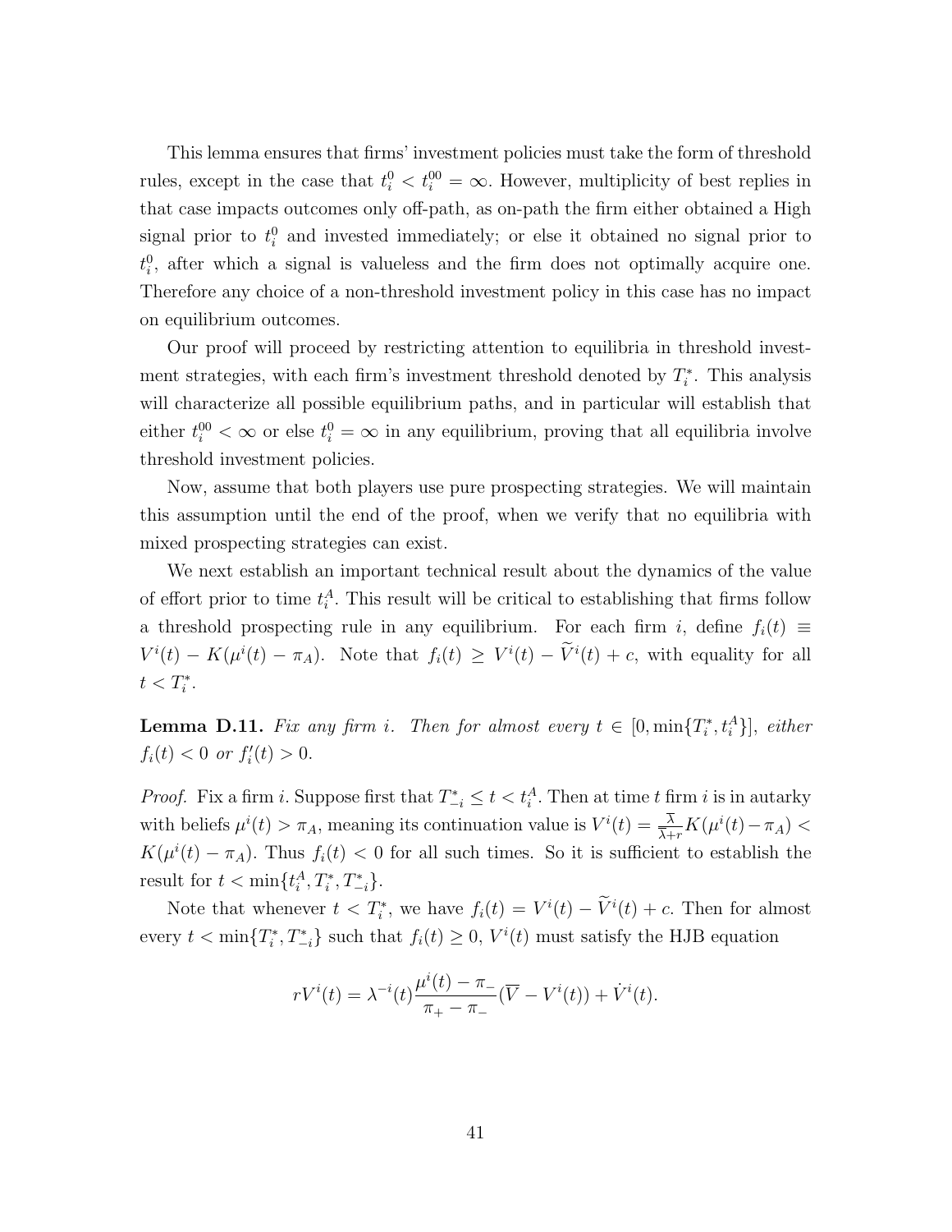This lemma ensures that firms' investment policies must take the form of threshold rules, except in the case that $t_i^0 < t_i^{00} = \infty$. However, multiplicity of best replies in that case impacts outcomes only off-path, as on-path the firm either obtained a High signal prior to $t_i^0$ and invested immediately; or else it obtained no signal prior to $t_i^0$, after which a signal is valueless and the firm does not optimally acquire one. Therefore any choice of a non-threshold investment policy in this case has no impact on equilibrium outcomes.

Our proof will proceed by restricting attention to equilibria in threshold investment strategies, with each firm's investment threshold denoted by $T_i^*$. This analysis will characterize all possible equilibrium paths, and in particular will establish that either $t_i^{00} < \infty$ or else $t_i^0 = \infty$ in any equilibrium, proving that all equilibria involve threshold investment policies.

Now, assume that both players use pure prospecting strategies. We will maintain this assumption until the end of the proof, when we verify that no equilibria with mixed prospecting strategies can exist.

We next establish an important technical result about the dynamics of the value of effort prior to time $t_i^A$. This result will be critical to establishing that firms follow a threshold prospecting rule in any equilibrium. For each firm $i$, define $f_i(t) \equiv V^i(t) - K(\mu^i(t) - \pi_A)$. Note that $f_i(t) \geq V^i(t) - \widetilde{V}^i(t) + c$, with equality for all $t < T_i^*$.

**Lemma D.11.** *Fix any firm $i$. Then for almost every $t \in [0, \min\{T_i^*, t_i^A\}]$, either $f_i(t) < 0$ or $f_i'(t) > 0$.*

*Proof.* Fix a firm $i$. Suppose first that $T_{-i}^* \leq t < t_i^A$. Then at time $t$ firm $i$ is in autarky with beliefs $\mu^i(t) > \pi_A$, meaning its continuation value is $V^i(t) = \frac{\overline{\lambda}}{\overline{\lambda}+r} K(\mu^i(t) - \pi_A) < K(\mu^i(t) - \pi_A)$. Thus $f_i(t) < 0$ for all such times. So it is sufficient to establish the result for $t < \min\{t_i^A, T_i^*, T_{-i}^*\}$.

Note that whenever $t < T_i^*$, we have $f_i(t) = V^i(t) - \widetilde{V}^i(t) + c$. Then for almost every $t < \min\{T_i^*, T_{-i}^*\}$ such that $f_i(t) \geq 0$, $V^i(t)$ must satisfy the HJB equation

$$rV^i(t) = \lambda^{-i}(t) \frac{\mu^i(t) - \pi_-}{\pi_+ - \pi_-} (\overline{V} - V^i(t)) + \dot{V}^i(t).$$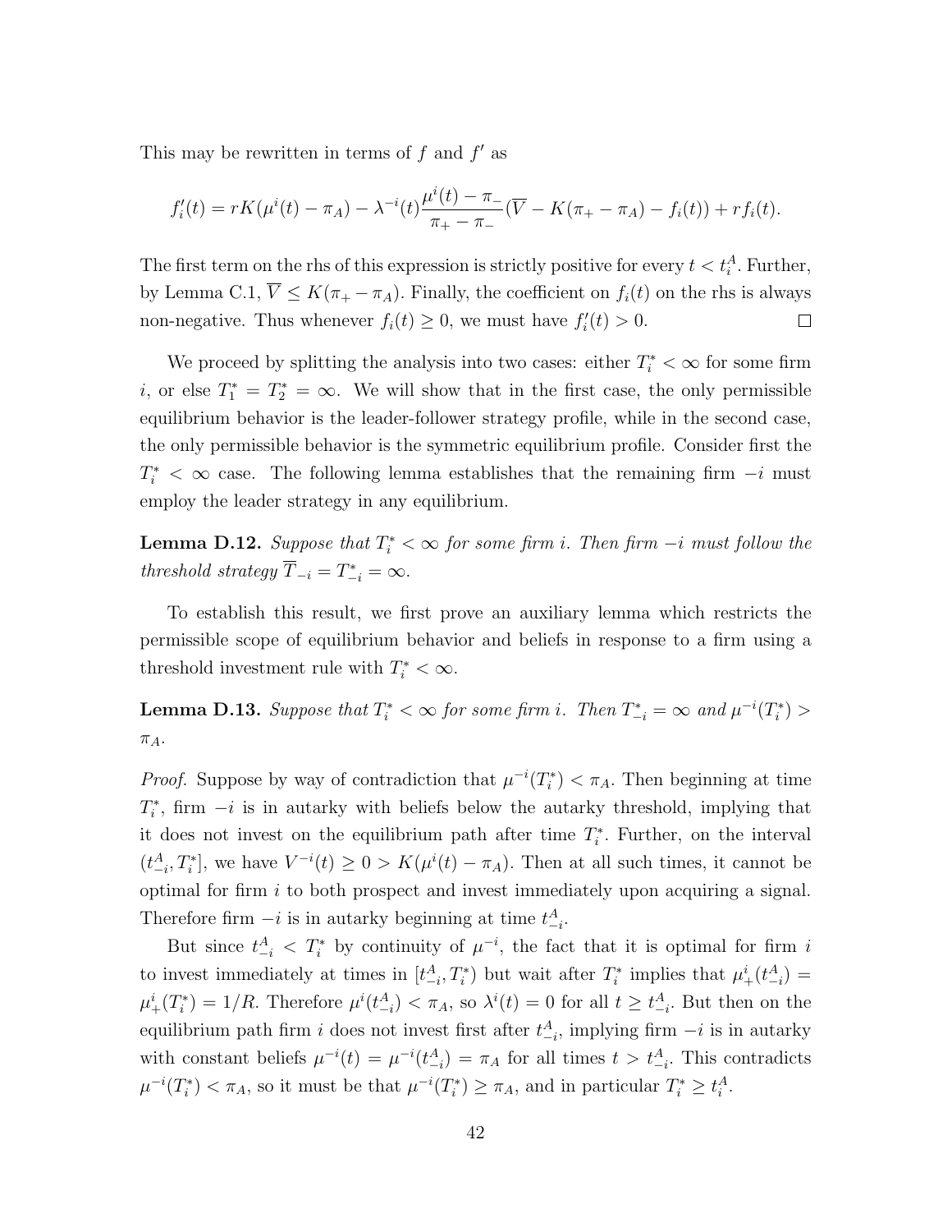This may be rewritten in terms of $f$ and $f'$ as

$$f_i'(t) = rK(\mu^i(t) - \pi_A) - \lambda^{-i}(t)\frac{\mu^i(t) - \pi_-}{\pi_+ - \pi_-}(\overline{V} - K(\pi_+ - \pi_A) - f_i(t)) + rf_i(t).$$

The first term on the rhs of this expression is strictly positive for every $t < t_i^A$. Further, by Lemma C.1, $\overline{V} \leq K(\pi_+ - \pi_A)$. Finally, the coefficient on $f_i(t)$ on the rhs is always non-negative. Thus whenever $f_i(t) \geq 0$, we must have $f_i'(t) > 0$. $\square$

We proceed by splitting the analysis into two cases: either $T_i^* < \infty$ for some firm $i$, or else $T_1^* = T_2^* = \infty$. We will show that in the first case, the only permissible equilibrium behavior is the leader-follower strategy profile, while in the second case, the only permissible behavior is the symmetric equilibrium profile. Consider first the $T_i^* < \infty$ case. The following lemma establishes that the remaining firm $-i$ must employ the leader strategy in any equilibrium.

**Lemma D.12.** *Suppose that $T_i^* < \infty$ for some firm $i$. Then firm $-i$ must follow the threshold strategy $\overline{T}_{-i} = T_{-i}^* = \infty$.*

To establish this result, we first prove an auxiliary lemma which restricts the permissible scope of equilibrium behavior and beliefs in response to a firm using a threshold investment rule with $T_i^* < \infty$.

**Lemma D.13.** *Suppose that $T_i^* < \infty$ for some firm $i$. Then $T_{-i}^* = \infty$ and $\mu^{-i}(T_i^*) > \pi_A$.*

*Proof.* Suppose by way of contradiction that $\mu^{-i}(T_i^*) < \pi_A$. Then beginning at time $T_i^*$, firm $-i$ is in autarky with beliefs below the autarky threshold, implying that it does not invest on the equilibrium path after time $T_i^*$. Further, on the interval $(t_{-i}^A, T_i^*]$, we have $V^{-i}(t) \geq 0 > K(\mu^i(t) - \pi_A)$. Then at all such times, it cannot be optimal for firm $i$ to both prospect and invest immediately upon acquiring a signal. Therefore firm $-i$ is in autarky beginning at time $t_{-i}^A$.

But since $t_{-i}^A < T_i^*$ by continuity of $\mu^{-i}$, the fact that it is optimal for firm $i$ to invest immediately at times in $[t_{-i}^A, T_i^*)$ but wait after $T_i^*$ implies that $\mu_+^i(t_{-i}^A) = \mu_+^i(T_i^*) = 1/R$. Therefore $\mu^i(t_{-i}^A) < \pi_A$, so $\lambda^i(t) = 0$ for all $t \geq t_{-i}^A$. But then on the equilibrium path firm $i$ does not invest first after $t_{-i}^A$, implying firm $-i$ is in autarky with constant beliefs $\mu^{-i}(t) = \mu^{-i}(t_{-i}^A) = \pi_A$ for all times $t > t_{-i}^A$. This contradicts $\mu^{-i}(T_i^*) < \pi_A$, so it must be that $\mu^{-i}(T_i^*) \geq \pi_A$, and in particular $T_i^* \geq t_i^A$.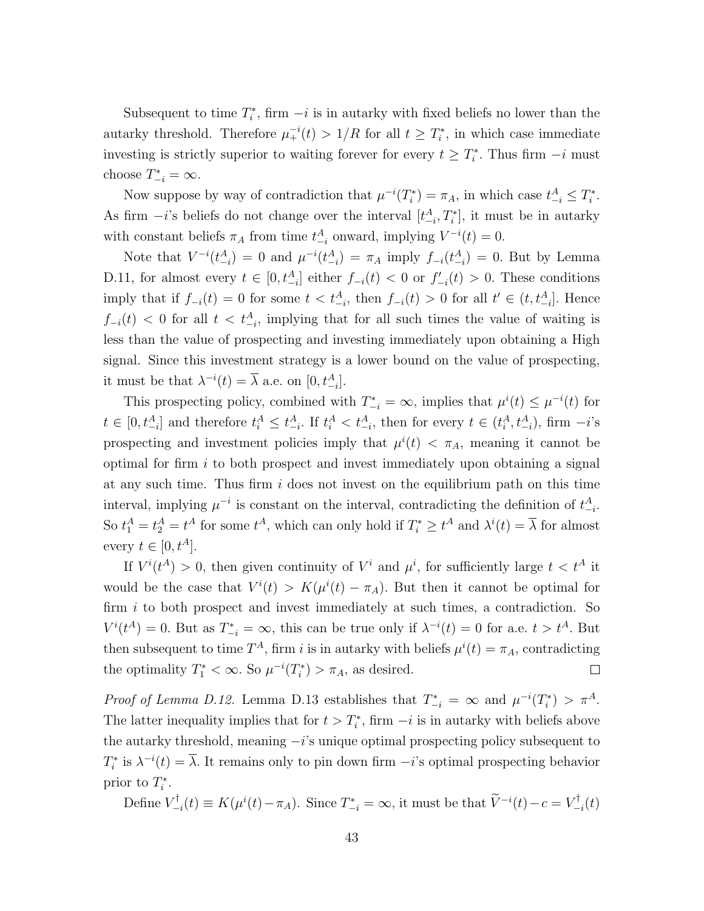Subsequent to time $T_i^*$, firm $-i$ is in autarky with fixed beliefs no lower than the autarky threshold. Therefore $\mu_+^{-i}(t) > 1/R$ for all $t \geq T_i^*$, in which case immediate investing is strictly superior to waiting forever for every $t \geq T_i^*$. Thus firm $-i$ must choose $T_{-i}^* = \infty$.

Now suppose by way of contradiction that $\mu^{-i}(T_i^*) = \pi_A$, in which case $t_{-i}^A \leq T_i^*$. As firm $-i$'s beliefs do not change over the interval $[t_{-i}^A, T_i^*]$, it must be in autarky with constant beliefs $\pi_A$ from time $t_{-i}^A$ onward, implying $V^{-i}(t) = 0$.

Note that $V^{-i}(t_{-i}^A) = 0$ and $\mu^{-i}(t_{-i}^A) = \pi_A$ imply $f_{-i}(t_{-i}^A) = 0$. But by Lemma D.11, for almost every $t \in [0, t_{-i}^A]$ either $f_{-i}(t) < 0$ or $f'_{-i}(t) > 0$. These conditions imply that if $f_{-i}(t) = 0$ for some $t < t_{-i}^A$, then $f_{-i}(t) > 0$ for all $t' \in (t, t_{-i}^A]$. Hence $f_{-i}(t) < 0$ for all $t < t_{-i}^A$, implying that for all such times the value of waiting is less than the value of prospecting and investing immediately upon obtaining a High signal. Since this investment strategy is a lower bound on the value of prospecting, it must be that $\lambda^{-i}(t) = \overline{\lambda}$ a.e. on $[0, t_{-i}^A]$.

This prospecting policy, combined with $T_{-i}^* = \infty$, implies that $\mu^i(t) \leq \mu^{-i}(t)$ for $t \in [0, t_{-i}^A]$ and therefore $t_i^A \leq t_{-i}^A$. If $t_i^A < t_{-i}^A$, then for every $t \in (t_i^A, t_{-i}^A)$, firm $-i$'s prospecting and investment policies imply that $\mu^i(t) < \pi_A$, meaning it cannot be optimal for firm $i$ to both prospect and invest immediately upon obtaining a signal at any such time. Thus firm $i$ does not invest on the equilibrium path on this time interval, implying $\mu^{-i}$ is constant on the interval, contradicting the definition of $t_{-i}^A$. So $t_1^A = t_2^A = t^A$ for some $t^A$, which can only hold if $T_i^* \geq t^A$ and $\lambda^i(t) = \overline{\lambda}$ for almost every $t \in [0, t^A]$.

If $V^i(t^A) > 0$, then given continuity of $V^i$ and $\mu^i$, for sufficiently large $t < t^A$ it would be the case that $V^i(t) > K(\mu^i(t) - \pi_A)$. But then it cannot be optimal for firm $i$ to both prospect and invest immediately at such times, a contradiction. So $V^i(t^A) = 0$. But as $T_{-i}^* = \infty$, this can be true only if $\lambda^{-i}(t) = 0$ for a.e. $t > t^A$. But then subsequent to time $T^A$, firm $i$ is in autarky with beliefs $\mu^i(t) = \pi_A$, contradicting the optimality $T_1^* < \infty$. So $\mu^{-i}(T_i^*) > \pi_A$, as desired. $\square$

*Proof of Lemma D.12.* Lemma D.13 establishes that $T_{-i}^* = \infty$ and $\mu^{-i}(T_i^*) > \pi^A$. The latter inequality implies that for $t > T_i^*$, firm $-i$ is in autarky with beliefs above the autarky threshold, meaning $-i$'s unique optimal prospecting policy subsequent to $T_i^*$ is $\lambda^{-i}(t) = \overline{\lambda}$. It remains only to pin down firm $-i$'s optimal prospecting behavior prior to $T_i^*$.

Define $V_{-i}^\dagger(t) \equiv K(\mu^i(t) - \pi_A)$. Since $T_{-i}^* = \infty$, it must be that $\widetilde{V}^{-i}(t) - c = V_{-i}^\dagger(t)$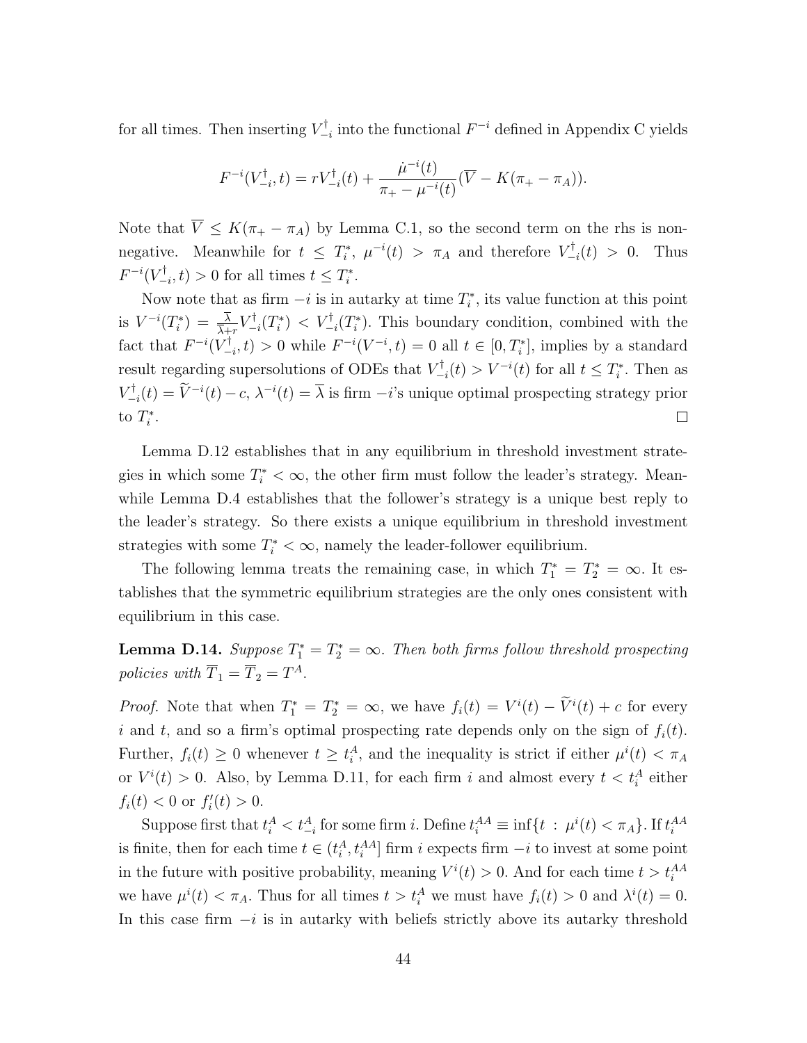for all times. Then inserting $V^{\dagger}_{-i}$ into the functional $F^{-i}$ defined in Appendix C yields

$$F^{-i}(V^{\dagger}_{-i}, t) = rV^{\dagger}_{-i}(t) + \frac{\dot{\mu}^{-i}(t)}{\pi_{+} - \mu^{-i}(t)}(\overline{V} - K(\pi_{+} - \pi_{A})).$$

Note that $\overline{V} \leq K(\pi_{+} - \pi_{A})$ by Lemma C.1, so the second term on the rhs is nonnegative. Meanwhile for $t \leq T^{*}_{i}$, $\mu^{-i}(t) > \pi_{A}$ and therefore $V^{\dagger}_{-i}(t) > 0$. Thus $F^{-i}(V^{\dagger}_{-i}, t) > 0$ for all times $t \leq T^{*}_{i}$.

Now note that as firm $-i$ is in autarky at time $T^{*}_{i}$, its value function at this point is $V^{-i}(T^{*}_{i}) = \frac{\overline{\lambda}}{\overline{\lambda}+r} V^{\dagger}_{-i}(T^{*}_{i}) < V^{\dagger}_{-i}(T^{*}_{i})$. This boundary condition, combined with the fact that $F^{-i}(V^{\dagger}_{-i}, t) > 0$ while $F^{-i}(V^{-i}, t) = 0$ all $t \in [0, T^{*}_{i}]$, implies by a standard result regarding supersolutions of ODEs that $V^{\dagger}_{-i}(t) > V^{-i}(t)$ for all $t \leq T^{*}_{i}$. Then as $V^{\dagger}_{-i}(t) = \widetilde{V}^{-i}(t) - c$, $\lambda^{-i}(t) = \overline{\lambda}$ is firm $-i$'s unique optimal prospecting strategy prior to $T^{*}_{i}$. □

Lemma D.12 establishes that in any equilibrium in threshold investment strategies in which some $T^{*}_{i} < \infty$, the other firm must follow the leader's strategy. Meanwhile Lemma D.4 establishes that the follower's strategy is a unique best reply to the leader's strategy. So there exists a unique equilibrium in threshold investment strategies with some $T^{*}_{i} < \infty$, namely the leader-follower equilibrium.

The following lemma treats the remaining case, in which $T^{*}_{1} = T^{*}_{2} = \infty$. It establishes that the symmetric equilibrium strategies are the only ones consistent with equilibrium in this case.

**Lemma D.14.** *Suppose $T^{*}_{1} = T^{*}_{2} = \infty$. Then both firms follow threshold prospecting policies with $\overline{T}_{1} = \overline{T}_{2} = T^{A}$.*

*Proof.* Note that when $T^{*}_{1} = T^{*}_{2} = \infty$, we have $f_{i}(t) = V^{i}(t) - \widetilde{V}^{i}(t) + c$ for every $i$ and $t$, and so a firm's optimal prospecting rate depends only on the sign of $f_{i}(t)$. Further, $f_{i}(t) \geq 0$ whenever $t \geq t^{A}_{i}$, and the inequality is strict if either $\mu^{i}(t) < \pi_{A}$ or $V^{i}(t) > 0$. Also, by Lemma D.11, for each firm $i$ and almost every $t < t^{A}_{i}$ either $f_{i}(t) < 0$ or $f'_{i}(t) > 0$.

Suppose first that $t^{A}_{i} < t^{A}_{-i}$ for some firm $i$. Define $t^{AA}_{i} \equiv \inf\{t \ : \ \mu^{i}(t) < \pi_{A}\}$. If $t^{AA}_{i}$ is finite, then for each time $t \in (t^{A}_{i}, t^{AA}_{i}]$ firm $i$ expects firm $-i$ to invest at some point in the future with positive probability, meaning $V^{i}(t) > 0$. And for each time $t > t^{AA}_{i}$ we have $\mu^{i}(t) < \pi_{A}$. Thus for all times $t > t^{A}_{i}$ we must have $f_{i}(t) > 0$ and $\lambda^{i}(t) = 0$. In this case firm $-i$ is in autarky with beliefs strictly above its autarky threshold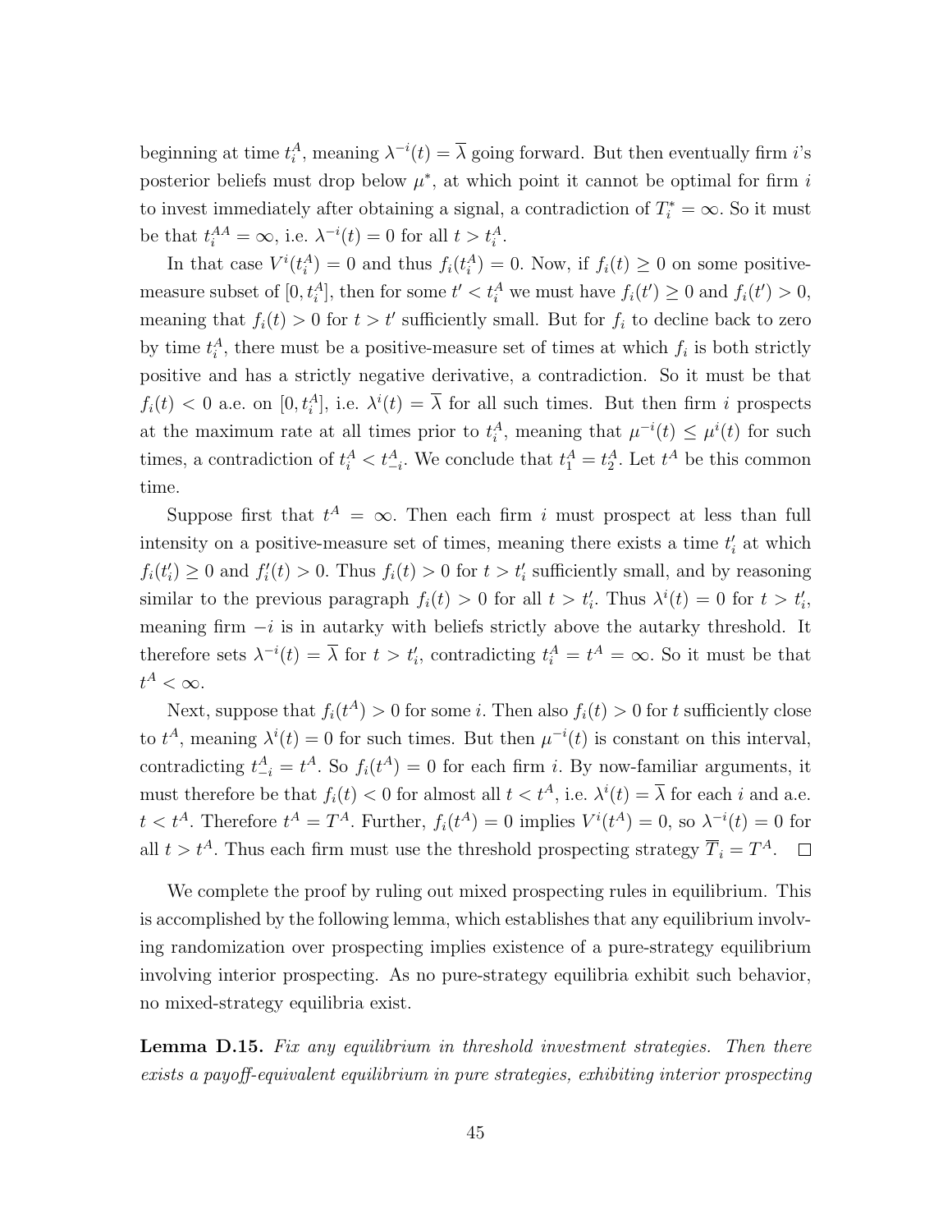beginning at time $t_i^A$, meaning $\lambda^{-i}(t) = \overline{\lambda}$ going forward. But then eventually firm $i$'s posterior beliefs must drop below $\mu^*$, at which point it cannot be optimal for firm $i$ to invest immediately after obtaining a signal, a contradiction of $T_i^* = \infty$. So it must be that $t_i^{AA} = \infty$, i.e. $\lambda^{-i}(t) = 0$ for all $t > t_i^A$.

In that case $V^i(t_i^A) = 0$ and thus $f_i(t_i^A) = 0$. Now, if $f_i(t) \geq 0$ on some positive-measure subset of $[0, t_i^A]$, then for some $t' < t_i^A$ we must have $f_i(t') \geq 0$ and $f_i(t') > 0$, meaning that $f_i(t) > 0$ for $t > t'$ sufficiently small. But for $f_i$ to decline back to zero by time $t_i^A$, there must be a positive-measure set of times at which $f_i$ is both strictly positive and has a strictly negative derivative, a contradiction. So it must be that $f_i(t) < 0$ a.e. on $[0, t_i^A]$, i.e. $\lambda^i(t) = \overline{\lambda}$ for all such times. But then firm $i$ prospects at the maximum rate at all times prior to $t_i^A$, meaning that $\mu^{-i}(t) \leq \mu^i(t)$ for such times, a contradiction of $t_i^A < t_{-i}^A$. We conclude that $t_1^A = t_2^A$. Let $t^A$ be this common time.

Suppose first that $t^A = \infty$. Then each firm $i$ must prospect at less than full intensity on a positive-measure set of times, meaning there exists a time $t_i'$ at which $f_i(t_i') \geq 0$ and $f_i'(t) > 0$. Thus $f_i(t) > 0$ for $t > t_i'$ sufficiently small, and by reasoning similar to the previous paragraph $f_i(t) > 0$ for all $t > t_i'$. Thus $\lambda^i(t) = 0$ for $t > t_i'$, meaning firm $-i$ is in autarky with beliefs strictly above the autarky threshold. It therefore sets $\lambda^{-i}(t) = \overline{\lambda}$ for $t > t_i'$, contradicting $t_i^A = t^A = \infty$. So it must be that $t^A < \infty$.

Next, suppose that $f_i(t^A) > 0$ for some $i$. Then also $f_i(t) > 0$ for $t$ sufficiently close to $t^A$, meaning $\lambda^i(t) = 0$ for such times. But then $\mu^{-i}(t)$ is constant on this interval, contradicting $t_{-i}^A = t^A$. So $f_i(t^A) = 0$ for each firm $i$. By now-familiar arguments, it must therefore be that $f_i(t) < 0$ for almost all $t < t^A$, i.e. $\lambda^i(t) = \overline{\lambda}$ for each $i$ and a.e. $t < t^A$. Therefore $t^A = T^A$. Further, $f_i(t^A) = 0$ implies $V^i(t^A) = 0$, so $\lambda^{-i}(t) = 0$ for all $t > t^A$. Thus each firm must use the threshold prospecting strategy $\overline{T}_i = T^A$. $\square$

We complete the proof by ruling out mixed prospecting rules in equilibrium. This is accomplished by the following lemma, which establishes that any equilibrium involving randomization over prospecting implies existence of a pure-strategy equilibrium involving interior prospecting. As no pure-strategy equilibria exhibit such behavior, no mixed-strategy equilibria exist.

**Lemma D.15.** *Fix any equilibrium in threshold investment strategies. Then there exists a payoff-equivalent equilibrium in pure strategies, exhibiting interior prospecting*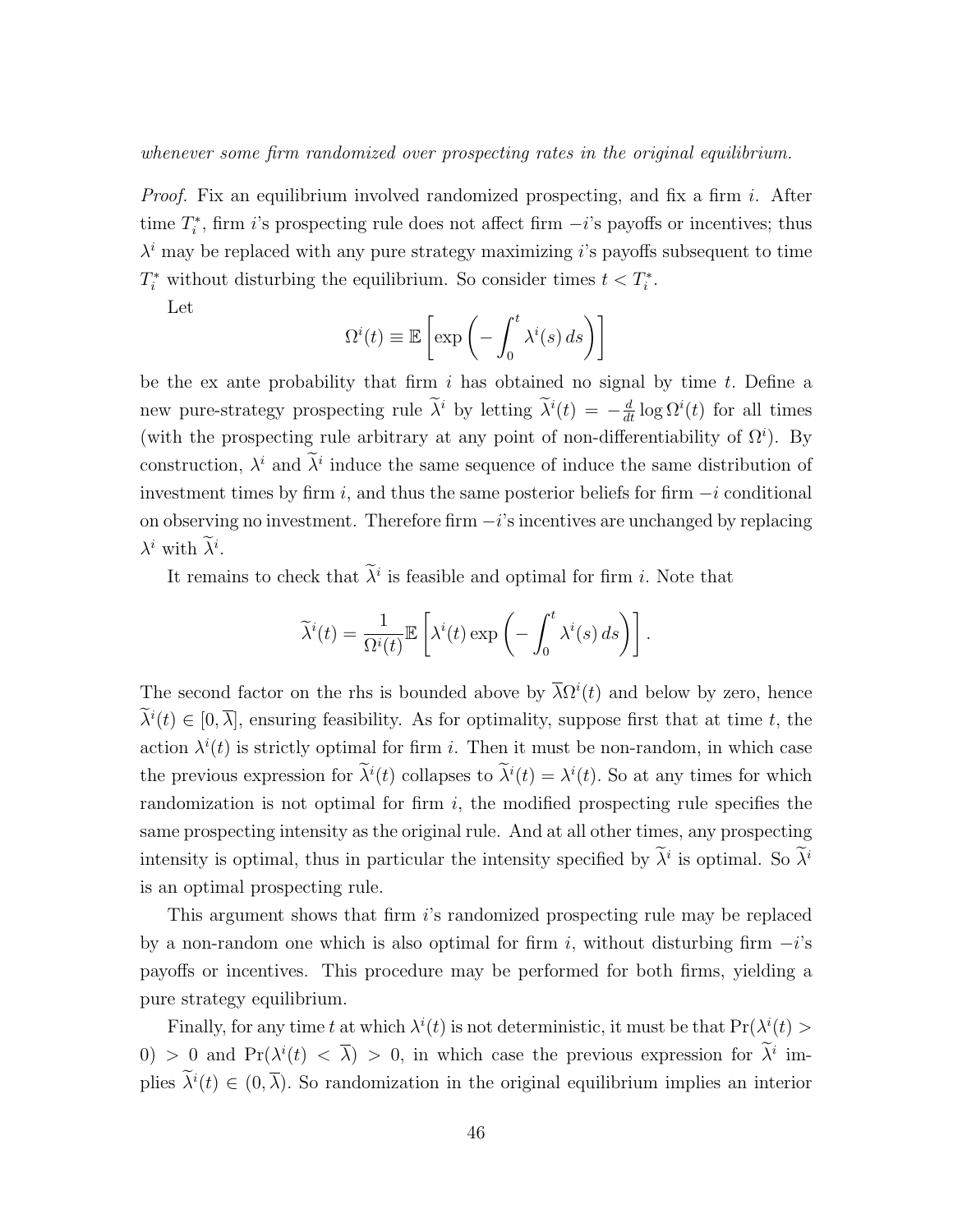*whenever some firm randomized over prospecting rates in the original equilibrium.*

*Proof.* Fix an equilibrium involved randomized prospecting, and fix a firm $i$. After time $T_i^*$, firm $i$'s prospecting rule does not affect firm $-i$'s payoffs or incentives; thus $\lambda^i$ may be replaced with any pure strategy maximizing $i$'s payoffs subsequent to time $T_i^*$ without disturbing the equilibrium. So consider times $t < T_i^*$.

Let

$$\Omega^i(t) \equiv \mathbb{E}\left[\exp\left(-\int_0^t \lambda^i(s)\, ds\right)\right]$$

be the ex ante probability that firm $i$ has obtained no signal by time $t$. Define a new pure-strategy prospecting rule $\widetilde{\lambda}^i$ by letting $\widetilde{\lambda}^i(t) = -\frac{d}{dt}\log \Omega^i(t)$ for all times (with the prospecting rule arbitrary at any point of non-differentiability of $\Omega^i$). By construction, $\lambda^i$ and $\widetilde{\lambda}^i$ induce the same sequence of induce the same distribution of investment times by firm $i$, and thus the same posterior beliefs for firm $-i$ conditional on observing no investment. Therefore firm $-i$'s incentives are unchanged by replacing $\lambda^i$ with $\widetilde{\lambda}^i$.

It remains to check that $\widetilde{\lambda}^i$ is feasible and optimal for firm $i$. Note that

$$\widetilde{\lambda}^i(t) = \frac{1}{\Omega^i(t)}\mathbb{E}\left[\lambda^i(t)\exp\left(-\int_0^t \lambda^i(s)\, ds\right)\right].$$

The second factor on the rhs is bounded above by $\overline{\lambda}\Omega^i(t)$ and below by zero, hence $\widetilde{\lambda}^i(t) \in [0, \overline{\lambda}]$, ensuring feasibility. As for optimality, suppose first that at time $t$, the action $\lambda^i(t)$ is strictly optimal for firm $i$. Then it must be non-random, in which case the previous expression for $\widetilde{\lambda}^i(t)$ collapses to $\widetilde{\lambda}^i(t) = \lambda^i(t)$. So at any times for which randomization is not optimal for firm $i$, the modified prospecting rule specifies the same prospecting intensity as the original rule. And at all other times, any prospecting intensity is optimal, thus in particular the intensity specified by $\widetilde{\lambda}^i$ is optimal. So $\widetilde{\lambda}^i$ is an optimal prospecting rule.

This argument shows that firm $i$'s randomized prospecting rule may be replaced by a non-random one which is also optimal for firm $i$, without disturbing firm $-i$'s payoffs or incentives. This procedure may be performed for both firms, yielding a pure strategy equilibrium.

Finally, for any time $t$ at which $\lambda^i(t)$ is not deterministic, it must be that $\Pr(\lambda^i(t) > 0) > 0$ and $\Pr(\lambda^i(t) < \overline{\lambda}) > 0$, in which case the previous expression for $\widetilde{\lambda}^i$ implies $\widetilde{\lambda}^i(t) \in (0, \overline{\lambda})$. So randomization in the original equilibrium implies an interior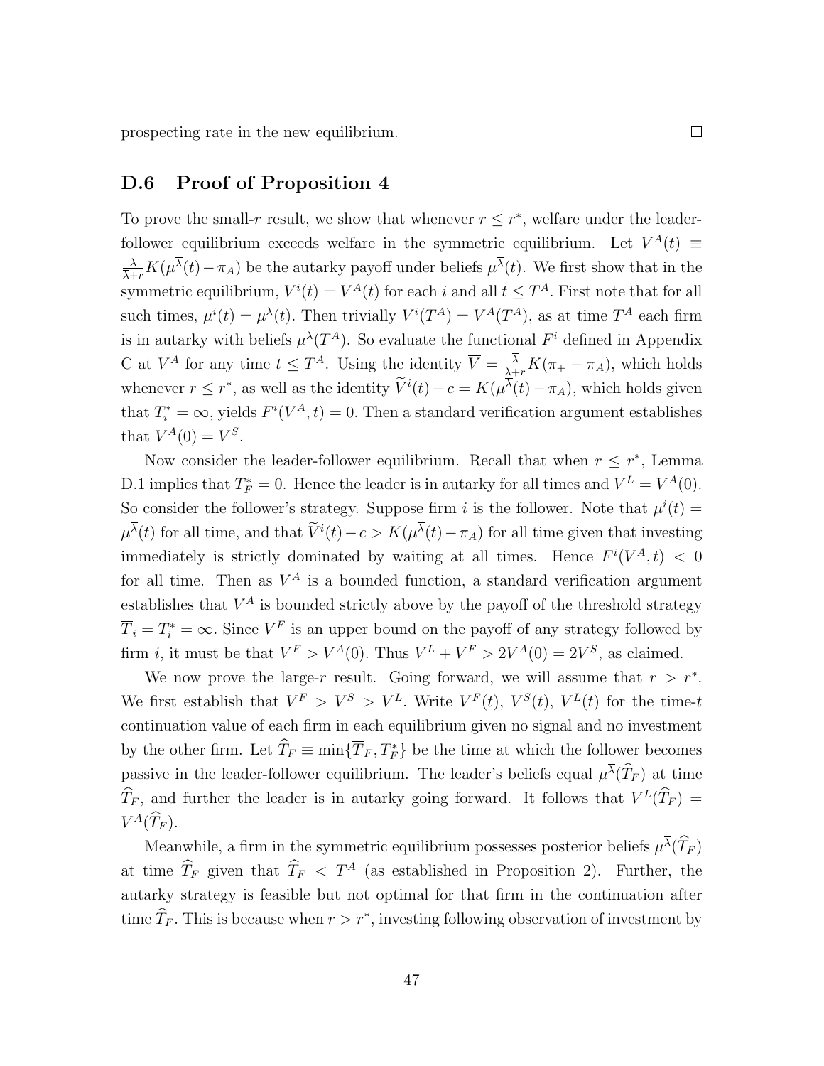prospecting rate in the new equilibrium. □

## D.6 Proof of Proposition 4

To prove the small-$r$ result, we show that whenever $r \leq r^*$, welfare under the leader-follower equilibrium exceeds welfare in the symmetric equilibrium. Let $V^A(t) \equiv \frac{\overline{\lambda}}{\overline{\lambda}+r}K(\mu^{\overline{\lambda}}(t) - \pi_A)$ be the autarky payoff under beliefs $\mu^{\overline{\lambda}}(t)$. We first show that in the symmetric equilibrium, $V^i(t) = V^A(t)$ for each $i$ and all $t \leq T^A$. First note that for all such times, $\mu^i(t) = \mu^{\overline{\lambda}}(t)$. Then trivially $V^i(T^A) = V^A(T^A)$, as at time $T^A$ each firm is in autarky with beliefs $\mu^{\overline{\lambda}}(T^A)$. So evaluate the functional $F^i$ defined in Appendix C at $V^A$ for any time $t \leq T^A$. Using the identity $\overline{V} = \frac{\overline{\lambda}}{\overline{\lambda}+r}K(\pi_+ - \pi_A)$, which holds whenever $r \leq r^*$, as well as the identity $\widetilde{V}^i(t) - c = K(\mu^{\overline{\lambda}}(t) - \pi_A)$, which holds given that $T_i^* = \infty$, yields $F^i(V^A, t) = 0$. Then a standard verification argument establishes that $V^A(0) = V^S$.

Now consider the leader-follower equilibrium. Recall that when $r \leq r^*$, Lemma D.1 implies that $T_F^* = 0$. Hence the leader is in autarky for all times and $V^L = V^A(0)$. So consider the follower's strategy. Suppose firm $i$ is the follower. Note that $\mu^i(t) = \mu^{\overline{\lambda}}(t)$ for all time, and that $\widetilde{V}^i(t) - c > K(\mu^{\overline{\lambda}}(t) - \pi_A)$ for all time given that investing immediately is strictly dominated by waiting at all times. Hence $F^i(V^A, t) < 0$ for all time. Then as $V^A$ is a bounded function, a standard verification argument establishes that $V^A$ is bounded strictly above by the payoff of the threshold strategy $\overline{T}_i = T_i^* = \infty$. Since $V^F$ is an upper bound on the payoff of any strategy followed by firm $i$, it must be that $V^F > V^A(0)$. Thus $V^L + V^F > 2V^A(0) = 2V^S$, as claimed.

We now prove the large-$r$ result. Going forward, we will assume that $r > r^*$. We first establish that $V^F > V^S > V^L$. Write $V^F(t)$, $V^S(t)$, $V^L(t)$ for the time-$t$ continuation value of each firm in each equilibrium given no signal and no investment by the other firm. Let $\widehat{T}_F \equiv \min\{\overline{T}_F, T_F^*\}$ be the time at which the follower becomes passive in the leader-follower equilibrium. The leader's beliefs equal $\mu^{\overline{\lambda}}(\widehat{T}_F)$ at time $\widehat{T}_F$, and further the leader is in autarky going forward. It follows that $V^L(\widehat{T}_F) = V^A(\widehat{T}_F)$.

Meanwhile, a firm in the symmetric equilibrium possesses posterior beliefs $\mu^{\overline{\lambda}}(\widehat{T}_F)$ at time $\widehat{T}_F$ given that $\widehat{T}_F < T^A$ (as established in Proposition 2). Further, the autarky strategy is feasible but not optimal for that firm in the continuation after time $\widehat{T}_F$. This is because when $r > r^*$, investing following observation of investment by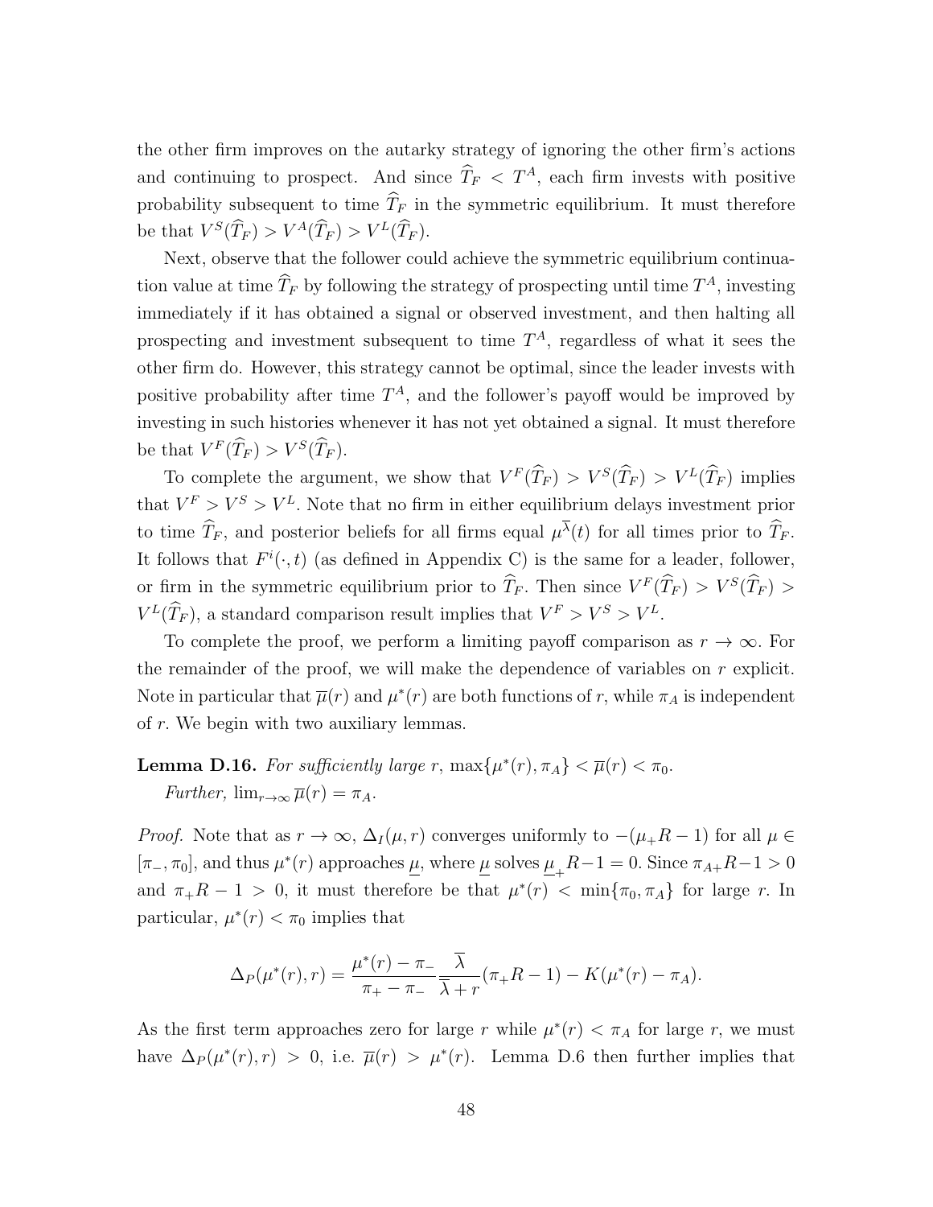the other firm improves on the autarky strategy of ignoring the other firm's actions and continuing to prospect. And since $\widehat{T}_F < T^A$, each firm invests with positive probability subsequent to time $\widehat{T}_F$ in the symmetric equilibrium. It must therefore be that $V^S(\widehat{T}_F) > V^A(\widehat{T}_F) > V^L(\widehat{T}_F)$.

Next, observe that the follower could achieve the symmetric equilibrium continuation value at time $\widehat{T}_F$ by following the strategy of prospecting until time $T^A$, investing immediately if it has obtained a signal or observed investment, and then halting all prospecting and investment subsequent to time $T^A$, regardless of what it sees the other firm do. However, this strategy cannot be optimal, since the leader invests with positive probability after time $T^A$, and the follower's payoff would be improved by investing in such histories whenever it has not yet obtained a signal. It must therefore be that $V^F(\widehat{T}_F) > V^S(\widehat{T}_F)$.

To complete the argument, we show that $V^F(\widehat{T}_F) > V^S(\widehat{T}_F) > V^L(\widehat{T}_F)$ implies that $V^F > V^S > V^L$. Note that no firm in either equilibrium delays investment prior to time $\widehat{T}_F$, and posterior beliefs for all firms equal $\mu^{\overline{\lambda}}(t)$ for all times prior to $\widehat{T}_F$. It follows that $F^i(\cdot, t)$ (as defined in Appendix C) is the same for a leader, follower, or firm in the symmetric equilibrium prior to $\widehat{T}_F$. Then since $V^F(\widehat{T}_F) > V^S(\widehat{T}_F) > V^L(\widehat{T}_F)$, a standard comparison result implies that $V^F > V^S > V^L$.

To complete the proof, we perform a limiting payoff comparison as $r \to \infty$. For the remainder of the proof, we will make the dependence of variables on $r$ explicit. Note in particular that $\overline{\mu}(r)$ and $\mu^*(r)$ are both functions of $r$, while $\pi_A$ is independent of $r$. We begin with two auxiliary lemmas.

**Lemma D.16.** *For sufficiently large $r$, $\max\{\mu^*(r), \pi_A\} < \overline{\mu}(r) < \pi_0$.*

*Further, $\lim_{r\to\infty} \overline{\mu}(r) = \pi_A$.*

*Proof.* Note that as $r \to \infty$, $\Delta_I(\mu, r)$ converges uniformly to $-(\mu_+ R - 1)$ for all $\mu \in [\pi_-, \pi_0]$, and thus $\mu^*(r)$ approaches $\underline{\mu}$, where $\underline{\mu}$ solves $\underline{\mu}_+ R - 1 = 0$. Since $\pi_{A+} R - 1 > 0$ and $\pi_+ R - 1 > 0$, it must therefore be that $\mu^*(r) < \min\{\pi_0, \pi_A\}$ for large $r$. In particular, $\mu^*(r) < \pi_0$ implies that

$$\Delta_P(\mu^*(r), r) = \frac{\mu^*(r) - \pi_-}{\pi_+ - \pi_-} \frac{\overline{\lambda}}{\overline{\lambda} + r}(\pi_+ R - 1) - K(\mu^*(r) - \pi_A).$$

As the first term approaches zero for large $r$ while $\mu^*(r) < \pi_A$ for large $r$, we must have $\Delta_P(\mu^*(r), r) > 0$, i.e. $\overline{\mu}(r) > \mu^*(r)$. Lemma D.6 then further implies that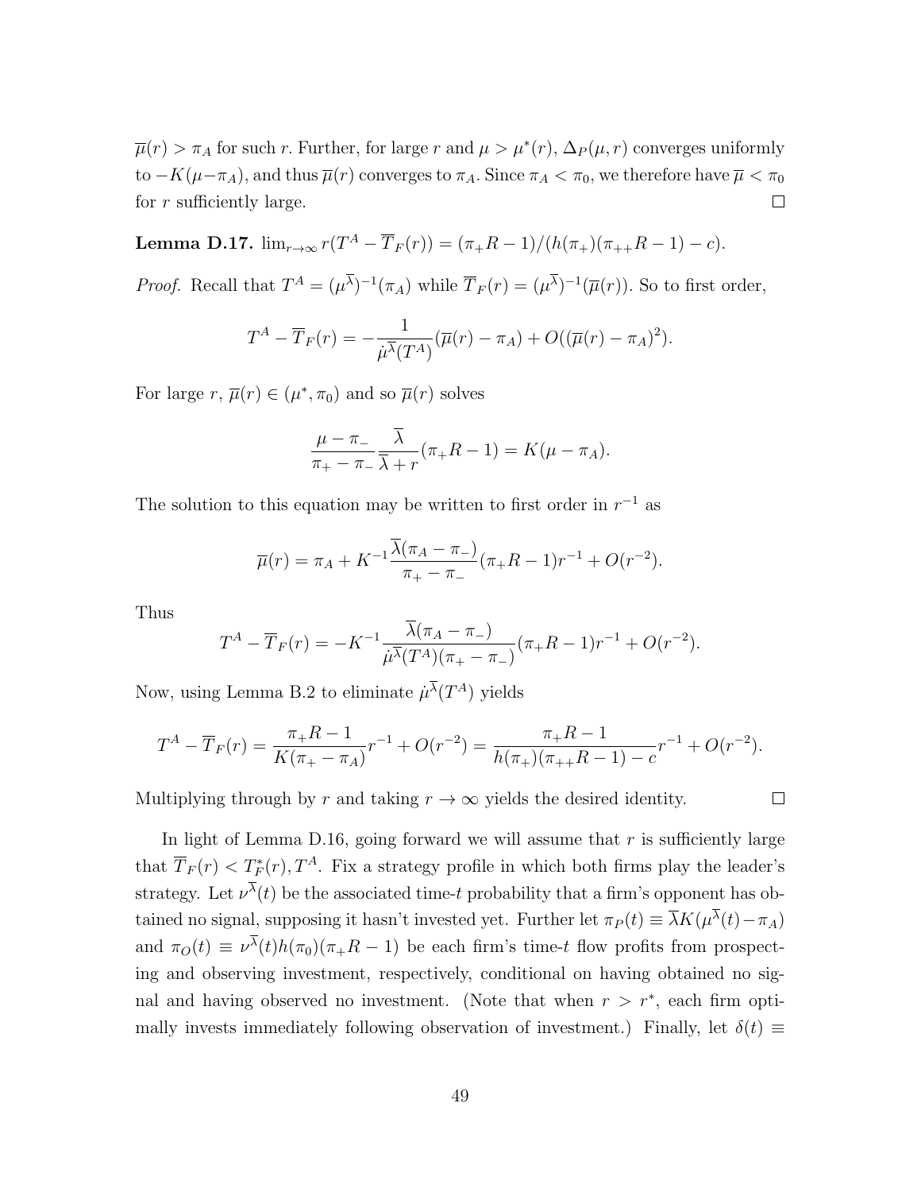$\overline{\mu}(r) > \pi_A$ for such $r$. Further, for large $r$ and $\mu > \mu^*(r)$, $\Delta_P(\mu, r)$ converges uniformly to $-K(\mu-\pi_A)$, and thus $\overline{\mu}(r)$ converges to $\pi_A$. Since $\pi_A < \pi_0$, we therefore have $\overline{\mu} < \pi_0$ for $r$ sufficiently large. □

**Lemma D.17.** $\lim_{r\to\infty} r(T^A - \overline{T}_F(r)) = (\pi_+ R - 1)/(h(\pi_+)(\pi_{++}R - 1) - c)$.

*Proof.* Recall that $T^A = (\mu^{\overline{\lambda}})^{-1}(\pi_A)$ while $\overline{T}_F(r) = (\mu^{\overline{\lambda}})^{-1}(\overline{\mu}(r))$. So to first order,

$$T^A - \overline{T}_F(r) = -\frac{1}{\dot{\mu}^{\overline{\lambda}}(T^A)}(\overline{\mu}(r) - \pi_A) + O((\overline{\mu}(r) - \pi_A)^2).$$

For large $r$, $\overline{\mu}(r) \in (\mu^*, \pi_0)$ and so $\overline{\mu}(r)$ solves

$$\frac{\mu - \pi_-}{\pi_+ - \pi_-}\frac{\overline{\lambda}}{\overline{\lambda} + r}(\pi_+ R - 1) = K(\mu - \pi_A).$$

The solution to this equation may be written to first order in $r^{-1}$ as

$$\overline{\mu}(r) = \pi_A + K^{-1}\frac{\overline{\lambda}(\pi_A - \pi_-)}{\pi_+ - \pi_-}(\pi_+ R - 1)r^{-1} + O(r^{-2}).$$

Thus

$$T^A - \overline{T}_F(r) = -K^{-1}\frac{\overline{\lambda}(\pi_A - \pi_-)}{\dot{\mu}^{\overline{\lambda}}(T^A)(\pi_+ - \pi_-)}(\pi_+ R - 1)r^{-1} + O(r^{-2}).$$

Now, using Lemma B.2 to eliminate $\dot{\mu}^{\overline{\lambda}}(T^A)$ yields

$$T^A - \overline{T}_F(r) = \frac{\pi_+ R - 1}{K(\pi_+ - \pi_A)}r^{-1} + O(r^{-2}) = \frac{\pi_+ R - 1}{h(\pi_+)(\pi_{++}R - 1) - c}r^{-1} + O(r^{-2}).$$

Multiplying through by $r$ and taking $r \to \infty$ yields the desired identity. □

In light of Lemma D.16, going forward we will assume that $r$ is sufficiently large that $\overline{T}_F(r) < T_F^*(r), T^A$. Fix a strategy profile in which both firms play the leader's strategy. Let $\nu^{\overline{\lambda}}(t)$ be the associated time-$t$ probability that a firm's opponent has obtained no signal, supposing it hasn't invested yet. Further let $\pi_P(t) \equiv \overline{\lambda}K(\mu^{\overline{\lambda}}(t) - \pi_A)$ and $\pi_O(t) \equiv \nu^{\overline{\lambda}}(t)h(\pi_0)(\pi_+ R - 1)$ be each firm's time-$t$ flow profits from prospecting and observing investment, respectively, conditional on having obtained no signal and having observed no investment. (Note that when $r > r^*$, each firm optimally invests immediately following observation of investment.) Finally, let $\delta(t) \equiv$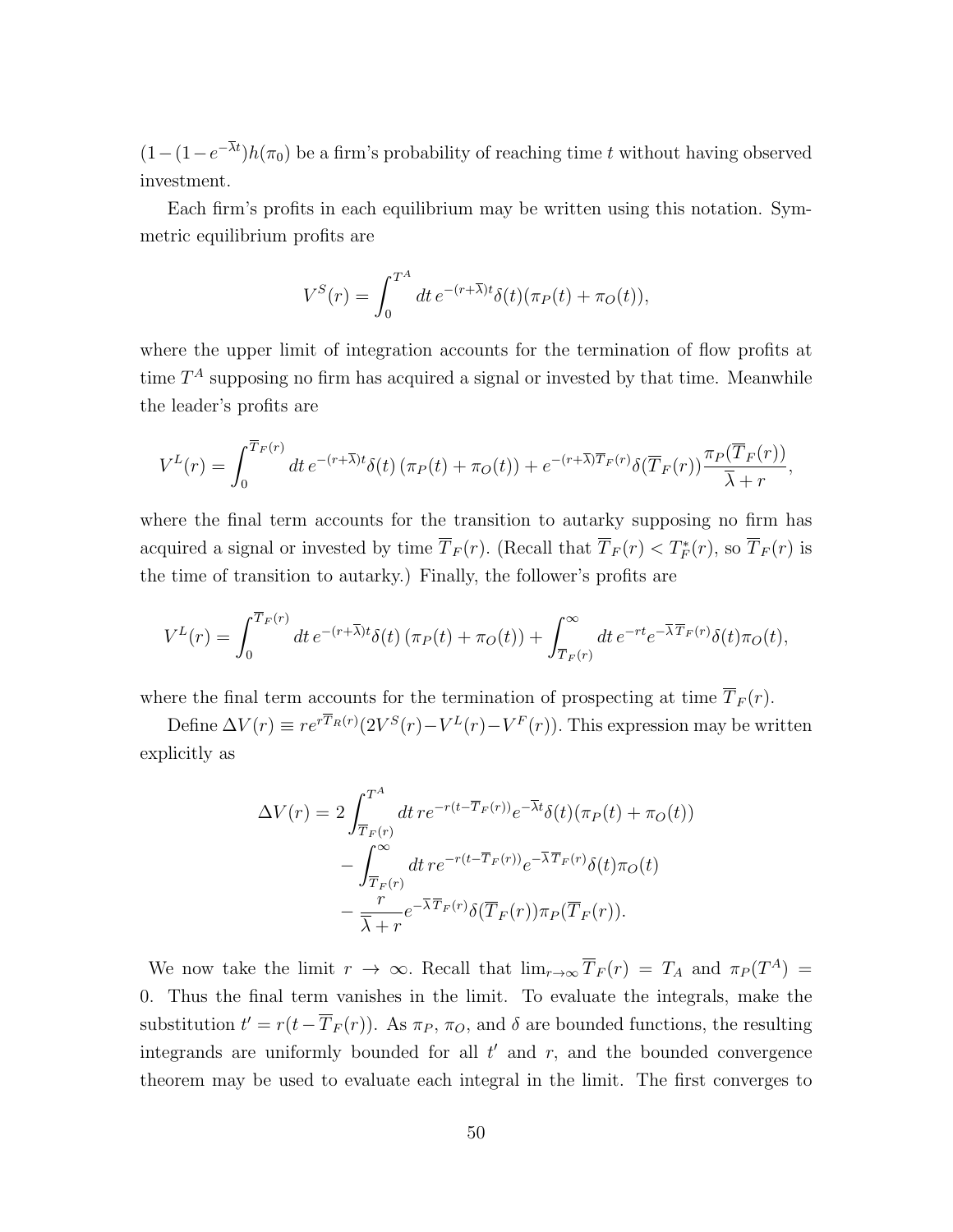$(1-(1-e^{-\overline{\lambda}t})h(\pi_0)$ be a firm's probability of reaching time $t$ without having observed investment.

Each firm's profits in each equilibrium may be written using this notation. Symmetric equilibrium profits are

$$V^S(r) = \int_0^{T^A} dt\, e^{-(r+\overline{\lambda})t}\delta(t)(\pi_P(t) + \pi_O(t)),$$

where the upper limit of integration accounts for the termination of flow profits at time $T^A$ supposing no firm has acquired a signal or invested by that time. Meanwhile the leader's profits are

$$V^L(r) = \int_0^{\overline{T}_F(r)} dt\, e^{-(r+\overline{\lambda})t}\delta(t)\left(\pi_P(t) + \pi_O(t)\right) + e^{-(r+\overline{\lambda})\overline{T}_F(r)}\delta(\overline{T}_F(r))\frac{\pi_P(\overline{T}_F(r))}{\overline{\lambda}+r},$$

where the final term accounts for the transition to autarky supposing no firm has acquired a signal or invested by time $\overline{T}_F(r)$. (Recall that $\overline{T}_F(r) < T^*_F(r)$, so $\overline{T}_F(r)$ is the time of transition to autarky.) Finally, the follower's profits are

$$V^L(r) = \int_0^{\overline{T}_F(r)} dt\, e^{-(r+\overline{\lambda})t}\delta(t)\left(\pi_P(t) + \pi_O(t)\right) + \int_{\overline{T}_F(r)}^{\infty} dt\, e^{-rt}e^{-\overline{\lambda}\,\overline{T}_F(r)}\delta(t)\pi_O(t),$$

where the final term accounts for the termination of prospecting at time $\overline{T}_F(r)$.

Define $\Delta V(r) \equiv re^{r\overline{T}_R(r)}(2V^S(r) - V^L(r) - V^F(r))$. This expression may be written explicitly as

$$\begin{aligned}
\Delta V(r) = {} & 2\int_{\overline{T}_F(r)}^{T^A} dt\, re^{-r(t-\overline{T}_F(r))}e^{-\overline{\lambda}t}\delta(t)(\pi_P(t) + \pi_O(t)) \\
& - \int_{\overline{T}_F(r)}^{\infty} dt\, re^{-r(t-\overline{T}_F(r))}e^{-\overline{\lambda}\,\overline{T}_F(r)}\delta(t)\pi_O(t) \\
& - \frac{r}{\overline{\lambda}+r}e^{-\overline{\lambda}\,\overline{T}_F(r)}\delta(\overline{T}_F(r))\pi_P(\overline{T}_F(r)).
\end{aligned}$$

We now take the limit $r \to \infty$. Recall that $\lim_{r\to\infty}\overline{T}_F(r) = T_A$ and $\pi_P(T^A) = 0$. Thus the final term vanishes in the limit. To evaluate the integrals, make the substitution $t' = r(t - \overline{T}_F(r))$. As $\pi_P$, $\pi_O$, and $\delta$ are bounded functions, the resulting integrands are uniformly bounded for all $t'$ and $r$, and the bounded convergence theorem may be used to evaluate each integral in the limit. The first converges to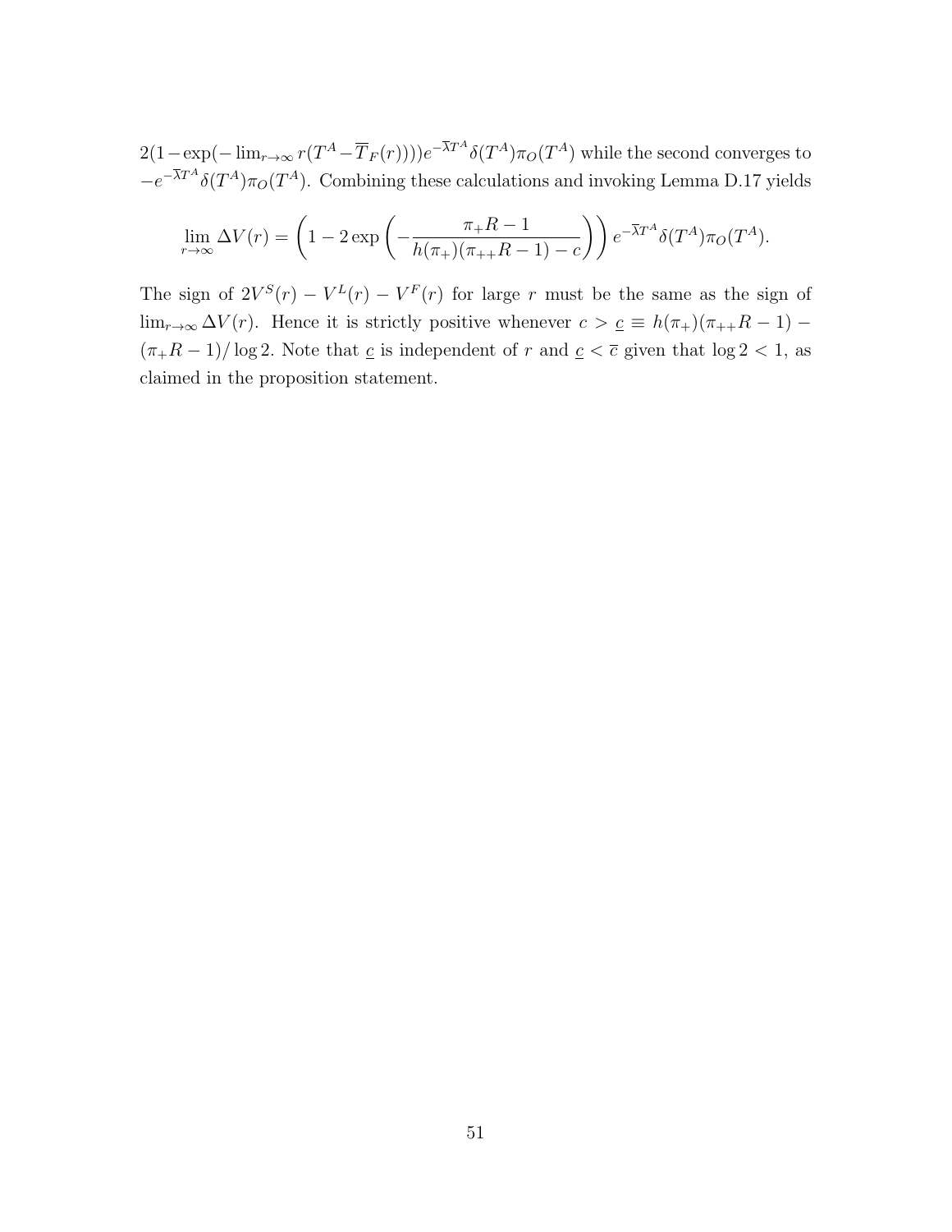$2(1-\exp(-\lim_{r\to\infty} r(T^A - \overline{T}_F(r))))e^{-\overline{\lambda}T^A}\delta(T^A)\pi_O(T^A)$ while the second converges to $-e^{-\overline{\lambda}T^A}\delta(T^A)\pi_O(T^A)$. Combining these calculations and invoking Lemma D.17 yields

$$\lim_{r\to\infty} \Delta V(r) = \left(1 - 2\exp\left(-\frac{\pi_+ R - 1}{h(\pi_+)(\pi_{++}R-1) - c}\right)\right) e^{-\overline{\lambda}T^A}\delta(T^A)\pi_O(T^A).$$

The sign of $2V^S(r) - V^L(r) - V^F(r)$ for large $r$ must be the same as the sign of $\lim_{r\to\infty} \Delta V(r)$. Hence it is strictly positive whenever $c > \underline{c} \equiv h(\pi_+)(\pi_{++}R - 1) - (\pi_+ R - 1)/\log 2$. Note that $\underline{c}$ is independent of $r$ and $\underline{c} < \overline{c}$ given that $\log 2 < 1$, as claimed in the proposition statement.